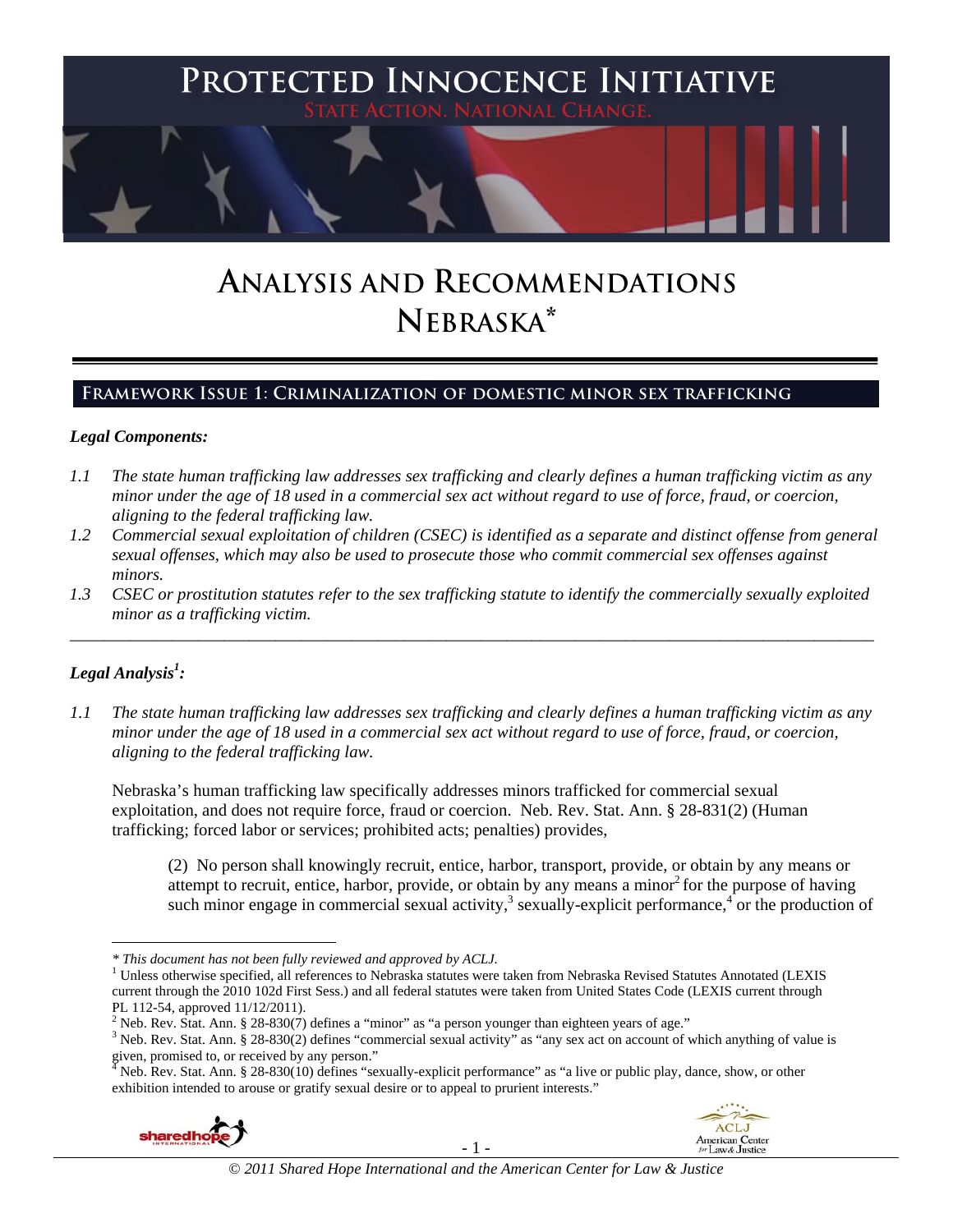# PROTECTED INNOCENCE INITIATIVE

STATE ACTION. NATIONAL CHANGE.

# ANALYSIS AND RECOMMENDATIONS NEBRASKA*

## FRAMEWORK ISSUE 1: CRIMINALIZATION OF DOMESTIC MINOR SEX TRAFFICKING

### *Legal Components:*

*1.1 The state human trafficking law addresses sex trafficking and clearly defines a human trafficking victim as any minor under the age of 18 used in a commercial sex act without regard to use of force, fraud, or coercion, aligning to the federal trafficking law.*

*1.2 Commercial sexual exploitation of children (CSEC) is identified as a separate and distinct offense from general sexual offenses, which may also be used to prosecute those who commit commercial sex offenses against minors.*

*1.3 CSEC or prostitution statutes refer to the sex trafficking statute to identify the commercially sexually exploited minor as a trafficking victim.*

---

### *Legal Analysis[1]:*

*1.1 The state human trafficking law addresses sex trafficking and clearly defines a human trafficking victim as any minor under the age of 18 used in a commercial sex act without regard to use of force, fraud, or coercion, aligning to the federal trafficking law.*

Nebraska's human trafficking law specifically addresses minors trafficked for commercial sexual exploitation, and does not require force, fraud or coercion. Neb. Rev. Stat. Ann. § 28-831(2) (Human trafficking; forced labor or services; prohibited acts; penalties) provides,

> (2) No person shall knowingly recruit, entice, harbor, transport, provide, or obtain by any means or attempt to recruit, entice, harbor, provide, or obtain by any means a minor[2] for the purpose of having such minor engage in commercial sexual activity,[3] sexually-explicit performance,[4] or the production of

---

*\* This document has not been fully reviewed and approved by ACLJ.*

[1] Unless otherwise specified, all references to Nebraska statutes were taken from Nebraska Revised Statutes Annotated (LEXIS current through the 2010 102d First Sess.) and all federal statutes were taken from United States Code (LEXIS current through PL 112-54, approved 11/12/2011).

[2] Neb. Rev. Stat. Ann. § 28-830(7) defines a "minor" as "a person younger than eighteen years of age."

[3] Neb. Rev. Stat. Ann. § 28-830(2) defines "commercial sexual activity" as "any sex act on account of which anything of value is given, promised to, or received by any person."

[4] Neb. Rev. Stat. Ann. § 28-830(10) defines "sexually-explicit performance" as "a live or public play, dance, show, or other exhibition intended to arouse or gratify sexual desire or to appeal to prurient interests."

© 2011 Shared Hope International and the American Center for Law & Justice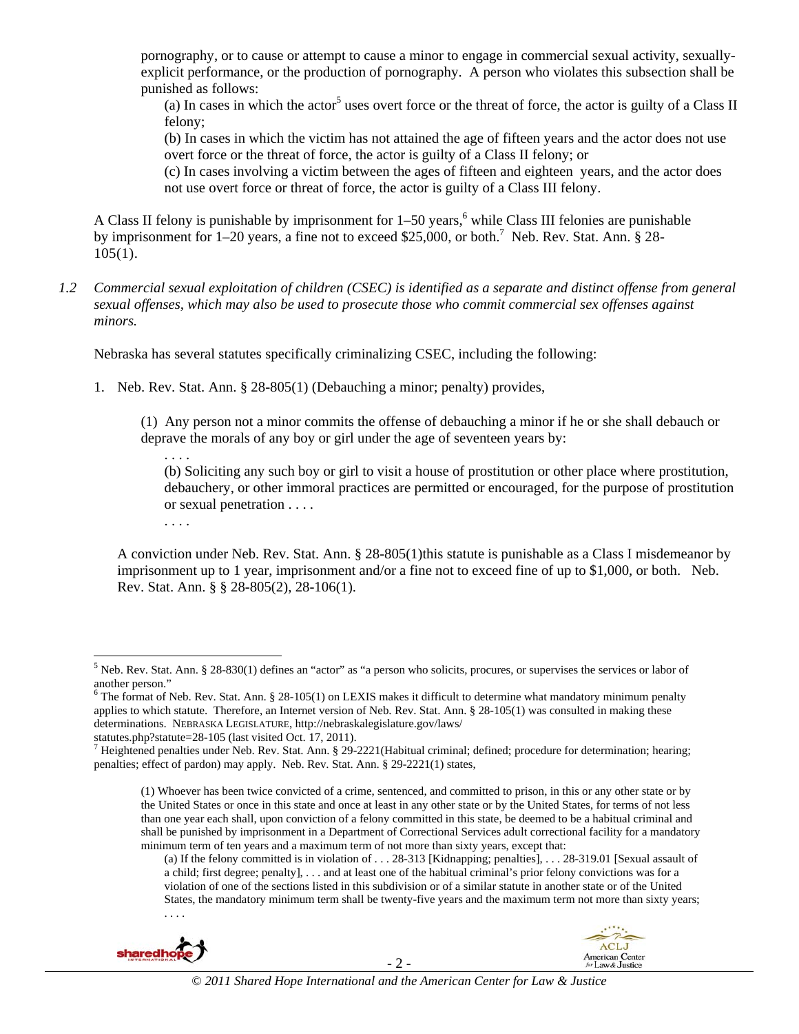pornography, or to cause or attempt to cause a minor to engage in commercial sexual activity, sexually-explicit performance, or the production of pornography. A person who violates this subsection shall be punished as follows:

(a) In cases in which the actor[5] uses overt force or the threat of force, the actor is guilty of a Class II felony;

(b) In cases in which the victim has not attained the age of fifteen years and the actor does not use overt force or the threat of force, the actor is guilty of a Class II felony; or

(c) In cases involving a victim between the ages of fifteen and eighteen years, and the actor does not use overt force or threat of force, the actor is guilty of a Class III felony.

A Class II felony is punishable by imprisonment for 1–50 years,[6] while Class III felonies are punishable by imprisonment for 1–20 years, a fine not to exceed $25,000, or both.[7] Neb. Rev. Stat. Ann. § 28-105(1).

*1.2 Commercial sexual exploitation of children (CSEC) is identified as a separate and distinct offense from general sexual offenses, which may also be used to prosecute those who commit commercial sex offenses against minors.*

Nebraska has several statutes specifically criminalizing CSEC, including the following:

1. Neb. Rev. Stat. Ann. § 28-805(1) (Debauching a minor; penalty) provides,

    (1) Any person not a minor commits the offense of debauching a minor if he or she shall debauch or deprave the morals of any boy or girl under the age of seventeen years by:

    . . . .

    (b) Soliciting any such boy or girl to visit a house of prostitution or other place where prostitution, debauchery, or other immoral practices are permitted or encouraged, for the purpose of prostitution or sexual penetration . . . .

    . . . .

A conviction under Neb. Rev. Stat. Ann. § 28-805(1)this statute is punishable as a Class I misdemeanor by imprisonment up to 1 year, imprisonment and/or a fine not to exceed fine of up to $1,000, or both. Neb. Rev. Stat. Ann. § § 28-805(2), 28-106(1).

---

[5] Neb. Rev. Stat. Ann. § 28-830(1) defines an "actor" as "a person who solicits, procures, or supervises the services or labor of another person."

[6] The format of Neb. Rev. Stat. Ann. § 28-105(1) on LEXIS makes it difficult to determine what mandatory minimum penalty applies to which statute. Therefore, an Internet version of Neb. Rev. Stat. Ann. § 28-105(1) was consulted in making these determinations. NEBRASKA LEGISLATURE, http://nebraskalegislature.gov/laws/statutes.php?statute=28-105 (last visited Oct. 17, 2011).

[7] Heightened penalties under Neb. Rev. Stat. Ann. § 29-2221(Habitual criminal; defined; procedure for determination; hearing; penalties; effect of pardon) may apply. Neb. Rev. Stat. Ann. § 29-2221(1) states,

> (1) Whoever has been twice convicted of a crime, sentenced, and committed to prison, in this or any other state or by the United States or once in this state and once at least in any other state or by the United States, for terms of not less than one year each shall, upon conviction of a felony committed in this state, be deemed to be a habitual criminal and shall be punished by imprisonment in a Department of Correctional Services adult correctional facility for a mandatory minimum term of ten years and a maximum term of not more than sixty years, except that:
>
> (a) If the felony committed is in violation of . . . 28-313 [Kidnapping; penalties], . . . 28-319.01 [Sexual assault of a child; first degree; penalty], . . . and at least one of the habitual criminal's prior felony convictions was for a violation of one of the sections listed in this subdivision or of a similar statute in another state or of the United States, the mandatory minimum term shall be twenty-five years and the maximum term not more than sixty years;
>
> . . . .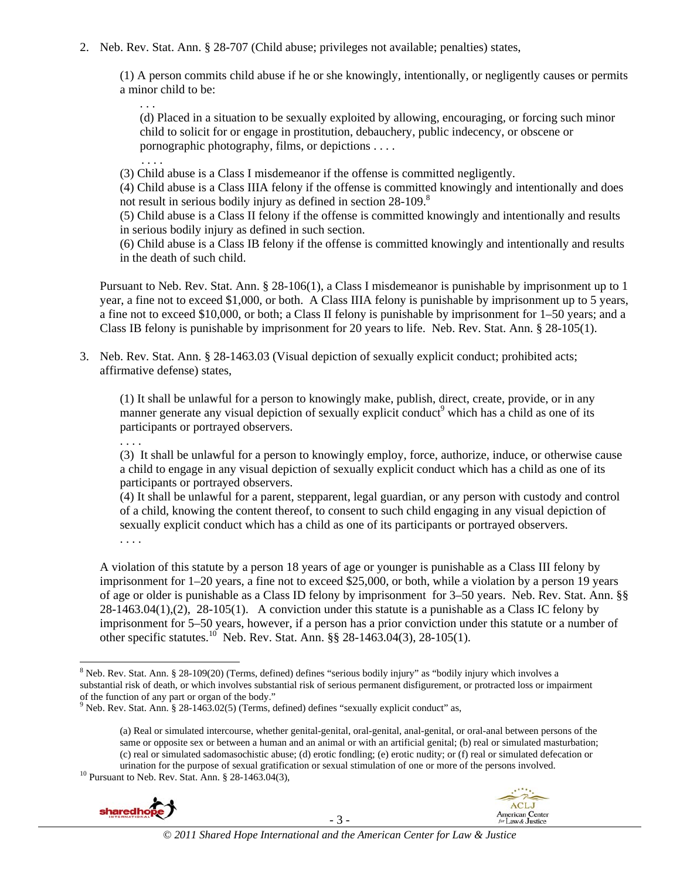2. Neb. Rev. Stat. Ann. § 28-707 (Child abuse; privileges not available; penalties) states,

   (1) A person commits child abuse if he or she knowingly, intentionally, or negligently causes or permits a minor child to be:

   . . .

   (d) Placed in a situation to be sexually exploited by allowing, encouraging, or forcing such minor child to solicit for or engage in prostitution, debauchery, public indecency, or obscene or pornographic photography, films, or depictions . . . .

   . . . .

   (3) Child abuse is a Class I misdemeanor if the offense is committed negligently.
   (4) Child abuse is a Class IIIA felony if the offense is committed knowingly and intentionally and does not result in serious bodily injury as defined in section 28-109.[8]
   (5) Child abuse is a Class II felony if the offense is committed knowingly and intentionally and results in serious bodily injury as defined in such section.
   (6) Child abuse is a Class IB felony if the offense is committed knowingly and intentionally and results in the death of such child.

   Pursuant to Neb. Rev. Stat. Ann. § 28-106(1), a Class I misdemeanor is punishable by imprisonment up to 1 year, a fine not to exceed $1,000, or both. A Class IIIA felony is punishable by imprisonment up to 5 years, a fine not to exceed $10,000, or both; a Class II felony is punishable by imprisonment for 1–50 years; and a Class IB felony is punishable by imprisonment for 20 years to life. Neb. Rev. Stat. Ann. § 28-105(1).

3. Neb. Rev. Stat. Ann. § 28-1463.03 (Visual depiction of sexually explicit conduct; prohibited acts; affirmative defense) states,

   (1) It shall be unlawful for a person to knowingly make, publish, direct, create, provide, or in any manner generate any visual depiction of sexually explicit conduct[9] which has a child as one of its participants or portrayed observers.

   . . . .

   (3) It shall be unlawful for a person to knowingly employ, force, authorize, induce, or otherwise cause a child to engage in any visual depiction of sexually explicit conduct which has a child as one of its participants or portrayed observers.
   (4) It shall be unlawful for a parent, stepparent, legal guardian, or any person with custody and control of a child, knowing the content thereof, to consent to such child engaging in any visual depiction of sexually explicit conduct which has a child as one of its participants or portrayed observers.

   . . . .

   A violation of this statute by a person 18 years of age or younger is punishable as a Class III felony by imprisonment for 1–20 years, a fine not to exceed $25,000, or both, while a violation by a person 19 years of age or older is punishable as a Class ID felony by imprisonment for 3–50 years. Neb. Rev. Stat. Ann. §§ 28-1463.04(1),(2), 28-105(1). A conviction under this statute is a punishable as a Class IC felony by imprisonment for 5–50 years, however, if a person has a prior conviction under this statute or a number of other specific statutes.[10] Neb. Rev. Stat. Ann. §§ 28-1463.04(3), 28-105(1).

---

[8] Neb. Rev. Stat. Ann. § 28-109(20) (Terms, defined) defines "serious bodily injury" as "bodily injury which involves a substantial risk of death, or which involves substantial risk of serious permanent disfigurement, or protracted loss or impairment of the function of any part or organ of the body."

[9] Neb. Rev. Stat. Ann. § 28-1463.02(5) (Terms, defined) defines "sexually explicit conduct" as,

> (a) Real or simulated intercourse, whether genital-genital, oral-genital, anal-genital, or oral-anal between persons of the same or opposite sex or between a human and an animal or with an artificial genital; (b) real or simulated masturbation; (c) real or simulated sadomasochistic abuse; (d) erotic fondling; (e) erotic nudity; or (f) real or simulated defecation or urination for the purpose of sexual gratification or sexual stimulation of one or more of the persons involved.

[10] Pursuant to Neb. Rev. Stat. Ann. § 28-1463.04(3),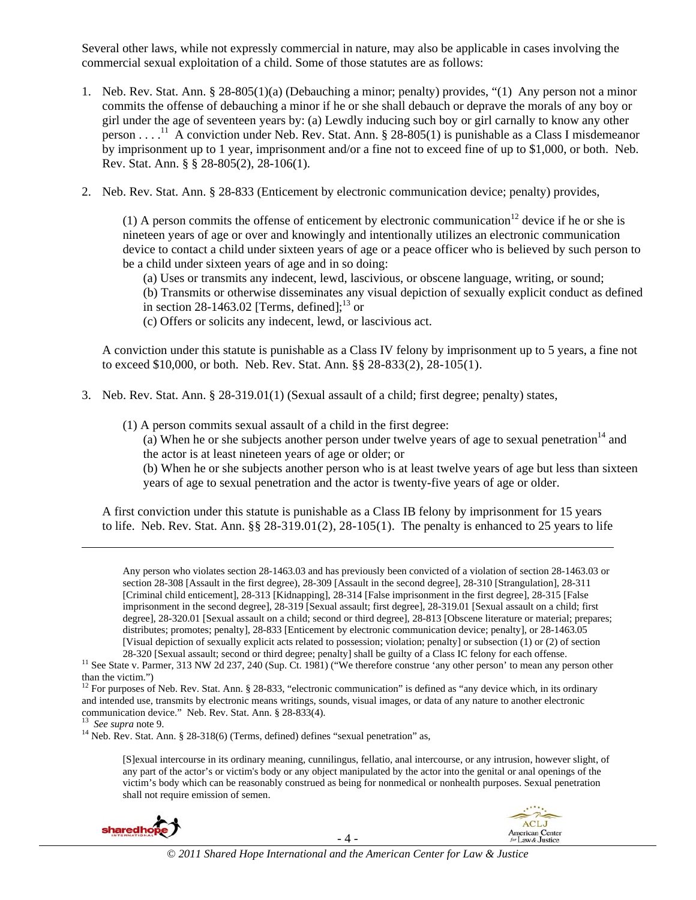Several other laws, while not expressly commercial in nature, may also be applicable in cases involving the commercial sexual exploitation of a child. Some of those statutes are as follows:

1. Neb. Rev. Stat. Ann. § 28-805(1)(a) (Debauching a minor; penalty) provides, "(1) Any person not a minor commits the offense of debauching a minor if he or she shall debauch or deprave the morals of any boy or girl under the age of seventeen years by: (a) Lewdly inducing such boy or girl carnally to know any other person . . . .[11] A conviction under Neb. Rev. Stat. Ann. § 28-805(1) is punishable as a Class I misdemeanor by imprisonment up to 1 year, imprisonment and/or a fine not to exceed fine of up to $1,000, or both. Neb. Rev. Stat. Ann. § § 28-805(2), 28-106(1).

2. Neb. Rev. Stat. Ann. § 28-833 (Enticement by electronic communication device; penalty) provides,

   (1) A person commits the offense of enticement by electronic communication[12] device if he or she is nineteen years of age or over and knowingly and intentionally utilizes an electronic communication device to contact a child under sixteen years of age or a peace officer who is believed by such person to be a child under sixteen years of age and in so doing:
   
   (a) Uses or transmits any indecent, lewd, lascivious, or obscene language, writing, or sound;
   (b) Transmits or otherwise disseminates any visual depiction of sexually explicit conduct as defined in section 28-1463.02 [Terms, defined];[13] or
   (c) Offers or solicits any indecent, lewd, or lascivious act.

   A conviction under this statute is punishable as a Class IV felony by imprisonment up to 5 years, a fine not to exceed $10,000, or both. Neb. Rev. Stat. Ann. §§ 28-833(2), 28-105(1).

3. Neb. Rev. Stat. Ann. § 28-319.01(1) (Sexual assault of a child; first degree; penalty) states,

   (1) A person commits sexual assault of a child in the first degree:
   
   (a) When he or she subjects another person under twelve years of age to sexual penetration[14] and the actor is at least nineteen years of age or older; or
   (b) When he or she subjects another person who is at least twelve years of age but less than sixteen years of age to sexual penetration and the actor is twenty-five years of age or older.

   A first conviction under this statute is punishable as a Class IB felony by imprisonment for 15 years to life. Neb. Rev. Stat. Ann. §§ 28-319.01(2), 28-105(1). The penalty is enhanced to 25 years to life

---

Any person who violates section 28-1463.03 and has previously been convicted of a violation of section 28-1463.03 or section 28-308 [Assault in the first degree], 28-309 [Assault in the second degree], 28-310 [Strangulation], 28-311 [Criminal child enticement], 28-313 [Kidnapping], 28-314 [False imprisonment in the first degree], 28-315 [False imprisonment in the second degree], 28-319 [Sexual assault; first degree], 28-319.01 [Sexual assault on a child; first degree], 28-320.01 [Sexual assault on a child; second or third degree], 28-813 [Obscene literature or material; prepares; distributes; promotes; penalty], 28-833 [Enticement by electronic communication device; penalty], or 28-1463.05 [Visual depiction of sexually explicit acts related to possession; violation; penalty] or subsection (1) or (2) of section 28-320 [Sexual assault; second or third degree; penalty] shall be guilty of a Class IC felony for each offense.

[11] See State v. Parmer, 313 NW 2d 237, 240 (Sup. Ct. 1981) ("We therefore construe 'any other person' to mean any person other than the victim.")

[12] For purposes of Neb. Rev. Stat. Ann. § 28-833, "electronic communication" is defined as "any device which, in its ordinary and intended use, transmits by electronic means writings, sounds, visual images, or data of any nature to another electronic communication device." Neb. Rev. Stat. Ann. § 28-833(4).

[13] *See supra* note 9.

[14] Neb. Rev. Stat. Ann. § 28-318(6) (Terms, defined) defines "sexual penetration" as,

> [S]exual intercourse in its ordinary meaning, cunnilingus, fellatio, anal intercourse, or any intrusion, however slight, of any part of the actor's or victim's body or any object manipulated by the actor into the genital or anal openings of the victim's body which can be reasonably construed as being for nonmedical or nonhealth purposes. Sexual penetration shall not require emission of semen.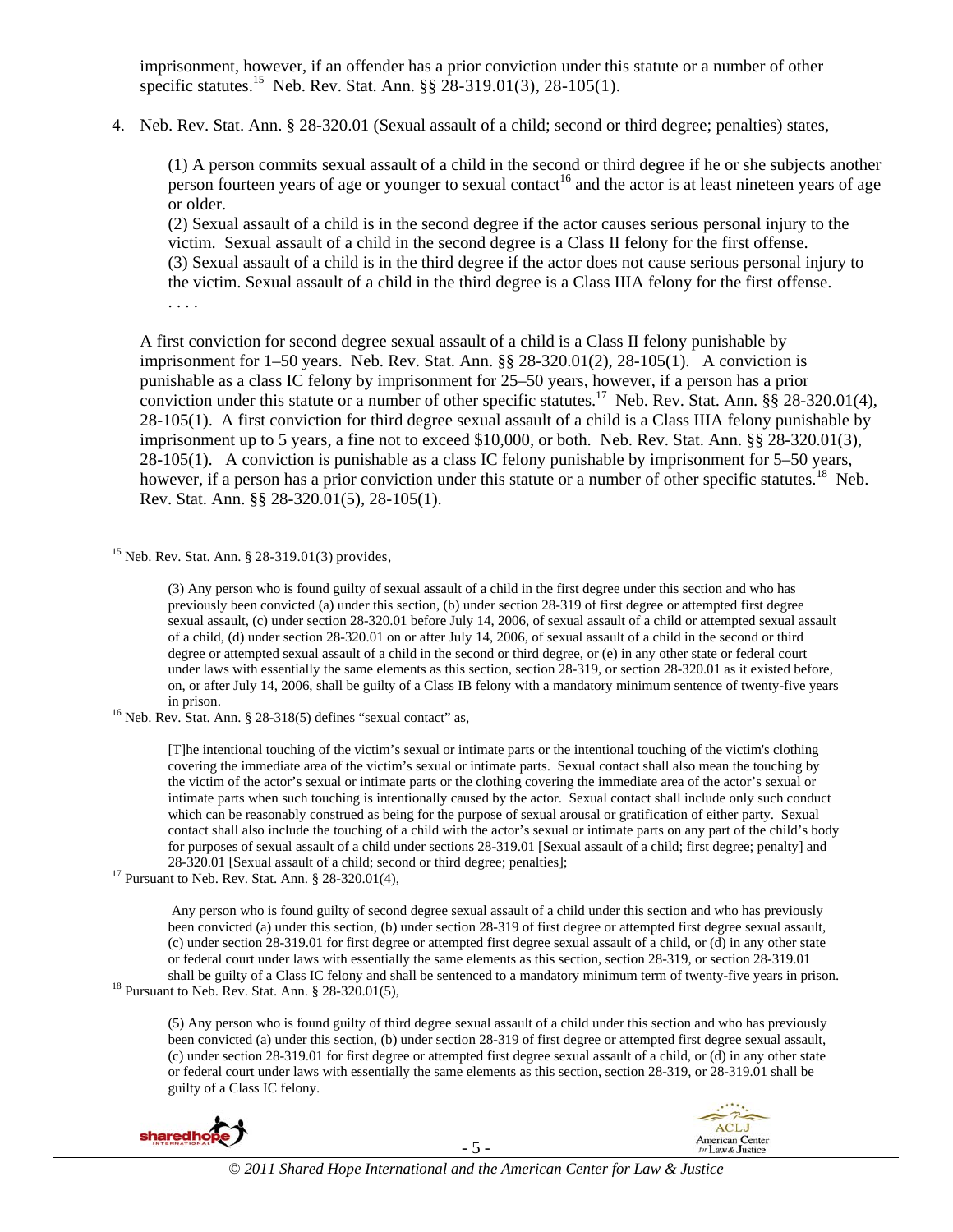imprisonment, however, if an offender has a prior conviction under this statute or a number of other specific statutes.[15] Neb. Rev. Stat. Ann. §§ 28-319.01(3), 28-105(1).

4. Neb. Rev. Stat. Ann. § 28-320.01 (Sexual assault of a child; second or third degree; penalties) states,

   > (1) A person commits sexual assault of a child in the second or third degree if he or she subjects another person fourteen years of age or younger to sexual contact[16] and the actor is at least nineteen years of age or older.
   > (2) Sexual assault of a child is in the second degree if the actor causes serious personal injury to the victim. Sexual assault of a child in the second degree is a Class II felony for the first offense.
   > (3) Sexual assault of a child is in the third degree if the actor does not cause serious personal injury to the victim. Sexual assault of a child in the third degree is a Class IIIA felony for the first offense.
   > . . . .

   A first conviction for second degree sexual assault of a child is a Class II felony punishable by imprisonment for 1–50 years. Neb. Rev. Stat. Ann. §§ 28-320.01(2), 28-105(1). A conviction is punishable as a class IC felony by imprisonment for 25–50 years, however, if a person has a prior conviction under this statute or a number of other specific statutes.[17] Neb. Rev. Stat. Ann. §§ 28-320.01(4), 28-105(1). A first conviction for third degree sexual assault of a child is a Class IIIA felony punishable by imprisonment up to 5 years, a fine not to exceed $10,000, or both. Neb. Rev. Stat. Ann. §§ 28-320.01(3), 28-105(1). A conviction is punishable as a class IC felony punishable by imprisonment for 5–50 years, however, if a person has a prior conviction under this statute or a number of other specific statutes.[18] Neb. Rev. Stat. Ann. §§ 28-320.01(5), 28-105(1).

---

[15] Neb. Rev. Stat. Ann. § 28-319.01(3) provides,

> (3) Any person who is found guilty of sexual assault of a child in the first degree under this section and who has previously been convicted (a) under this section, (b) under section 28-319 of first degree or attempted first degree sexual assault, (c) under section 28-320.01 before July 14, 2006, of sexual assault of a child or attempted sexual assault of a child, (d) under section 28-320.01 on or after July 14, 2006, of sexual assault of a child in the second or third degree or attempted sexual assault of a child in the second or third degree, or (e) in any other state or federal court under laws with essentially the same elements as this section, section 28-319, or section 28-320.01 as it existed before, on, or after July 14, 2006, shall be guilty of a Class IB felony with a mandatory minimum sentence of twenty-five years in prison.

[16] Neb. Rev. Stat. Ann. § 28-318(5) defines "sexual contact" as,

> [T]he intentional touching of the victim's sexual or intimate parts or the intentional touching of the victim's clothing covering the immediate area of the victim's sexual or intimate parts. Sexual contact shall also mean the touching by the victim of the actor's sexual or intimate parts or the clothing covering the immediate area of the actor's sexual or intimate parts when such touching is intentionally caused by the actor. Sexual contact shall include only such conduct which can be reasonably construed as being for the purpose of sexual arousal or gratification of either party. Sexual contact shall also include the touching of a child with the actor's sexual or intimate parts on any part of the child's body for purposes of sexual assault of a child under sections 28-319.01 [Sexual assault of a child; first degree; penalty] and 28-320.01 [Sexual assault of a child; second or third degree; penalties];

[17] Pursuant to Neb. Rev. Stat. Ann. § 28-320.01(4),

> Any person who is found guilty of second degree sexual assault of a child under this section and who has previously been convicted (a) under this section, (b) under section 28-319 of first degree or attempted first degree sexual assault, (c) under section 28-319.01 for first degree or attempted first degree sexual assault of a child, or (d) in any other state or federal court under laws with essentially the same elements as this section, section 28-319, or section 28-319.01 shall be guilty of a Class IC felony and shall be sentenced to a mandatory minimum term of twenty-five years in prison.

[18] Pursuant to Neb. Rev. Stat. Ann. § 28-320.01(5),

> (5) Any person who is found guilty of third degree sexual assault of a child under this section and who has previously been convicted (a) under this section, (b) under section 28-319 of first degree or attempted first degree sexual assault, (c) under section 28-319.01 for first degree or attempted first degree sexual assault of a child, or (d) in any other state or federal court under laws with essentially the same elements as this section, section 28-319, or 28-319.01 shall be guilty of a Class IC felony.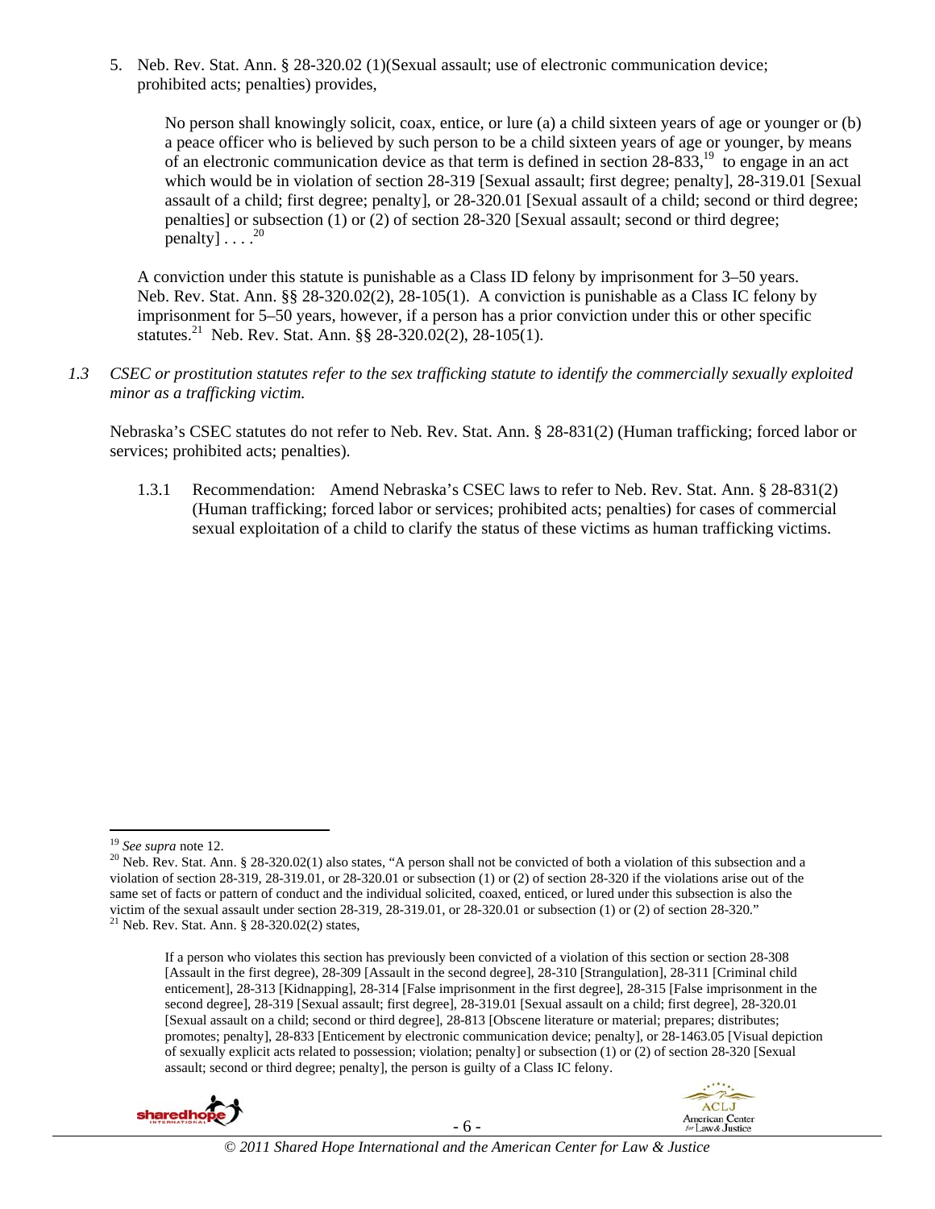5. Neb. Rev. Stat. Ann. § 28-320.02 (1)(Sexual assault; use of electronic communication device; prohibited acts; penalties) provides,

   No person shall knowingly solicit, coax, entice, or lure (a) a child sixteen years of age or younger or (b) a peace officer who is believed by such person to be a child sixteen years of age or younger, by means of an electronic communication device as that term is defined in section 28-833,[19] to engage in an act which would be in violation of section 28-319 [Sexual assault; first degree; penalty], 28-319.01 [Sexual assault of a child; first degree; penalty], or 28-320.01 [Sexual assault of a child; second or third degree; penalties] or subsection (1) or (2) of section 28-320 [Sexual assault; second or third degree; penalty] . . . .[20]

   A conviction under this statute is punishable as a Class ID felony by imprisonment for 3–50 years. Neb. Rev. Stat. Ann. §§ 28-320.02(2), 28-105(1). A conviction is punishable as a Class IC felony by imprisonment for 5–50 years, however, if a person has a prior conviction under this or other specific statutes.[21] Neb. Rev. Stat. Ann. §§ 28-320.02(2), 28-105(1).

*1.3 CSEC or prostitution statutes refer to the sex trafficking statute to identify the commercially sexually exploited minor as a trafficking victim.*

Nebraska's CSEC statutes do not refer to Neb. Rev. Stat. Ann. § 28-831(2) (Human trafficking; forced labor or services; prohibited acts; penalties).

1.3.1 Recommendation: Amend Nebraska's CSEC laws to refer to Neb. Rev. Stat. Ann. § 28-831(2) (Human trafficking; forced labor or services; prohibited acts; penalties) for cases of commercial sexual exploitation of a child to clarify the status of these victims as human trafficking victims.

---

[19] *See supra* note 12.

[20] Neb. Rev. Stat. Ann. § 28-320.02(1) also states, "A person shall not be convicted of both a violation of this subsection and a violation of section 28-319, 28-319.01, or 28-320.01 or subsection (1) or (2) of section 28-320 if the violations arise out of the same set of facts or pattern of conduct and the individual solicited, coaxed, enticed, or lured under this subsection is also the victim of the sexual assault under section 28-319, 28-319.01, or 28-320.01 or subsection (1) or (2) of section 28-320."

[21] Neb. Rev. Stat. Ann. § 28-320.02(2) states,

   If a person who violates this section has previously been convicted of a violation of this section or section 28-308 [Assault in the first degree], 28-309 [Assault in the second degree], 28-310 [Strangulation], 28-311 [Criminal child enticement], 28-313 [Kidnapping], 28-314 [False imprisonment in the first degree], 28-315 [False imprisonment in the second degree], 28-319 [Sexual assault; first degree], 28-319.01 [Sexual assault on a child; first degree], 28-320.01 [Sexual assault on a child; second or third degree], 28-813 [Obscene literature or material; prepares; distributes; promotes; penalty], 28-833 [Enticement by electronic communication device; penalty], or 28-1463.05 [Visual depiction of sexually explicit acts related to possession; violation; penalty] or subsection (1) or (2) of section 28-320 [Sexual assault; second or third degree; penalty], the person is guilty of a Class IC felony.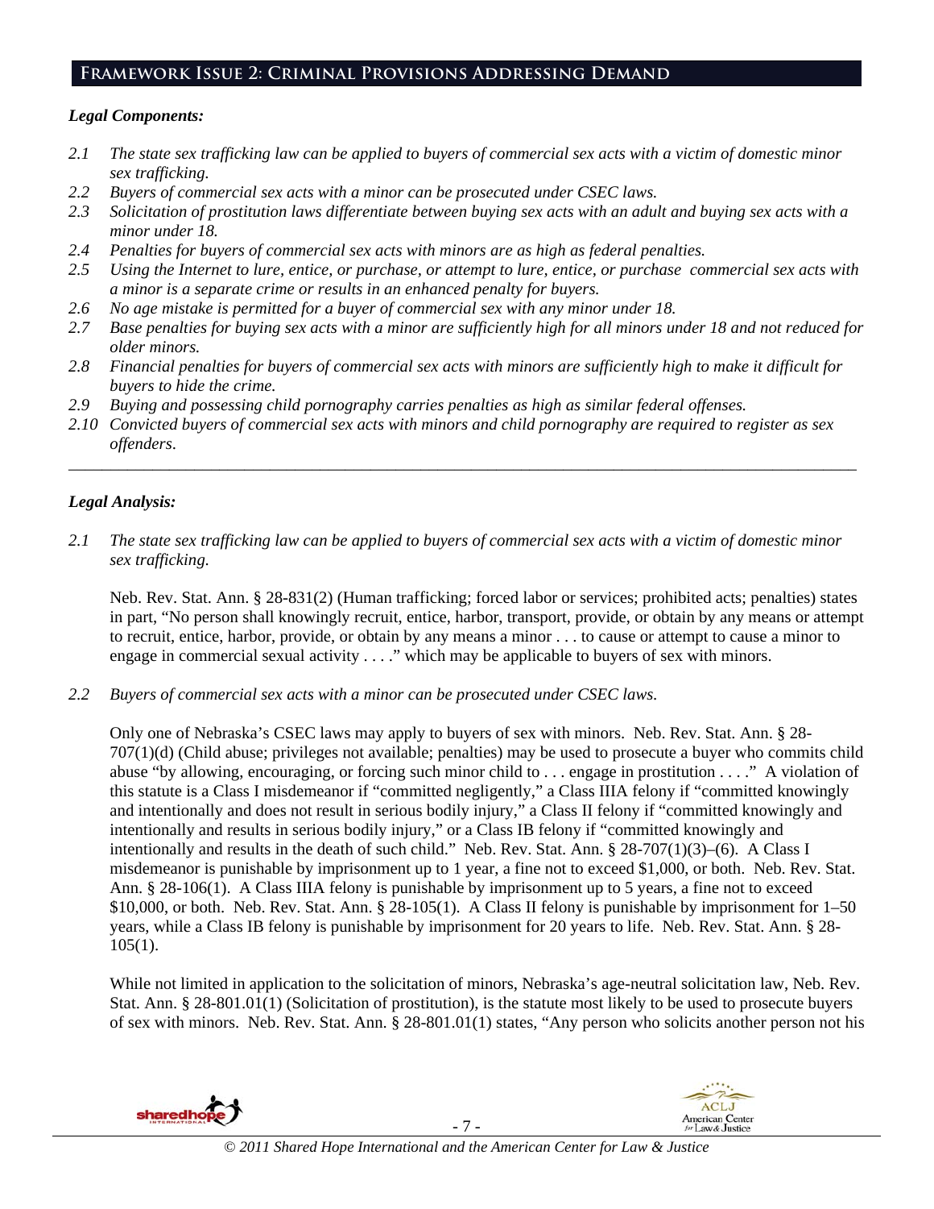## Framework Issue 2: Criminal Provisions Addressing Demand

### *Legal Components:*

- *2.1 The state sex trafficking law can be applied to buyers of commercial sex acts with a victim of domestic minor sex trafficking.*
- *2.2 Buyers of commercial sex acts with a minor can be prosecuted under CSEC laws.*
- *2.3 Solicitation of prostitution laws differentiate between buying sex acts with an adult and buying sex acts with a minor under 18.*
- *2.4 Penalties for buyers of commercial sex acts with minors are as high as federal penalties.*
- *2.5 Using the Internet to lure, entice, or purchase, or attempt to lure, entice, or purchase commercial sex acts with a minor is a separate crime or results in an enhanced penalty for buyers.*
- *2.6 No age mistake is permitted for a buyer of commercial sex with any minor under 18.*
- *2.7 Base penalties for buying sex acts with a minor are sufficiently high for all minors under 18 and not reduced for older minors.*
- *2.8 Financial penalties for buyers of commercial sex acts with minors are sufficiently high to make it difficult for buyers to hide the crime.*
- *2.9 Buying and possessing child pornography carries penalties as high as similar federal offenses.*
- *2.10 Convicted buyers of commercial sex acts with minors and child pornography are required to register as sex offenders.*

---

### *Legal Analysis:*

*2.1 The state sex trafficking law can be applied to buyers of commercial sex acts with a victim of domestic minor sex trafficking.*

Neb. Rev. Stat. Ann. § 28-831(2) (Human trafficking; forced labor or services; prohibited acts; penalties) states in part, "No person shall knowingly recruit, entice, harbor, transport, provide, or obtain by any means or attempt to recruit, entice, harbor, provide, or obtain by any means a minor . . . to cause or attempt to cause a minor to engage in commercial sexual activity . . . ." which may be applicable to buyers of sex with minors.

*2.2 Buyers of commercial sex acts with a minor can be prosecuted under CSEC laws.*

Only one of Nebraska's CSEC laws may apply to buyers of sex with minors. Neb. Rev. Stat. Ann. § 28-707(1)(d) (Child abuse; privileges not available; penalties) may be used to prosecute a buyer who commits child abuse "by allowing, encouraging, or forcing such minor child to . . . engage in prostitution . . . ." A violation of this statute is a Class I misdemeanor if "committed negligently," a Class IIIA felony if "committed knowingly and intentionally and does not result in serious bodily injury," a Class II felony if "committed knowingly and intentionally and results in serious bodily injury," or a Class IB felony if "committed knowingly and intentionally and results in the death of such child." Neb. Rev. Stat. Ann. § 28-707(1)(3)–(6). A Class I misdemeanor is punishable by imprisonment up to 1 year, a fine not to exceed $1,000, or both. Neb. Rev. Stat. Ann. § 28-106(1). A Class IIIA felony is punishable by imprisonment up to 5 years, a fine not to exceed $10,000, or both. Neb. Rev. Stat. Ann. § 28-105(1). A Class II felony is punishable by imprisonment for 1–50 years, while a Class IB felony is punishable by imprisonment for 20 years to life. Neb. Rev. Stat. Ann. § 28-105(1).

While not limited in application to the solicitation of minors, Nebraska's age-neutral solicitation law, Neb. Rev. Stat. Ann. § 28-801.01(1) (Solicitation of prostitution), is the statute most likely to be used to prosecute buyers of sex with minors. Neb. Rev. Stat. Ann. § 28-801.01(1) states, "Any person who solicits another person not his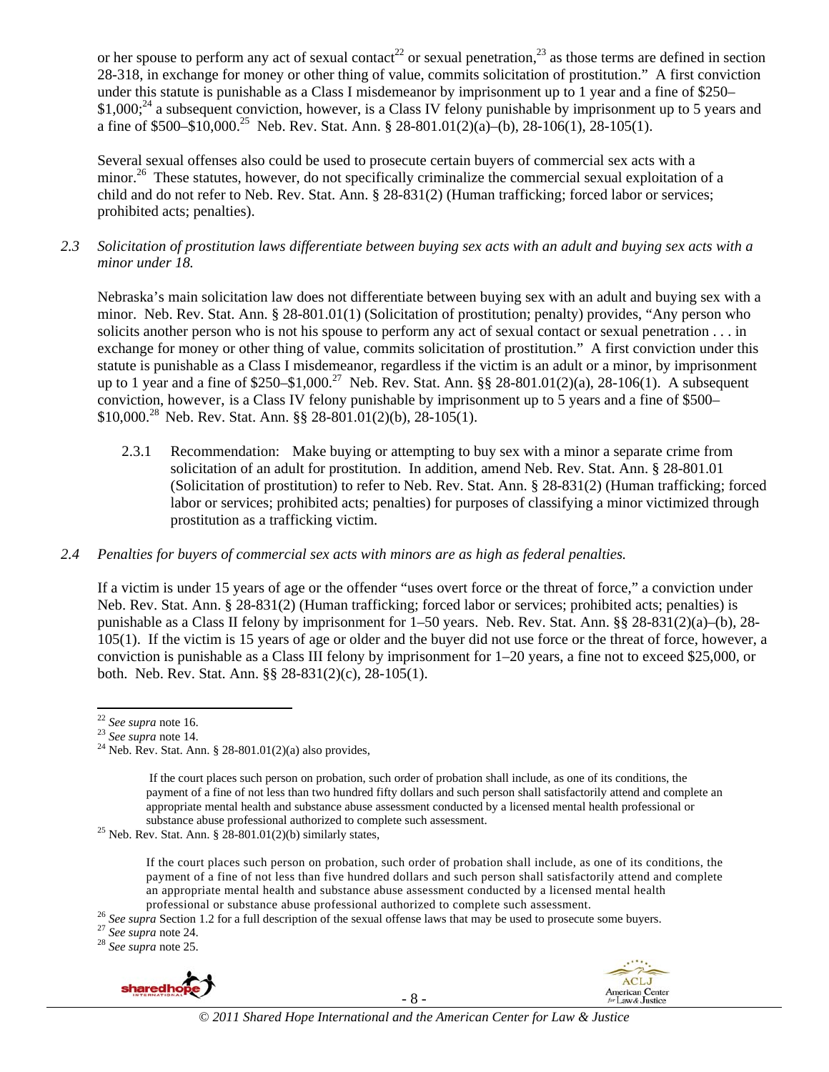or her spouse to perform any act of sexual contact[22] or sexual penetration,[23] as those terms are defined in section 28-318, in exchange for money or other thing of value, commits solicitation of prostitution." A first conviction under this statute is punishable as a Class I misdemeanor by imprisonment up to 1 year and a fine of $250–$1,000;[24] a subsequent conviction, however, is a Class IV felony punishable by imprisonment up to 5 years and a fine of $500–$10,000.[25] Neb. Rev. Stat. Ann. § 28-801.01(2)(a)–(b), 28-106(1), 28-105(1).

Several sexual offenses also could be used to prosecute certain buyers of commercial sex acts with a minor.[26] These statutes, however, do not specifically criminalize the commercial sexual exploitation of a child and do not refer to Neb. Rev. Stat. Ann. § 28-831(2) (Human trafficking; forced labor or services; prohibited acts; penalties).

*2.3 Solicitation of prostitution laws differentiate between buying sex acts with an adult and buying sex acts with a minor under 18.*

Nebraska's main solicitation law does not differentiate between buying sex with an adult and buying sex with a minor. Neb. Rev. Stat. Ann. § 28-801.01(1) (Solicitation of prostitution; penalty) provides, "Any person who solicits another person who is not his spouse to perform any act of sexual contact or sexual penetration . . . in exchange for money or other thing of value, commits solicitation of prostitution." A first conviction under this statute is punishable as a Class I misdemeanor, regardless if the victim is an adult or a minor, by imprisonment up to 1 year and a fine of $250–$1,000.[27] Neb. Rev. Stat. Ann. §§ 28-801.01(2)(a), 28-106(1). A subsequent conviction, however, is a Class IV felony punishable by imprisonment up to 5 years and a fine of $500–$10,000.[28] Neb. Rev. Stat. Ann. §§ 28-801.01(2)(b), 28-105(1).

2.3.1 Recommendation: Make buying or attempting to buy sex with a minor a separate crime from solicitation of an adult for prostitution. In addition, amend Neb. Rev. Stat. Ann. § 28-801.01 (Solicitation of prostitution) to refer to Neb. Rev. Stat. Ann. § 28-831(2) (Human trafficking; forced labor or services; prohibited acts; penalties) for purposes of classifying a minor victimized through prostitution as a trafficking victim.

*2.4 Penalties for buyers of commercial sex acts with minors are as high as federal penalties.*

If a victim is under 15 years of age or the offender "uses overt force or the threat of force," a conviction under Neb. Rev. Stat. Ann. § 28-831(2) (Human trafficking; forced labor or services; prohibited acts; penalties) is punishable as a Class II felony by imprisonment for 1–50 years. Neb. Rev. Stat. Ann. §§ 28-831(2)(a)–(b), 28-105(1). If the victim is 15 years of age or older and the buyer did not use force or the threat of force, however, a conviction is punishable as a Class III felony by imprisonment for 1–20 years, a fine not to exceed $25,000, or both. Neb. Rev. Stat. Ann. §§ 28-831(2)(c), 28-105(1).

---

[22] *See supra* note 16.

[23] *See supra* note 14.

[24] Neb. Rev. Stat. Ann. § 28-801.01(2)(a) also provides,

> If the court places such person on probation, such order of probation shall include, as one of its conditions, the payment of a fine of not less than two hundred fifty dollars and such person shall satisfactorily attend and complete an appropriate mental health and substance abuse assessment conducted by a licensed mental health professional or substance abuse professional authorized to complete such assessment.

[25] Neb. Rev. Stat. Ann. § 28-801.01(2)(b) similarly states,

> If the court places such person on probation, such order of probation shall include, as one of its conditions, the payment of a fine of not less than five hundred dollars and such person shall satisfactorily attend and complete an appropriate mental health and substance abuse assessment conducted by a licensed mental health professional or substance abuse professional authorized to complete such assessment.

[26] *See supra* Section 1.2 for a full description of the sexual offense laws that may be used to prosecute some buyers.

[27] *See supra* note 24.

[28] *See supra* note 25.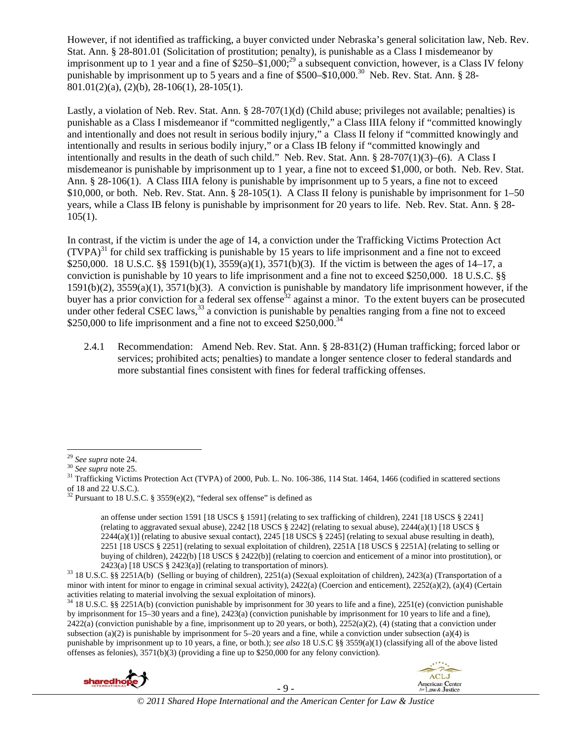However, if not identified as trafficking, a buyer convicted under Nebraska's general solicitation law, Neb. Rev. Stat. Ann. § 28-801.01 (Solicitation of prostitution; penalty), is punishable as a Class I misdemeanor by imprisonment up to 1 year and a fine of $250–$1,000;[29] a subsequent conviction, however, is a Class IV felony punishable by imprisonment up to 5 years and a fine of $500–$10,000.[30] Neb. Rev. Stat. Ann. § 28-801.01(2)(a), (2)(b), 28-106(1), 28-105(1).

Lastly, a violation of Neb. Rev. Stat. Ann. § 28-707(1)(d) (Child abuse; privileges not available; penalties) is punishable as a Class I misdemeanor if "committed negligently," a Class IIIA felony if "committed knowingly and intentionally and does not result in serious bodily injury," a Class II felony if "committed knowingly and intentionally and results in serious bodily injury," or a Class IB felony if "committed knowingly and intentionally and results in the death of such child." Neb. Rev. Stat. Ann. § 28-707(1)(3)–(6). A Class I misdemeanor is punishable by imprisonment up to 1 year, a fine not to exceed $1,000, or both. Neb. Rev. Stat. Ann. § 28-106(1). A Class IIIA felony is punishable by imprisonment up to 5 years, a fine not to exceed $10,000, or both. Neb. Rev. Stat. Ann. § 28-105(1). A Class II felony is punishable by imprisonment for 1–50 years, while a Class IB felony is punishable by imprisonment for 20 years to life. Neb. Rev. Stat. Ann. § 28-105(1).

In contrast, if the victim is under the age of 14, a conviction under the Trafficking Victims Protection Act (TVPA)[31] for child sex trafficking is punishable by 15 years to life imprisonment and a fine not to exceed $250,000. 18 U.S.C. §§ 1591(b)(1), 3559(a)(1), 3571(b)(3). If the victim is between the ages of 14–17, a conviction is punishable by 10 years to life imprisonment and a fine not to exceed $250,000. 18 U.S.C. §§ 1591(b)(2), 3559(a)(1), 3571(b)(3). A conviction is punishable by mandatory life imprisonment however, if the buyer has a prior conviction for a federal sex offense[32] against a minor. To the extent buyers can be prosecuted under other federal CSEC laws,[33] a conviction is punishable by penalties ranging from a fine not to exceed $250,000 to life imprisonment and a fine not to exceed $250,000.[34]

2.4.1 Recommendation: Amend Neb. Rev. Stat. Ann. § 28-831(2) (Human trafficking; forced labor or services; prohibited acts; penalties) to mandate a longer sentence closer to federal standards and more substantial fines consistent with fines for federal trafficking offenses.

---

[29] *See supra* note 24.

[30] *See supra* note 25.

[31] Trafficking Victims Protection Act (TVPA) of 2000, Pub. L. No. 106-386, 114 Stat. 1464, 1466 (codified in scattered sections of 18 and 22 U.S.C.).

[32] Pursuant to 18 U.S.C. § 3559(e)(2), "federal sex offense" is defined as

> an offense under section 1591 [18 USCS § 1591] (relating to sex trafficking of children), 2241 [18 USCS § 2241] (relating to aggravated sexual abuse), 2242 [18 USCS § 2242] (relating to sexual abuse), 2244(a)(1) [18 USCS § 2244(a)(1)] (relating to abusive sexual contact), 2245 [18 USCS § 2245] (relating to sexual abuse resulting in death), 2251 [18 USCS § 2251] (relating to sexual exploitation of children), 2251A [18 USCS § 2251A] (relating to selling or buying of children), 2422(b) [18 USCS § 2422(b)] (relating to coercion and enticement of a minor into prostitution), or 2423(a) [18 USCS § 2423(a)] (relating to transportation of minors).

[33] 18 U.S.C. §§ 2251A(b) (Selling or buying of children), 2251(a) (Sexual exploitation of children), 2423(a) (Transportation of a minor with intent for minor to engage in criminal sexual activity), 2422(a) (Coercion and enticement), 2252(a)(2), (a)(4) (Certain activities relating to material involving the sexual exploitation of minors).

[34] 18 U.S.C. §§ 2251A(b) (conviction punishable by imprisonment for 30 years to life and a fine), 2251(e) (conviction punishable by imprisonment for 15–30 years and a fine), 2423(a) (conviction punishable by imprisonment for 10 years to life and a fine), 2422(a) (conviction punishable by a fine, imprisonment up to 20 years, or both), 2252(a)(2), (4) (stating that a conviction under subsection (a)(2) is punishable by imprisonment for 5–20 years and a fine, while a conviction under subsection (a)(4) is punishable by imprisonment up to 10 years, a fine, or both.); *see also* 18 U.S.C §§ 3559(a)(1) (classifying all of the above listed offenses as felonies), 3571(b)(3) (providing a fine up to $250,000 for any felony conviction).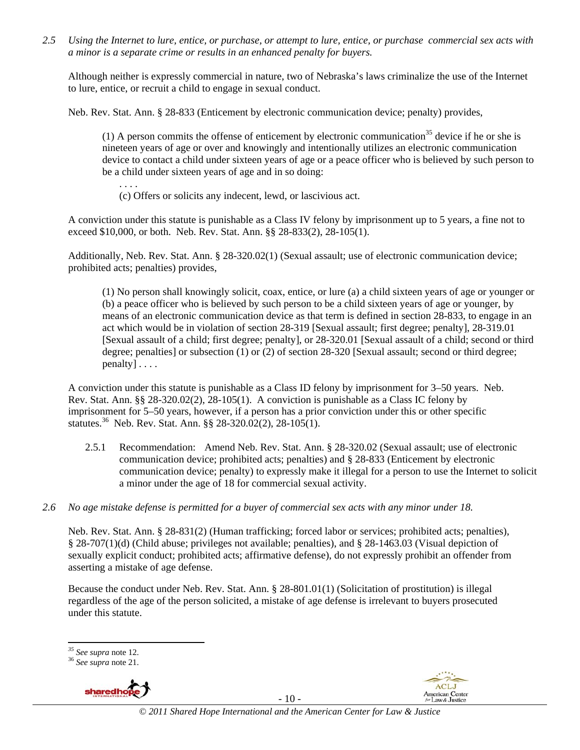*2.5 Using the Internet to lure, entice, or purchase, or attempt to lure, entice, or purchase commercial sex acts with a minor is a separate crime or results in an enhanced penalty for buyers.*

Although neither is expressly commercial in nature, two of Nebraska's laws criminalize the use of the Internet to lure, entice, or recruit a child to engage in sexual conduct.

Neb. Rev. Stat. Ann. § 28-833 (Enticement by electronic communication device; penalty) provides,

> (1) A person commits the offense of enticement by electronic communication[35] device if he or she is nineteen years of age or over and knowingly and intentionally utilizes an electronic communication device to contact a child under sixteen years of age or a peace officer who is believed by such person to be a child under sixteen years of age and in so doing:
>
> . . . .
>
> (c) Offers or solicits any indecent, lewd, or lascivious act.

A conviction under this statute is punishable as a Class IV felony by imprisonment up to 5 years, a fine not to exceed $10,000, or both. Neb. Rev. Stat. Ann. §§ 28-833(2), 28-105(1).

Additionally, Neb. Rev. Stat. Ann. § 28-320.02(1) (Sexual assault; use of electronic communication device; prohibited acts; penalties) provides,

> (1) No person shall knowingly solicit, coax, entice, or lure (a) a child sixteen years of age or younger or (b) a peace officer who is believed by such person to be a child sixteen years of age or younger, by means of an electronic communication device as that term is defined in section 28-833, to engage in an act which would be in violation of section 28-319 [Sexual assault; first degree; penalty], 28-319.01 [Sexual assault of a child; first degree; penalty], or 28-320.01 [Sexual assault of a child; second or third degree; penalties] or subsection (1) or (2) of section 28-320 [Sexual assault; second or third degree; penalty] . . . .

A conviction under this statute is punishable as a Class ID felony by imprisonment for 3–50 years. Neb. Rev. Stat. Ann. §§ 28-320.02(2), 28-105(1). A conviction is punishable as a Class IC felony by imprisonment for 5–50 years, however, if a person has a prior conviction under this or other specific statutes.[36] Neb. Rev. Stat. Ann. §§ 28-320.02(2), 28-105(1).

2.5.1 Recommendation: Amend Neb. Rev. Stat. Ann. § 28-320.02 (Sexual assault; use of electronic communication device; prohibited acts; penalties) and § 28-833 (Enticement by electronic communication device; penalty) to expressly make it illegal for a person to use the Internet to solicit a minor under the age of 18 for commercial sexual activity.

*2.6 No age mistake defense is permitted for a buyer of commercial sex acts with any minor under 18.*

Neb. Rev. Stat. Ann. § 28-831(2) (Human trafficking; forced labor or services; prohibited acts; penalties), § 28-707(1)(d) (Child abuse; privileges not available; penalties), and § 28-1463.03 (Visual depiction of sexually explicit conduct; prohibited acts; affirmative defense), do not expressly prohibit an offender from asserting a mistake of age defense.

Because the conduct under Neb. Rev. Stat. Ann. § 28-801.01(1) (Solicitation of prostitution) is illegal regardless of the age of the person solicited, a mistake of age defense is irrelevant to buyers prosecuted under this statute.

---

[35] *See supra* note 12.

[36] *See supra* note 21.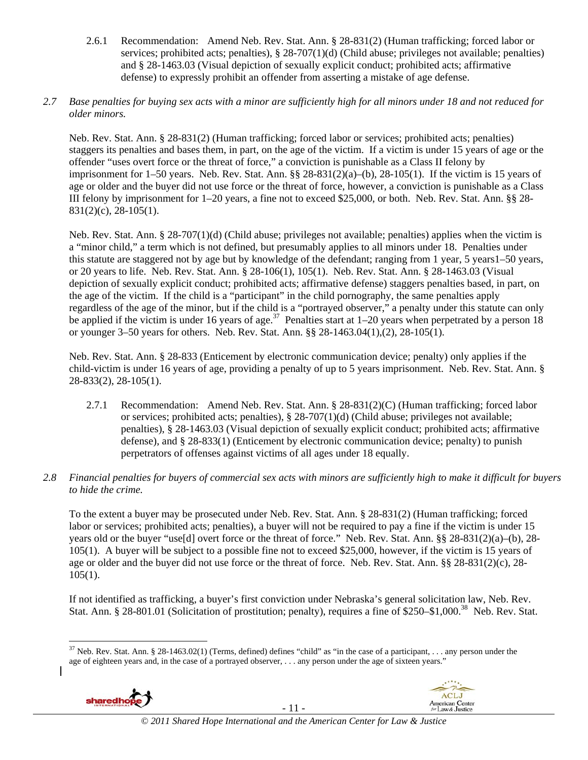2.6.1 Recommendation: Amend Neb. Rev. Stat. Ann. § 28-831(2) (Human trafficking; forced labor or services; prohibited acts; penalties), § 28-707(1)(d) (Child abuse; privileges not available; penalties) and § 28-1463.03 (Visual depiction of sexually explicit conduct; prohibited acts; affirmative defense) to expressly prohibit an offender from asserting a mistake of age defense.

*2.7 Base penalties for buying sex acts with a minor are sufficiently high for all minors under 18 and not reduced for older minors.*

Neb. Rev. Stat. Ann. § 28-831(2) (Human trafficking; forced labor or services; prohibited acts; penalties) staggers its penalties and bases them, in part, on the age of the victim. If a victim is under 15 years of age or the offender "uses overt force or the threat of force," a conviction is punishable as a Class II felony by imprisonment for 1–50 years. Neb. Rev. Stat. Ann. §§ 28-831(2)(a)–(b), 28-105(1). If the victim is 15 years of age or older and the buyer did not use force or the threat of force, however, a conviction is punishable as a Class III felony by imprisonment for 1–20 years, a fine not to exceed $25,000, or both. Neb. Rev. Stat. Ann. §§ 28-831(2)(c), 28-105(1).

Neb. Rev. Stat. Ann. § 28-707(1)(d) (Child abuse; privileges not available; penalties) applies when the victim is a "minor child," a term which is not defined, but presumably applies to all minors under 18. Penalties under this statute are staggered not by age but by knowledge of the defendant; ranging from 1 year, 5 years1–50 years, or 20 years to life. Neb. Rev. Stat. Ann. § 28-106(1), 105(1). Neb. Rev. Stat. Ann. § 28-1463.03 (Visual depiction of sexually explicit conduct; prohibited acts; affirmative defense) staggers penalties based, in part, on the age of the victim. If the child is a "participant" in the child pornography, the same penalties apply regardless of the age of the minor, but if the child is a "portrayed observer," a penalty under this statute can only be applied if the victim is under 16 years of age.[37] Penalties start at 1–20 years when perpetrated by a person 18 or younger 3–50 years for others. Neb. Rev. Stat. Ann. §§ 28-1463.04(1),(2), 28-105(1).

Neb. Rev. Stat. Ann. § 28-833 (Enticement by electronic communication device; penalty) only applies if the child-victim is under 16 years of age, providing a penalty of up to 5 years imprisonment. Neb. Rev. Stat. Ann. § 28-833(2), 28-105(1).

2.7.1 Recommendation: Amend Neb. Rev. Stat. Ann. § 28-831(2)(C) (Human trafficking; forced labor or services; prohibited acts; penalties), § 28-707(1)(d) (Child abuse; privileges not available; penalties), § 28-1463.03 (Visual depiction of sexually explicit conduct; prohibited acts; affirmative defense), and § 28-833(1) (Enticement by electronic communication device; penalty) to punish perpetrators of offenses against victims of all ages under 18 equally.

*2.8 Financial penalties for buyers of commercial sex acts with minors are sufficiently high to make it difficult for buyers to hide the crime.*

To the extent a buyer may be prosecuted under Neb. Rev. Stat. Ann. § 28-831(2) (Human trafficking; forced labor or services; prohibited acts; penalties), a buyer will not be required to pay a fine if the victim is under 15 years old or the buyer "use[d] overt force or the threat of force." Neb. Rev. Stat. Ann. §§ 28-831(2)(a)–(b), 28-105(1). A buyer will be subject to a possible fine not to exceed $25,000, however, if the victim is 15 years of age or older and the buyer did not use force or the threat of force. Neb. Rev. Stat. Ann. §§ 28-831(2)(c), 28-105(1).

If not identified as trafficking, a buyer's first conviction under Nebraska's general solicitation law, Neb. Rev. Stat. Ann. § 28-801.01 (Solicitation of prostitution; penalty), requires a fine of $250–$1,000.[38] Neb. Rev. Stat.

---

[37] Neb. Rev. Stat. Ann. § 28-1463.02(1) (Terms, defined) defines "child" as "in the case of a participant, . . . any person under the age of eighteen years and, in the case of a portrayed observer, . . . any person under the age of sixteen years."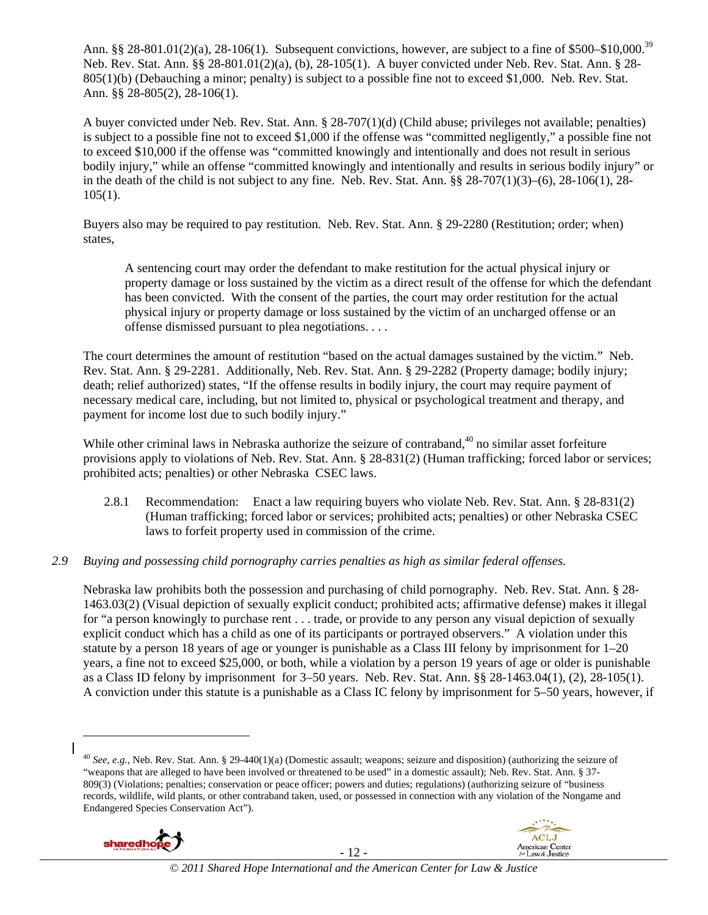Ann. §§ 28-801.01(2)(a), 28-106(1). Subsequent convictions, however, are subject to a fine of $500–$10,000.[39] Neb. Rev. Stat. Ann. §§ 28-801.01(2)(a), (b), 28-105(1). A buyer convicted under Neb. Rev. Stat. Ann. § 28-805(1)(b) (Debauching a minor; penalty) is subject to a possible fine not to exceed $1,000. Neb. Rev. Stat. Ann. §§ 28-805(2), 28-106(1).

A buyer convicted under Neb. Rev. Stat. Ann. § 28-707(1)(d) (Child abuse; privileges not available; penalties) is subject to a possible fine not to exceed $1,000 if the offense was "committed negligently," a possible fine not to exceed $10,000 if the offense was "committed knowingly and intentionally and does not result in serious bodily injury," while an offense "committed knowingly and intentionally and results in serious bodily injury" or in the death of the child is not subject to any fine. Neb. Rev. Stat. Ann. §§ 28-707(1)(3)–(6), 28-106(1), 28-105(1).

Buyers also may be required to pay restitution. Neb. Rev. Stat. Ann. § 29-2280 (Restitution; order; when) states,

> A sentencing court may order the defendant to make restitution for the actual physical injury or property damage or loss sustained by the victim as a direct result of the offense for which the defendant has been convicted. With the consent of the parties, the court may order restitution for the actual physical injury or property damage or loss sustained by the victim of an uncharged offense or an offense dismissed pursuant to plea negotiations. . . .

The court determines the amount of restitution "based on the actual damages sustained by the victim." Neb. Rev. Stat. Ann. § 29-2281. Additionally, Neb. Rev. Stat. Ann. § 29-2282 (Property damage; bodily injury; death; relief authorized) states, "If the offense results in bodily injury, the court may require payment of necessary medical care, including, but not limited to, physical or psychological treatment and therapy, and payment for income lost due to such bodily injury."

While other criminal laws in Nebraska authorize the seizure of contraband,[40] no similar asset forfeiture provisions apply to violations of Neb. Rev. Stat. Ann. § 28-831(2) (Human trafficking; forced labor or services; prohibited acts; penalties) or other Nebraska CSEC laws.

2.8.1 Recommendation: Enact a law requiring buyers who violate Neb. Rev. Stat. Ann. § 28-831(2) (Human trafficking; forced labor or services; prohibited acts; penalties) or other Nebraska CSEC laws to forfeit property used in commission of the crime.

*2.9 Buying and possessing child pornography carries penalties as high as similar federal offenses.*

Nebraska law prohibits both the possession and purchasing of child pornography. Neb. Rev. Stat. Ann. § 28-1463.03(2) (Visual depiction of sexually explicit conduct; prohibited acts; affirmative defense) makes it illegal for "a person knowingly to purchase rent . . . trade, or provide to any person any visual depiction of sexually explicit conduct which has a child as one of its participants or portrayed observers." A violation under this statute by a person 18 years of age or younger is punishable as a Class III felony by imprisonment for 1–20 years, a fine not to exceed $25,000, or both, while a violation by a person 19 years of age or older is punishable as a Class ID felony by imprisonment for 3–50 years. Neb. Rev. Stat. Ann. §§ 28-1463.04(1), (2), 28-105(1). A conviction under this statute is a punishable as a Class IC felony by imprisonment for 5–50 years, however, if

---

[40] *See, e.g.*, Neb. Rev. Stat. Ann. § 29-440(1)(a) (Domestic assault; weapons; seizure and disposition) (authorizing the seizure of "weapons that are alleged to have been involved or threatened to be used" in a domestic assault); Neb. Rev. Stat. Ann. § 37-809(3) (Violations; penalties; conservation or peace officer; powers and duties; regulations) (authorizing seizure of "business records, wildlife, wild plants, or other contraband taken, used, or possessed in connection with any violation of the Nongame and Endangered Species Conservation Act").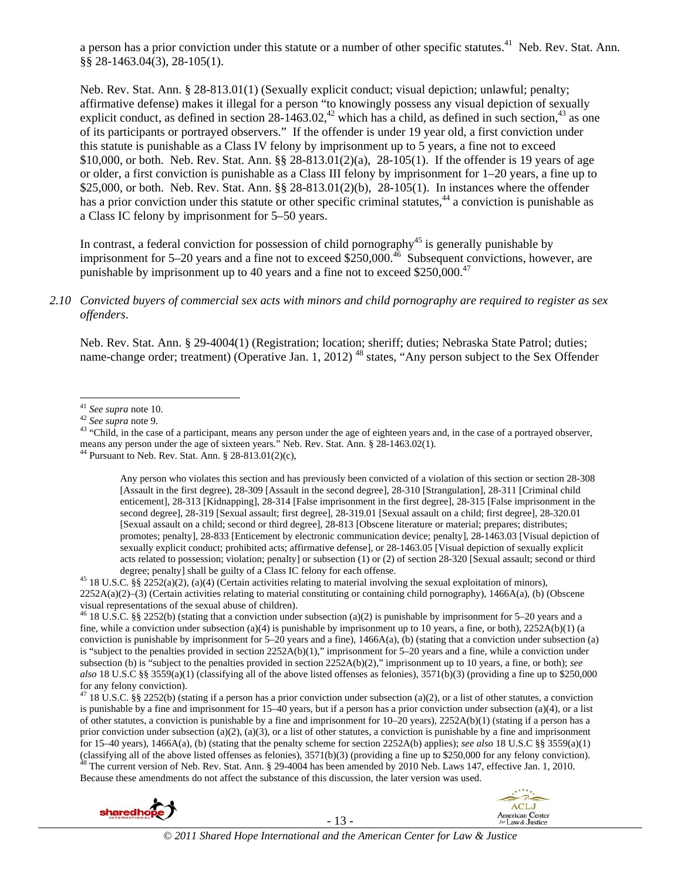a person has a prior conviction under this statute or a number of other specific statutes.[41] Neb. Rev. Stat. Ann. §§ 28-1463.04(3), 28-105(1).

Neb. Rev. Stat. Ann. § 28-813.01(1) (Sexually explicit conduct; visual depiction; unlawful; penalty; affirmative defense) makes it illegal for a person "to knowingly possess any visual depiction of sexually explicit conduct, as defined in section 28-1463.02,[42] which has a child, as defined in such section,[43] as one of its participants or portrayed observers." If the offender is under 19 year old, a first conviction under this statute is punishable as a Class IV felony by imprisonment up to 5 years, a fine not to exceed $10,000, or both. Neb. Rev. Stat. Ann. §§ 28-813.01(2)(a), 28-105(1). If the offender is 19 years of age or older, a first conviction is punishable as a Class III felony by imprisonment for 1–20 years, a fine up to $25,000, or both. Neb. Rev. Stat. Ann. §§ 28-813.01(2)(b), 28-105(1). In instances where the offender has a prior conviction under this statute or other specific criminal statutes,[44] a conviction is punishable as a Class IC felony by imprisonment for 5–50 years.

In contrast, a federal conviction for possession of child pornography[45] is generally punishable by imprisonment for 5–20 years and a fine not to exceed $250,000.[46] Subsequent convictions, however, are punishable by imprisonment up to 40 years and a fine not to exceed $250,000.[47]

*2.10 Convicted buyers of commercial sex acts with minors and child pornography are required to register as sex offenders.*

Neb. Rev. Stat. Ann. § 29-4004(1) (Registration; location; sheriff; duties; Nebraska State Patrol; duties; name-change order; treatment) (Operative Jan. 1, 2012) [48] states, "Any person subject to the Sex Offender

---

[41] *See supra* note 10.

[42] *See supra* note 9.

[43] "Child, in the case of a participant, means any person under the age of eighteen years and, in the case of a portrayed observer, means any person under the age of sixteen years." Neb. Rev. Stat. Ann. § 28-1463.02(1).

[44] Pursuant to Neb. Rev. Stat. Ann. § 28-813.01(2)(c),

> Any person who violates this section and has previously been convicted of a violation of this section or section 28-308 [Assault in the first degree], 28-309 [Assault in the second degree], 28-310 [Strangulation], 28-311 [Criminal child enticement], 28-313 [Kidnapping], 28-314 [False imprisonment in the first degree], 28-315 [False imprisonment in the second degree], 28-319 [Sexual assault; first degree], 28-319.01 [Sexual assault on a child; first degree], 28-320.01 [Sexual assault on a child; second or third degree], 28-813 [Obscene literature or material; prepares; distributes; promotes; penalty], 28-833 [Enticement by electronic communication device; penalty], 28-1463.03 [Visual depiction of sexually explicit conduct; prohibited acts; affirmative defense], or 28-1463.05 [Visual depiction of sexually explicit acts related to possession; violation; penalty] or subsection (1) or (2) of section 28-320 [Sexual assault; second or third degree; penalty] shall be guilty of a Class IC felony for each offense.

[45] 18 U.S.C. §§ 2252(a)(2), (a)(4) (Certain activities relating to material involving the sexual exploitation of minors), 2252A(a)(2)–(3) (Certain activities relating to material constituting or containing child pornography), 1466A(a), (b) (Obscene visual representations of the sexual abuse of children).

[46] 18 U.S.C. §§ 2252(b) (stating that a conviction under subsection (a)(2) is punishable by imprisonment for 5–20 years and a fine, while a conviction under subsection (a)(4) is punishable by imprisonment up to 10 years, a fine, or both), 2252A(b)(1) (a conviction is punishable by imprisonment for 5–20 years and a fine), 1466A(a), (b) (stating that a conviction under subsection (a) is "subject to the penalties provided in section 2252A(b)(1)," imprisonment for 5–20 years and a fine, while a conviction under subsection (b) is "subject to the penalties provided in section 2252A(b)(2)," imprisonment up to 10 years, a fine, or both); *see also* 18 U.S.C §§ 3559(a)(1) (classifying all of the above listed offenses as felonies), 3571(b)(3) (providing a fine up to $250,000 for any felony conviction).

[47] 18 U.S.C. §§ 2252(b) (stating if a person has a prior conviction under subsection (a)(2), or a list of other statutes, a conviction is punishable by a fine and imprisonment for 15–40 years, but if a person has a prior conviction under subsection (a)(4), or a list of other statutes, a conviction is punishable by a fine and imprisonment for 10–20 years), 2252A(b)(1) (stating if a person has a prior conviction under subsection (a)(2), (a)(3), or a list of other statutes, a conviction is punishable by a fine and imprisonment for 15–40 years), 1466A(a), (b) (stating that the penalty scheme for section 2252A(b) applies); *see also* 18 U.S.C §§ 3559(a)(1) (classifying all of the above listed offenses as felonies), 3571(b)(3) (providing a fine up to $250,000 for any felony conviction).

[48] The current version of Neb. Rev. Stat. Ann. § 29-4004 has been amended by 2010 Neb. Laws 147, effective Jan. 1, 2010. Because these amendments do not affect the substance of this discussion, the later version was used.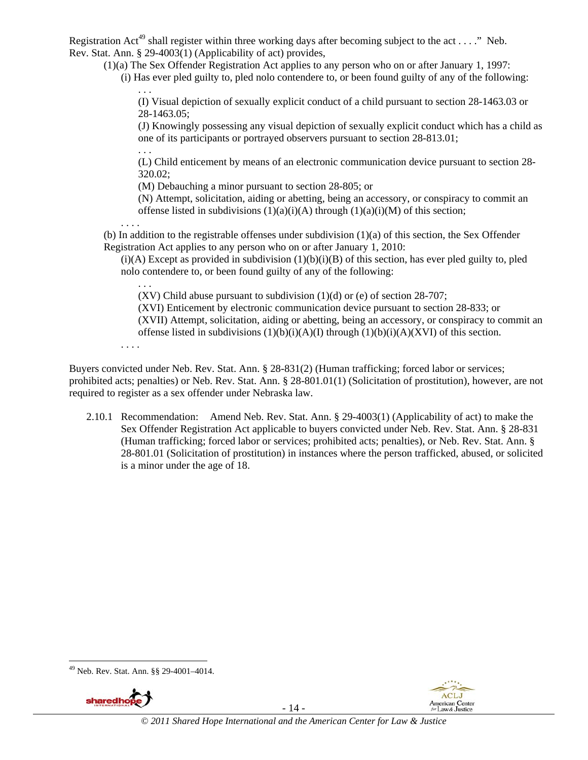Registration Act[49] shall register within three working days after becoming subject to the act . . . ." Neb. Rev. Stat. Ann. § 29-4003(1) (Applicability of act) provides,

> (1)(a) The Sex Offender Registration Act applies to any person who on or after January 1, 1997:
>
> > (i) Has ever pled guilty to, pled nolo contendere to, or been found guilty of any of the following:
> >
> > > . . .
> > >
> > > (I) Visual depiction of sexually explicit conduct of a child pursuant to section 28-1463.03 or 28-1463.05;
> > >
> > > (J) Knowingly possessing any visual depiction of sexually explicit conduct which has a child as one of its participants or portrayed observers pursuant to section 28-813.01;
> > >
> > > . . .
> > >
> > > (L) Child enticement by means of an electronic communication device pursuant to section 28-320.02;
> > >
> > > (M) Debauching a minor pursuant to section 28-805; or
> > >
> > > (N) Attempt, solicitation, aiding or abetting, being an accessory, or conspiracy to commit an offense listed in subdivisions (1)(a)(i)(A) through (1)(a)(i)(M) of this section;
>
> . . . .
>
> (b) In addition to the registrable offenses under subdivision (1)(a) of this section, the Sex Offender Registration Act applies to any person who on or after January 1, 2010:
>
> > (i)(A) Except as provided in subdivision (1)(b)(i)(B) of this section, has ever pled guilty to, pled nolo contendere to, or been found guilty of any of the following:
> >
> > > . . .
> > >
> > > (XV) Child abuse pursuant to subdivision (1)(d) or (e) of section 28-707;
> > >
> > > (XVI) Enticement by electronic communication device pursuant to section 28-833; or
> > >
> > > (XVII) Attempt, solicitation, aiding or abetting, being an accessory, or conspiracy to commit an offense listed in subdivisions (1)(b)(i)(A)(I) through (1)(b)(i)(A)(XVI) of this section.
> >
> > . . . .

Buyers convicted under Neb. Rev. Stat. Ann. § 28-831(2) (Human trafficking; forced labor or services; prohibited acts; penalties) or Neb. Rev. Stat. Ann. § 28-801.01(1) (Solicitation of prostitution), however, are not required to register as a sex offender under Nebraska law.

2.10.1 Recommendation: Amend Neb. Rev. Stat. Ann. § 29-4003(1) (Applicability of act) to make the Sex Offender Registration Act applicable to buyers convicted under Neb. Rev. Stat. Ann. § 28-831 (Human trafficking; forced labor or services; prohibited acts; penalties), or Neb. Rev. Stat. Ann. § 28-801.01 (Solicitation of prostitution) in instances where the person trafficked, abused, or solicited is a minor under the age of 18.

---

[49] Neb. Rev. Stat. Ann. §§ 29-4001–4014.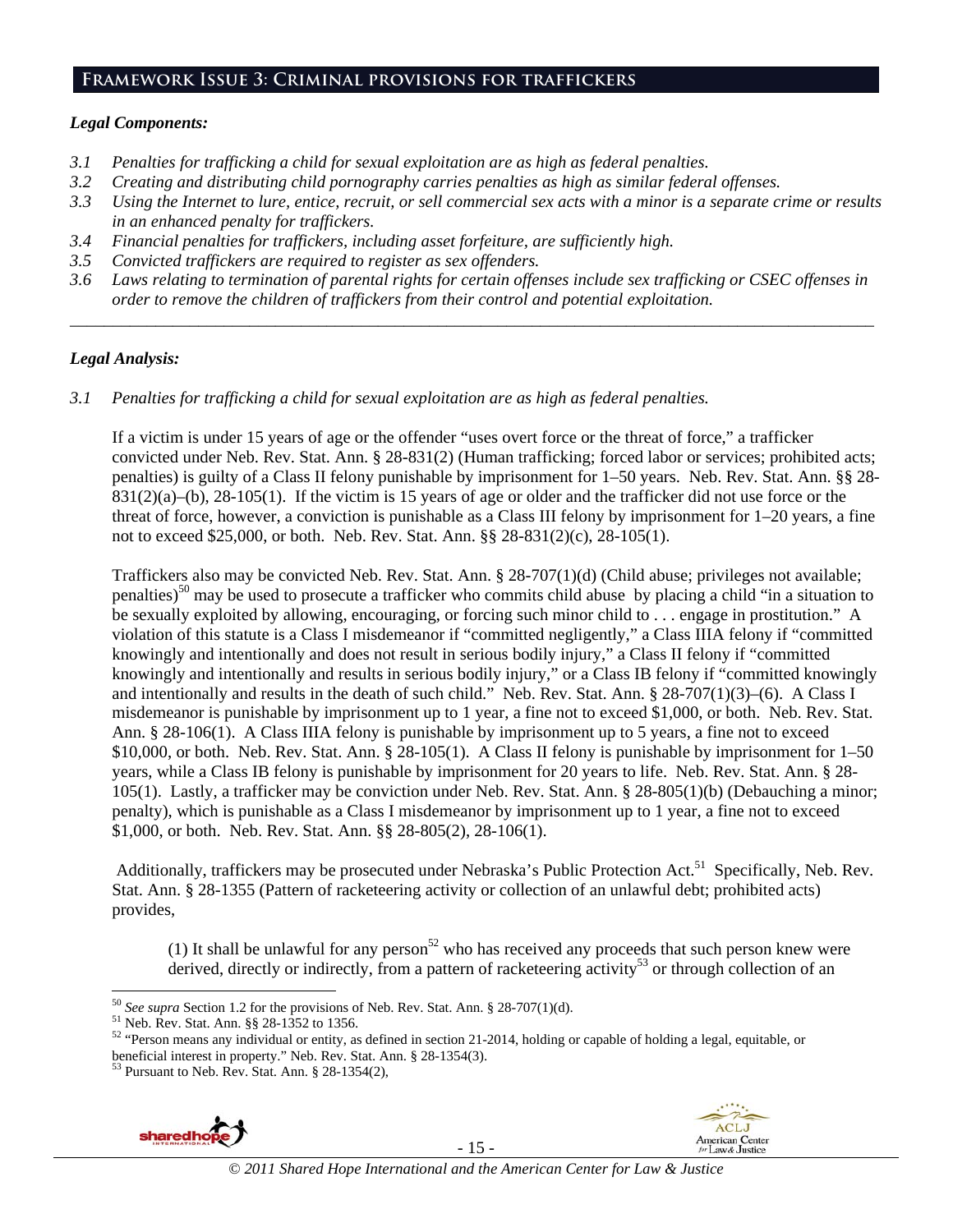## Framework Issue 3: Criminal provisions for traffickers

### *Legal Components:*

- *3.1 Penalties for trafficking a child for sexual exploitation are as high as federal penalties.*
- *3.2 Creating and distributing child pornography carries penalties as high as similar federal offenses.*
- *3.3 Using the Internet to lure, entice, recruit, or sell commercial sex acts with a minor is a separate crime or results in an enhanced penalty for traffickers.*
- *3.4 Financial penalties for traffickers, including asset forfeiture, are sufficiently high.*
- *3.5 Convicted traffickers are required to register as sex offenders.*
- *3.6 Laws relating to termination of parental rights for certain offenses include sex trafficking or CSEC offenses in order to remove the children of traffickers from their control and potential exploitation.*

---

### *Legal Analysis:*

*3.1 Penalties for trafficking a child for sexual exploitation are as high as federal penalties.*

If a victim is under 15 years of age or the offender "uses overt force or the threat of force," a trafficker convicted under Neb. Rev. Stat. Ann. § 28-831(2) (Human trafficking; forced labor or services; prohibited acts; penalties) is guilty of a Class II felony punishable by imprisonment for 1–50 years. Neb. Rev. Stat. Ann. §§ 28-831(2)(a)–(b), 28-105(1). If the victim is 15 years of age or older and the trafficker did not use force or the threat of force, however, a conviction is punishable as a Class III felony by imprisonment for 1–20 years, a fine not to exceed $25,000, or both. Neb. Rev. Stat. Ann. §§ 28-831(2)(c), 28-105(1).

Traffickers also may be convicted Neb. Rev. Stat. Ann. § 28-707(1)(d) (Child abuse; privileges not available; penalties)[50] may be used to prosecute a trafficker who commits child abuse by placing a child "in a situation to be sexually exploited by allowing, encouraging, or forcing such minor child to . . . engage in prostitution." A violation of this statute is a Class I misdemeanor if "committed negligently," a Class IIIA felony if "committed knowingly and intentionally and does not result in serious bodily injury," a Class II felony if "committed knowingly and intentionally and results in serious bodily injury," or a Class IB felony if "committed knowingly and intentionally and results in the death of such child." Neb. Rev. Stat. Ann. § 28-707(1)(3)–(6). A Class I misdemeanor is punishable by imprisonment up to 1 year, a fine not to exceed $1,000, or both. Neb. Rev. Stat. Ann. § 28-106(1). A Class IIIA felony is punishable by imprisonment up to 5 years, a fine not to exceed $10,000, or both. Neb. Rev. Stat. Ann. § 28-105(1). A Class II felony is punishable by imprisonment for 1–50 years, while a Class IB felony is punishable by imprisonment for 20 years to life. Neb. Rev. Stat. Ann. § 28-105(1). Lastly, a trafficker may be conviction under Neb. Rev. Stat. Ann. § 28-805(1)(b) (Debauching a minor; penalty), which is punishable as a Class I misdemeanor by imprisonment up to 1 year, a fine not to exceed $1,000, or both. Neb. Rev. Stat. Ann. §§ 28-805(2), 28-106(1).

Additionally, traffickers may be prosecuted under Nebraska's Public Protection Act.[51] Specifically, Neb. Rev. Stat. Ann. § 28-1355 (Pattern of racketeering activity or collection of an unlawful debt; prohibited acts) provides,

> (1) It shall be unlawful for any person[52] who has received any proceeds that such person knew were derived, directly or indirectly, from a pattern of racketeering activity[53] or through collection of an

---

[50] *See supra* Section 1.2 for the provisions of Neb. Rev. Stat. Ann. § 28-707(1)(d).

[51] Neb. Rev. Stat. Ann. §§ 28-1352 to 1356.

[52] "Person means any individual or entity, as defined in section 21-2014, holding or capable of holding a legal, equitable, or beneficial interest in property." Neb. Rev. Stat. Ann. § 28-1354(3).

[53] Pursuant to Neb. Rev. Stat. Ann. § 28-1354(2),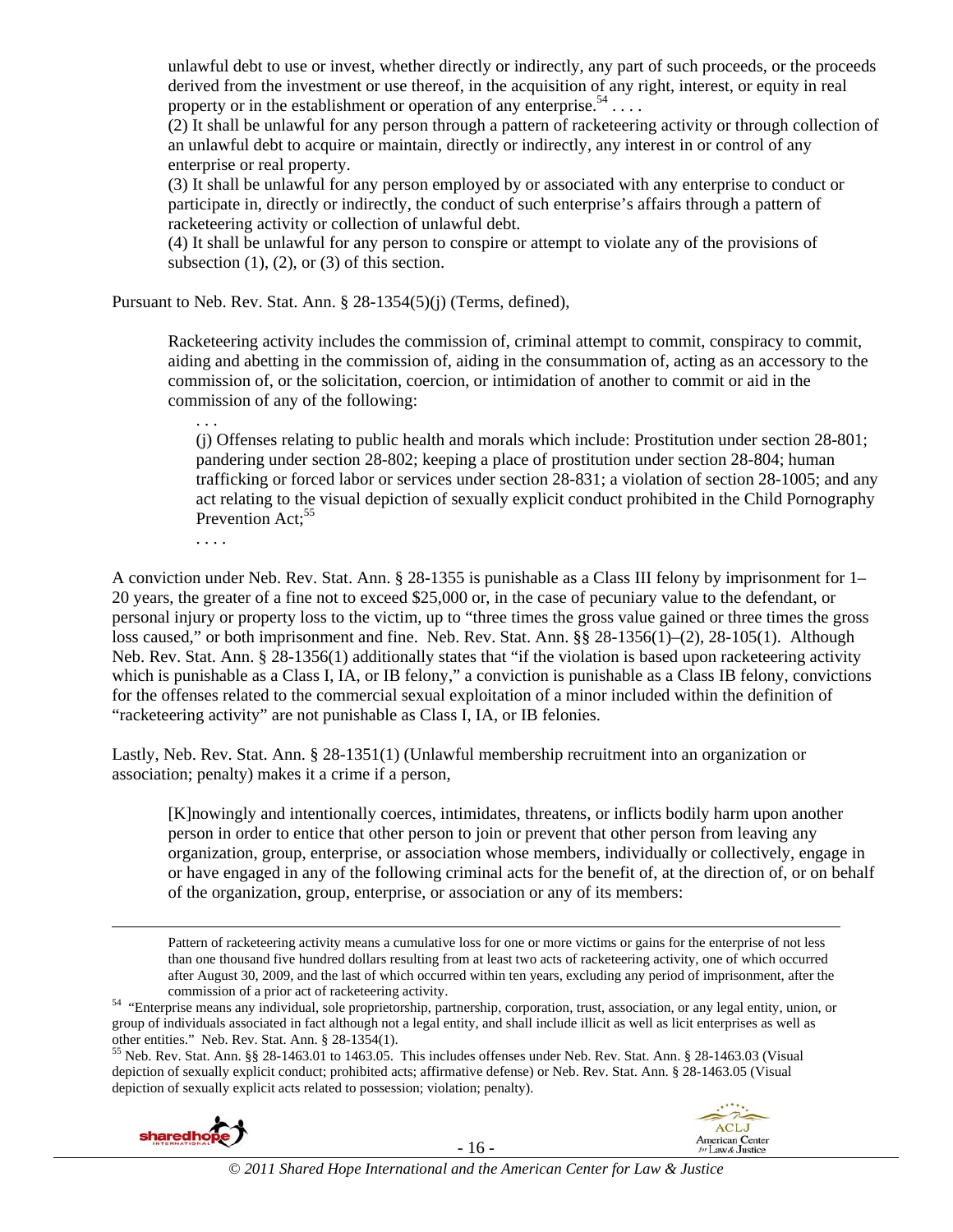> unlawful debt to use or invest, whether directly or indirectly, any part of such proceeds, or the proceeds derived from the investment or use thereof, in the acquisition of any right, interest, or equity in real property or in the establishment or operation of any enterprise.[54] . . . .
>
> (2) It shall be unlawful for any person through a pattern of racketeering activity or through collection of an unlawful debt to acquire or maintain, directly or indirectly, any interest in or control of any enterprise or real property.
>
> (3) It shall be unlawful for any person employed by or associated with any enterprise to conduct or participate in, directly or indirectly, the conduct of such enterprise's affairs through a pattern of racketeering activity or collection of unlawful debt.
>
> (4) It shall be unlawful for any person to conspire or attempt to violate any of the provisions of subsection (1), (2), or (3) of this section.

Pursuant to Neb. Rev. Stat. Ann. § 28-1354(5)(j) (Terms, defined),

> Racketeering activity includes the commission of, criminal attempt to commit, conspiracy to commit, aiding and abetting in the commission of, aiding in the consummation of, acting as an accessory to the commission of, or the solicitation, coercion, or intimidation of another to commit or aid in the commission of any of the following:
>
> . . .
>
> (j) Offenses relating to public health and morals which include: Prostitution under section 28-801; pandering under section 28-802; keeping a place of prostitution under section 28-804; human trafficking or forced labor or services under section 28-831; a violation of section 28-1005; and any act relating to the visual depiction of sexually explicit conduct prohibited in the Child Pornography Prevention Act;[55]
>
> . . . .

A conviction under Neb. Rev. Stat. Ann. § 28-1355 is punishable as a Class III felony by imprisonment for 1–20 years, the greater of a fine not to exceed $25,000 or, in the case of pecuniary value to the defendant, or personal injury or property loss to the victim, up to "three times the gross value gained or three times the gross loss caused," or both imprisonment and fine. Neb. Rev. Stat. Ann. §§ 28-1356(1)–(2), 28-105(1). Although Neb. Rev. Stat. Ann. § 28-1356(1) additionally states that "if the violation is based upon racketeering activity which is punishable as a Class I, IA, or IB felony," a conviction is punishable as a Class IB felony, convictions for the offenses related to the commercial sexual exploitation of a minor included within the definition of "racketeering activity" are not punishable as Class I, IA, or IB felonies.

Lastly, Neb. Rev. Stat. Ann. § 28-1351(1) (Unlawful membership recruitment into an organization or association; penalty) makes it a crime if a person,

> [K]nowingly and intentionally coerces, intimidates, threatens, or inflicts bodily harm upon another person in order to entice that other person to join or prevent that other person from leaving any organization, group, enterprise, or association whose members, individually or collectively, engage in or have engaged in any of the following criminal acts for the benefit of, at the direction of, or on behalf of the organization, group, enterprise, or association or any of its members:

---

Pattern of racketeering activity means a cumulative loss for one or more victims or gains for the enterprise of not less than one thousand five hundred dollars resulting from at least two acts of racketeering activity, one of which occurred after August 30, 2009, and the last of which occurred within ten years, excluding any period of imprisonment, after the commission of a prior act of racketeering activity.

[54] "Enterprise means any individual, sole proprietorship, partnership, corporation, trust, association, or any legal entity, union, or group of individuals associated in fact although not a legal entity, and shall include illicit as well as licit enterprises as well as other entities." Neb. Rev. Stat. Ann. § 28-1354(1).

[55] Neb. Rev. Stat. Ann. §§ 28-1463.01 to 1463.05. This includes offenses under Neb. Rev. Stat. Ann. § 28-1463.03 (Visual depiction of sexually explicit conduct; prohibited acts; affirmative defense) or Neb. Rev. Stat. Ann. § 28-1463.05 (Visual depiction of sexually explicit acts related to possession; violation; penalty).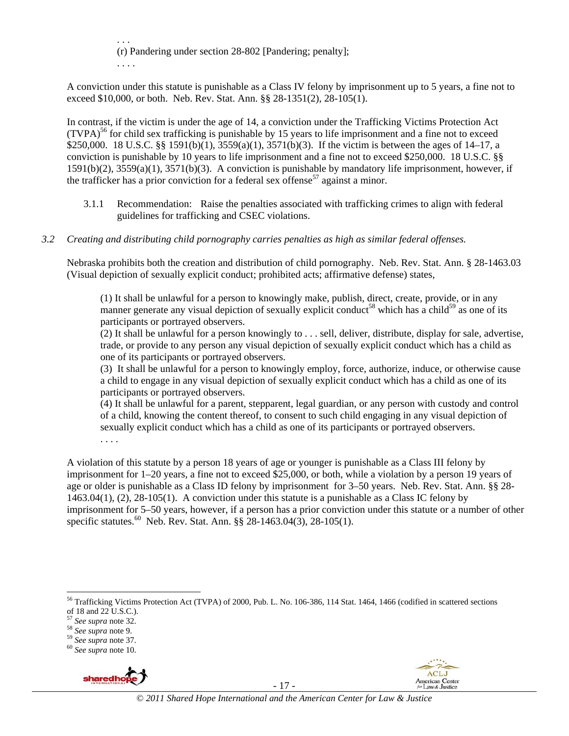> . . .
> (r) Pandering under section 28-802 [Pandering; penalty];
> . . . .

A conviction under this statute is punishable as a Class IV felony by imprisonment up to 5 years, a fine not to exceed $10,000, or both. Neb. Rev. Stat. Ann. §§ 28-1351(2), 28-105(1).

In contrast, if the victim is under the age of 14, a conviction under the Trafficking Victims Protection Act (TVPA)[56] for child sex trafficking is punishable by 15 years to life imprisonment and a fine not to exceed $250,000. 18 U.S.C. §§ 1591(b)(1), 3559(a)(1), 3571(b)(3). If the victim is between the ages of 14–17, a conviction is punishable by 10 years to life imprisonment and a fine not to exceed $250,000. 18 U.S.C. §§ 1591(b)(2), 3559(a)(1), 3571(b)(3). A conviction is punishable by mandatory life imprisonment, however, if the trafficker has a prior conviction for a federal sex offense[57] against a minor.

3.1.1 Recommendation: Raise the penalties associated with trafficking crimes to align with federal guidelines for trafficking and CSEC violations.

*3.2 Creating and distributing child pornography carries penalties as high as similar federal offenses.*

Nebraska prohibits both the creation and distribution of child pornography. Neb. Rev. Stat. Ann. § 28-1463.03 (Visual depiction of sexually explicit conduct; prohibited acts; affirmative defense) states,

> (1) It shall be unlawful for a person to knowingly make, publish, direct, create, provide, or in any manner generate any visual depiction of sexually explicit conduct[58] which has a child[59] as one of its participants or portrayed observers.
> (2) It shall be unlawful for a person knowingly to . . . sell, deliver, distribute, display for sale, advertise, trade, or provide to any person any visual depiction of sexually explicit conduct which has a child as one of its participants or portrayed observers.
> (3) It shall be unlawful for a person to knowingly employ, force, authorize, induce, or otherwise cause a child to engage in any visual depiction of sexually explicit conduct which has a child as one of its participants or portrayed observers.
> (4) It shall be unlawful for a parent, stepparent, legal guardian, or any person with custody and control of a child, knowing the content thereof, to consent to such child engaging in any visual depiction of sexually explicit conduct which has a child as one of its participants or portrayed observers.
> . . . .

A violation of this statute by a person 18 years of age or younger is punishable as a Class III felony by imprisonment for 1–20 years, a fine not to exceed $25,000, or both, while a violation by a person 19 years of age or older is punishable as a Class ID felony by imprisonment for 3–50 years. Neb. Rev. Stat. Ann. §§ 28-1463.04(1), (2), 28-105(1). A conviction under this statute is a punishable as a Class IC felony by imprisonment for 5–50 years, however, if a person has a prior conviction under this statute or a number of other specific statutes.[60] Neb. Rev. Stat. Ann. §§ 28-1463.04(3), 28-105(1).

---

[56] Trafficking Victims Protection Act (TVPA) of 2000, Pub. L. No. 106-386, 114 Stat. 1464, 1466 (codified in scattered sections of 18 and 22 U.S.C.).
[57] *See supra* note 32.
[58] *See supra* note 9.
[59] *See supra* note 37.
[60] *See supra* note 10.

*© 2011 Shared Hope International and the American Center for Law & Justice*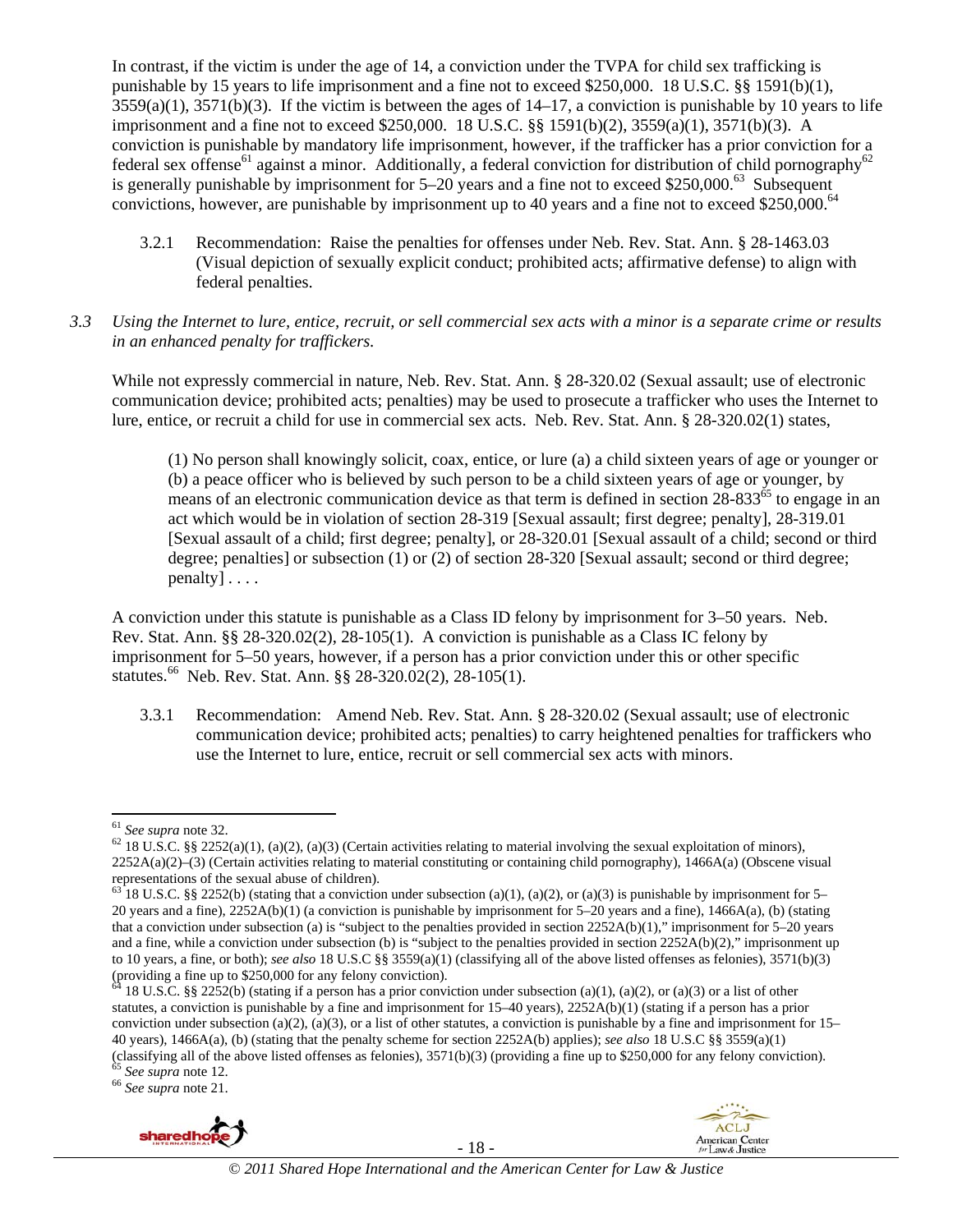In contrast, if the victim is under the age of 14, a conviction under the TVPA for child sex trafficking is punishable by 15 years to life imprisonment and a fine not to exceed $250,000. 18 U.S.C. §§ 1591(b)(1), 3559(a)(1), 3571(b)(3). If the victim is between the ages of 14–17, a conviction is punishable by 10 years to life imprisonment and a fine not to exceed $250,000. 18 U.S.C. §§ 1591(b)(2), 3559(a)(1), 3571(b)(3). A conviction is punishable by mandatory life imprisonment, however, if the trafficker has a prior conviction for a federal sex offense[61] against a minor. Additionally, a federal conviction for distribution of child pornography[62] is generally punishable by imprisonment for 5–20 years and a fine not to exceed $250,000.[63] Subsequent convictions, however, are punishable by imprisonment up to 40 years and a fine not to exceed $250,000.[64]

3.2.1 Recommendation: Raise the penalties for offenses under Neb. Rev. Stat. Ann. § 28-1463.03 (Visual depiction of sexually explicit conduct; prohibited acts; affirmative defense) to align with federal penalties.

*3.3 Using the Internet to lure, entice, recruit, or sell commercial sex acts with a minor is a separate crime or results in an enhanced penalty for traffickers.*

While not expressly commercial in nature, Neb. Rev. Stat. Ann. § 28-320.02 (Sexual assault; use of electronic communication device; prohibited acts; penalties) may be used to prosecute a trafficker who uses the Internet to lure, entice, or recruit a child for use in commercial sex acts. Neb. Rev. Stat. Ann. § 28-320.02(1) states,

> (1) No person shall knowingly solicit, coax, entice, or lure (a) a child sixteen years of age or younger or (b) a peace officer who is believed by such person to be a child sixteen years of age or younger, by means of an electronic communication device as that term is defined in section 28-833[65] to engage in an act which would be in violation of section 28-319 [Sexual assault; first degree; penalty], 28-319.01 [Sexual assault of a child; first degree; penalty], or 28-320.01 [Sexual assault of a child; second or third degree; penalties] or subsection (1) or (2) of section 28-320 [Sexual assault; second or third degree; penalty] . . . .

A conviction under this statute is punishable as a Class ID felony by imprisonment for 3–50 years. Neb. Rev. Stat. Ann. §§ 28-320.02(2), 28-105(1). A conviction is punishable as a Class IC felony by imprisonment for 5–50 years, however, if a person has a prior conviction under this or other specific statutes.[66] Neb. Rev. Stat. Ann. §§ 28-320.02(2), 28-105(1).

3.3.1 Recommendation: Amend Neb. Rev. Stat. Ann. § 28-320.02 (Sexual assault; use of electronic communication device; prohibited acts; penalties) to carry heightened penalties for traffickers who use the Internet to lure, entice, recruit or sell commercial sex acts with minors.

---

[61] *See supra* note 32.

[62] 18 U.S.C. §§ 2252(a)(1), (a)(2), (a)(3) (Certain activities relating to material involving the sexual exploitation of minors), 2252A(a)(2)–(3) (Certain activities relating to material constituting or containing child pornography), 1466A(a) (Obscene visual representations of the sexual abuse of children).

[63] 18 U.S.C. §§ 2252(b) (stating that a conviction under subsection (a)(1), (a)(2), or (a)(3) is punishable by imprisonment for 5–20 years and a fine), 2252A(b)(1) (a conviction is punishable by imprisonment for 5–20 years and a fine), 1466A(a), (b) (stating that a conviction under subsection (a) is "subject to the penalties provided in section 2252A(b)(1)," imprisonment for 5–20 years and a fine, while a conviction under subsection (b) is "subject to the penalties provided in section 2252A(b)(2)," imprisonment up to 10 years, a fine, or both); *see also* 18 U.S.C §§ 3559(a)(1) (classifying all of the above listed offenses as felonies), 3571(b)(3) (providing a fine up to $250,000 for any felony conviction).

[64] 18 U.S.C. §§ 2252(b) (stating if a person has a prior conviction under subsection (a)(1), (a)(2), or (a)(3) or a list of other statutes, a conviction is punishable by a fine and imprisonment for 15–40 years), 2252A(b)(1) (stating if a person has a prior conviction under subsection (a)(2), (a)(3), or a list of other statutes, a conviction is punishable by a fine and imprisonment for 15–40 years), 1466A(a), (b) (stating that the penalty scheme for section 2252A(b) applies); *see also* 18 U.S.C §§ 3559(a)(1) (classifying all of the above listed offenses as felonies), 3571(b)(3) (providing a fine up to $250,000 for any felony conviction).

[65] *See supra* note 12.

[66] *See supra* note 21.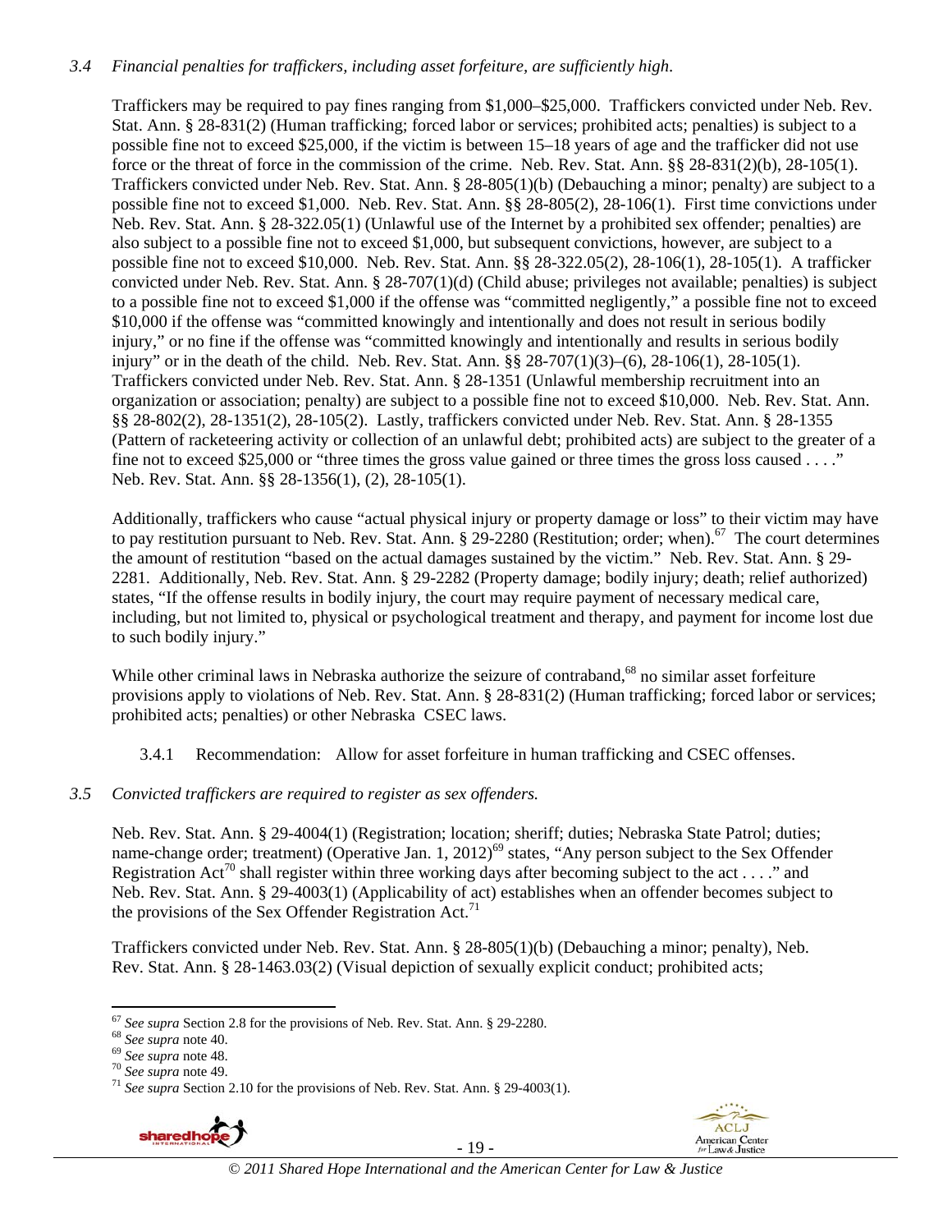*3.4 Financial penalties for traffickers, including asset forfeiture, are sufficiently high.*

Traffickers may be required to pay fines ranging from $1,000–$25,000. Traffickers convicted under Neb. Rev. Stat. Ann. § 28-831(2) (Human trafficking; forced labor or services; prohibited acts; penalties) is subject to a possible fine not to exceed $25,000, if the victim is between 15–18 years of age and the trafficker did not use force or the threat of force in the commission of the crime. Neb. Rev. Stat. Ann. §§ 28-831(2)(b), 28-105(1). Traffickers convicted under Neb. Rev. Stat. Ann. § 28-805(1)(b) (Debauching a minor; penalty) are subject to a possible fine not to exceed $1,000. Neb. Rev. Stat. Ann. §§ 28-805(2), 28-106(1). First time convictions under Neb. Rev. Stat. Ann. § 28-322.05(1) (Unlawful use of the Internet by a prohibited sex offender; penalties) are also subject to a possible fine not to exceed $1,000, but subsequent convictions, however, are subject to a possible fine not to exceed $10,000. Neb. Rev. Stat. Ann. §§ 28-322.05(2), 28-106(1), 28-105(1). A trafficker convicted under Neb. Rev. Stat. Ann. § 28-707(1)(d) (Child abuse; privileges not available; penalties) is subject to a possible fine not to exceed $1,000 if the offense was "committed negligently," a possible fine not to exceed $10,000 if the offense was "committed knowingly and intentionally and does not result in serious bodily injury," or no fine if the offense was "committed knowingly and intentionally and results in serious bodily injury" or in the death of the child. Neb. Rev. Stat. Ann. §§ 28-707(1)(3)–(6), 28-106(1), 28-105(1). Traffickers convicted under Neb. Rev. Stat. Ann. § 28-1351 (Unlawful membership recruitment into an organization or association; penalty) are subject to a possible fine not to exceed $10,000. Neb. Rev. Stat. Ann. §§ 28-802(2), 28-1351(2), 28-105(2). Lastly, traffickers convicted under Neb. Rev. Stat. Ann. § 28-1355 (Pattern of racketeering activity or collection of an unlawful debt; prohibited acts) are subject to the greater of a fine not to exceed $25,000 or "three times the gross value gained or three times the gross loss caused . . . ." Neb. Rev. Stat. Ann. §§ 28-1356(1), (2), 28-105(1).

Additionally, traffickers who cause "actual physical injury or property damage or loss" to their victim may have to pay restitution pursuant to Neb. Rev. Stat. Ann. § 29-2280 (Restitution; order; when).[67] The court determines the amount of restitution "based on the actual damages sustained by the victim." Neb. Rev. Stat. Ann. § 29-2281. Additionally, Neb. Rev. Stat. Ann. § 29-2282 (Property damage; bodily injury; death; relief authorized) states, "If the offense results in bodily injury, the court may require payment of necessary medical care, including, but not limited to, physical or psychological treatment and therapy, and payment for income lost due to such bodily injury."

While other criminal laws in Nebraska authorize the seizure of contraband,[68] no similar asset forfeiture provisions apply to violations of Neb. Rev. Stat. Ann. § 28-831(2) (Human trafficking; forced labor or services; prohibited acts; penalties) or other Nebraska CSEC laws.

3.4.1 Recommendation: Allow for asset forfeiture in human trafficking and CSEC offenses.

*3.5 Convicted traffickers are required to register as sex offenders.*

Neb. Rev. Stat. Ann. § 29-4004(1) (Registration; location; sheriff; duties; Nebraska State Patrol; duties; name-change order; treatment) (Operative Jan. 1, 2012)[69] states, "Any person subject to the Sex Offender Registration Act[70] shall register within three working days after becoming subject to the act . . . ." and Neb. Rev. Stat. Ann. § 29-4003(1) (Applicability of act) establishes when an offender becomes subject to the provisions of the Sex Offender Registration Act.[71]

Traffickers convicted under Neb. Rev. Stat. Ann. § 28-805(1)(b) (Debauching a minor; penalty), Neb. Rev. Stat. Ann. § 28-1463.03(2) (Visual depiction of sexually explicit conduct; prohibited acts;

---

[67] *See supra* Section 2.8 for the provisions of Neb. Rev. Stat. Ann. § 29-2280.

[68] *See supra* note 40.

[69] *See supra* note 48.

[70] *See supra* note 49.

[71] *See supra* Section 2.10 for the provisions of Neb. Rev. Stat. Ann. § 29-4003(1).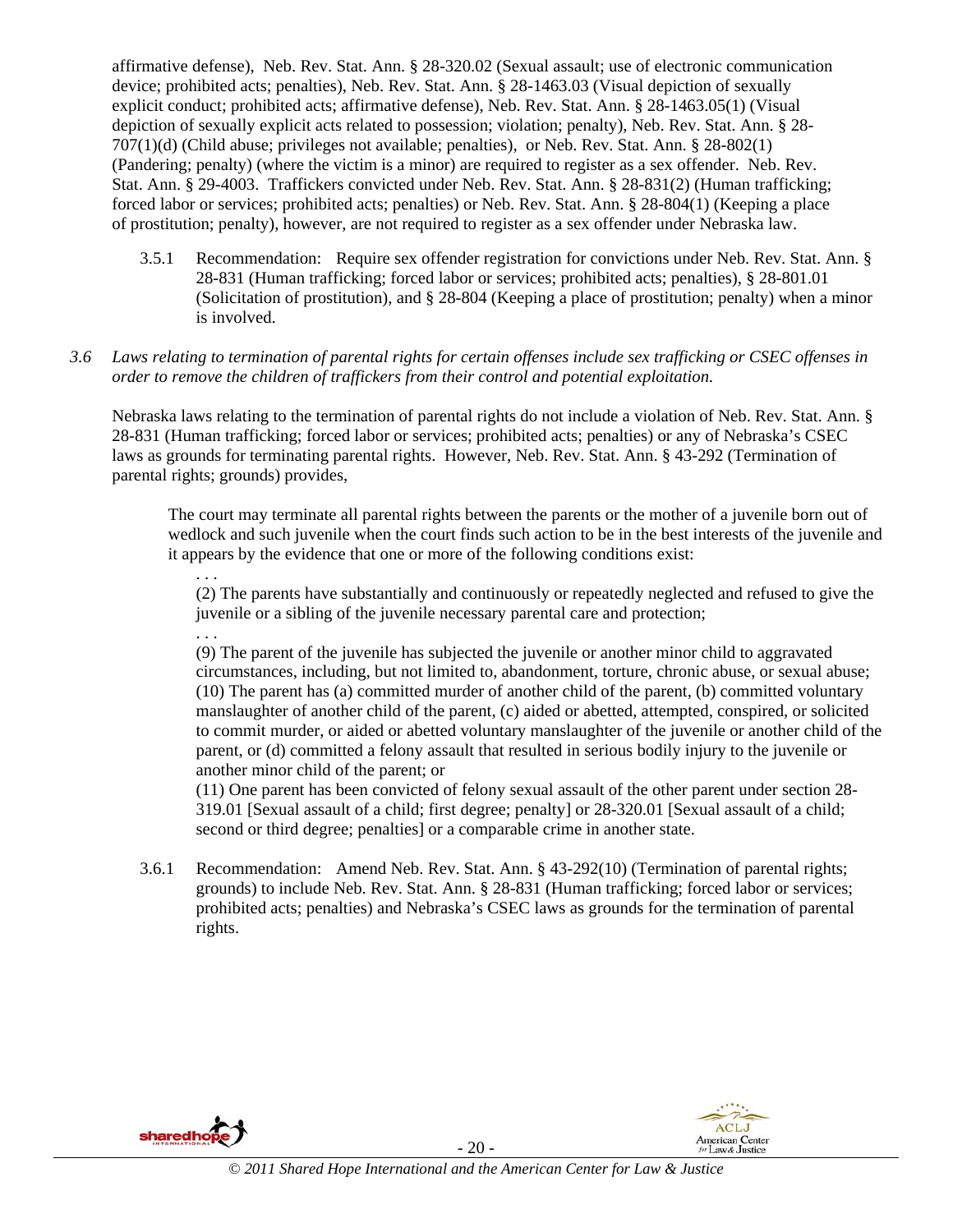affirmative defense), Neb. Rev. Stat. Ann. § 28-320.02 (Sexual assault; use of electronic communication device; prohibited acts; penalties), Neb. Rev. Stat. Ann. § 28-1463.03 (Visual depiction of sexually explicit conduct; prohibited acts; affirmative defense), Neb. Rev. Stat. Ann. § 28-1463.05(1) (Visual depiction of sexually explicit acts related to possession; violation; penalty), Neb. Rev. Stat. Ann. § 28-707(1)(d) (Child abuse; privileges not available; penalties), or Neb. Rev. Stat. Ann. § 28-802(1) (Pandering; penalty) (where the victim is a minor) are required to register as a sex offender. Neb. Rev. Stat. Ann. § 29-4003. Traffickers convicted under Neb. Rev. Stat. Ann. § 28-831(2) (Human trafficking; forced labor or services; prohibited acts; penalties) or Neb. Rev. Stat. Ann. § 28-804(1) (Keeping a place of prostitution; penalty), however, are not required to register as a sex offender under Nebraska law.

3.5.1 Recommendation: Require sex offender registration for convictions under Neb. Rev. Stat. Ann. § 28-831 (Human trafficking; forced labor or services; prohibited acts; penalties), § 28-801.01 (Solicitation of prostitution), and § 28-804 (Keeping a place of prostitution; penalty) when a minor is involved.

*3.6 Laws relating to termination of parental rights for certain offenses include sex trafficking or CSEC offenses in order to remove the children of traffickers from their control and potential exploitation.*

Nebraska laws relating to the termination of parental rights do not include a violation of Neb. Rev. Stat. Ann. § 28-831 (Human trafficking; forced labor or services; prohibited acts; penalties) or any of Nebraska's CSEC laws as grounds for terminating parental rights. However, Neb. Rev. Stat. Ann. § 43-292 (Termination of parental rights; grounds) provides,

> The court may terminate all parental rights between the parents or the mother of a juvenile born out of wedlock and such juvenile when the court finds such action to be in the best interests of the juvenile and it appears by the evidence that one or more of the following conditions exist:
>
> . . .
>
> (2) The parents have substantially and continuously or repeatedly neglected and refused to give the juvenile or a sibling of the juvenile necessary parental care and protection;
>
> . . .
>
> (9) The parent of the juvenile has subjected the juvenile or another minor child to aggravated circumstances, including, but not limited to, abandonment, torture, chronic abuse, or sexual abuse;
> (10) The parent has (a) committed murder of another child of the parent, (b) committed voluntary manslaughter of another child of the parent, (c) aided or abetted, attempted, conspired, or solicited to commit murder, or aided or abetted voluntary manslaughter of the juvenile or another child of the parent, or (d) committed a felony assault that resulted in serious bodily injury to the juvenile or another minor child of the parent; or
> (11) One parent has been convicted of felony sexual assault of the other parent under section 28-319.01 [Sexual assault of a child; first degree; penalty] or 28-320.01 [Sexual assault of a child; second or third degree; penalties] or a comparable crime in another state.

3.6.1 Recommendation: Amend Neb. Rev. Stat. Ann. § 43-292(10) (Termination of parental rights; grounds) to include Neb. Rev. Stat. Ann. § 28-831 (Human trafficking; forced labor or services; prohibited acts; penalties) and Nebraska's CSEC laws as grounds for the termination of parental rights.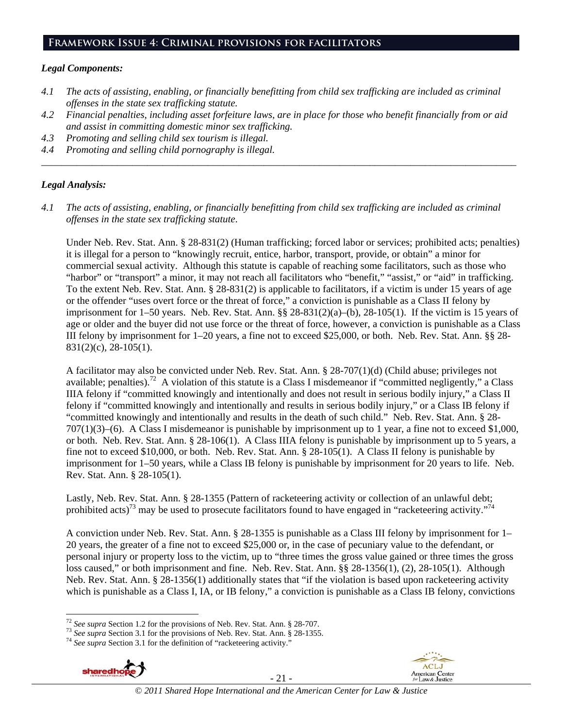## Framework Issue 4: Criminal provisions for facilitators

### *Legal Components:*

*4.1 The acts of assisting, enabling, or financially benefitting from child sex trafficking are included as criminal offenses in the state sex trafficking statute.*

*4.2 Financial penalties, including asset forfeiture laws, are in place for those who benefit financially from or aid and assist in committing domestic minor sex trafficking.*

*4.3 Promoting and selling child sex tourism is illegal.*

*4.4 Promoting and selling child pornography is illegal.*

---

### *Legal Analysis:*

*4.1 The acts of assisting, enabling, or financially benefitting from child sex trafficking are included as criminal offenses in the state sex trafficking statute.*

Under Neb. Rev. Stat. Ann. § 28-831(2) (Human trafficking; forced labor or services; prohibited acts; penalties) it is illegal for a person to "knowingly recruit, entice, harbor, transport, provide, or obtain" a minor for commercial sexual activity. Although this statute is capable of reaching some facilitators, such as those who "harbor" or "transport" a minor, it may not reach all facilitators who "benefit," "assist," or "aid" in trafficking. To the extent Neb. Rev. Stat. Ann. § 28-831(2) is applicable to facilitators, if a victim is under 15 years of age or the offender "uses overt force or the threat of force," a conviction is punishable as a Class II felony by imprisonment for 1–50 years. Neb. Rev. Stat. Ann. §§ 28-831(2)(a)–(b), 28-105(1). If the victim is 15 years of age or older and the buyer did not use force or the threat of force, however, a conviction is punishable as a Class III felony by imprisonment for 1–20 years, a fine not to exceed $25,000, or both. Neb. Rev. Stat. Ann. §§ 28-831(2)(c), 28-105(1).

A facilitator may also be convicted under Neb. Rev. Stat. Ann. § 28-707(1)(d) (Child abuse; privileges not available; penalties).[72] A violation of this statute is a Class I misdemeanor if "committed negligently," a Class IIIA felony if "committed knowingly and intentionally and does not result in serious bodily injury," a Class II felony if "committed knowingly and intentionally and results in serious bodily injury," or a Class IB felony if "committed knowingly and intentionally and results in the death of such child." Neb. Rev. Stat. Ann. § 28-707(1)(3)–(6). A Class I misdemeanor is punishable by imprisonment up to 1 year, a fine not to exceed $1,000, or both. Neb. Rev. Stat. Ann. § 28-106(1). A Class IIIA felony is punishable by imprisonment up to 5 years, a fine not to exceed $10,000, or both. Neb. Rev. Stat. Ann. § 28-105(1). A Class II felony is punishable by imprisonment for 1–50 years, while a Class IB felony is punishable by imprisonment for 20 years to life. Neb. Rev. Stat. Ann. § 28-105(1).

Lastly, Neb. Rev. Stat. Ann. § 28-1355 (Pattern of racketeering activity or collection of an unlawful debt; prohibited acts)[73] may be used to prosecute facilitators found to have engaged in "racketeering activity."[74]

A conviction under Neb. Rev. Stat. Ann. § 28-1355 is punishable as a Class III felony by imprisonment for 1–20 years, the greater of a fine not to exceed $25,000 or, in the case of pecuniary value to the defendant, or personal injury or property loss to the victim, up to "three times the gross value gained or three times the gross loss caused," or both imprisonment and fine. Neb. Rev. Stat. Ann. §§ 28-1356(1), (2), 28-105(1). Although Neb. Rev. Stat. Ann. § 28-1356(1) additionally states that "if the violation is based upon racketeering activity which is punishable as a Class I, IA, or IB felony," a conviction is punishable as a Class IB felony, convictions

---

[72] *See supra* Section 1.2 for the provisions of Neb. Rev. Stat. Ann. § 28-707.

[73] *See supra* Section 3.1 for the provisions of Neb. Rev. Stat. Ann. § 28-1355.

[74] *See supra* Section 3.1 for the definition of "racketeering activity."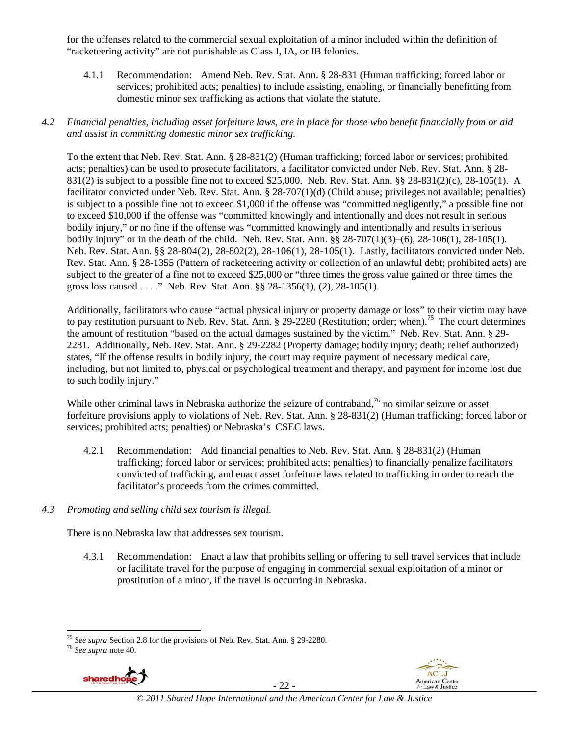for the offenses related to the commercial sexual exploitation of a minor included within the definition of "racketeering activity" are not punishable as Class I, IA, or IB felonies.

4.1.1 Recommendation: Amend Neb. Rev. Stat. Ann. § 28-831 (Human trafficking; forced labor or services; prohibited acts; penalties) to include assisting, enabling, or financially benefitting from domestic minor sex trafficking as actions that violate the statute.

*4.2 Financial penalties, including asset forfeiture laws, are in place for those who benefit financially from or aid and assist in committing domestic minor sex trafficking.*

To the extent that Neb. Rev. Stat. Ann. § 28-831(2) (Human trafficking; forced labor or services; prohibited acts; penalties) can be used to prosecute facilitators, a facilitator convicted under Neb. Rev. Stat. Ann. § 28-831(2) is subject to a possible fine not to exceed $25,000. Neb. Rev. Stat. Ann. §§ 28-831(2)(c), 28-105(1). A facilitator convicted under Neb. Rev. Stat. Ann. § 28-707(1)(d) (Child abuse; privileges not available; penalties) is subject to a possible fine not to exceed $1,000 if the offense was "committed negligently," a possible fine not to exceed $10,000 if the offense was "committed knowingly and intentionally and does not result in serious bodily injury," or no fine if the offense was "committed knowingly and intentionally and results in serious bodily injury" or in the death of the child. Neb. Rev. Stat. Ann. §§ 28-707(1)(3)–(6), 28-106(1), 28-105(1). Neb. Rev. Stat. Ann. §§ 28-804(2), 28-802(2), 28-106(1), 28-105(1). Lastly, facilitators convicted under Neb. Rev. Stat. Ann. § 28-1355 (Pattern of racketeering activity or collection of an unlawful debt; prohibited acts) are subject to the greater of a fine not to exceed $25,000 or "three times the gross value gained or three times the gross loss caused . . . ." Neb. Rev. Stat. Ann. §§ 28-1356(1), (2), 28-105(1).

Additionally, facilitators who cause "actual physical injury or property damage or loss" to their victim may have to pay restitution pursuant to Neb. Rev. Stat. Ann. § 29-2280 (Restitution; order; when).[75] The court determines the amount of restitution "based on the actual damages sustained by the victim." Neb. Rev. Stat. Ann. § 29-2281. Additionally, Neb. Rev. Stat. Ann. § 29-2282 (Property damage; bodily injury; death; relief authorized) states, "If the offense results in bodily injury, the court may require payment of necessary medical care, including, but not limited to, physical or psychological treatment and therapy, and payment for income lost due to such bodily injury."

While other criminal laws in Nebraska authorize the seizure of contraband,[76] no similar seizure or asset forfeiture provisions apply to violations of Neb. Rev. Stat. Ann. § 28-831(2) (Human trafficking; forced labor or services; prohibited acts; penalties) or Nebraska's CSEC laws.

4.2.1 Recommendation: Add financial penalties to Neb. Rev. Stat. Ann. § 28-831(2) (Human trafficking; forced labor or services; prohibited acts; penalties) to financially penalize facilitators convicted of trafficking, and enact asset forfeiture laws related to trafficking in order to reach the facilitator's proceeds from the crimes committed.

*4.3 Promoting and selling child sex tourism is illegal.*

There is no Nebraska law that addresses sex tourism.

4.3.1 Recommendation: Enact a law that prohibits selling or offering to sell travel services that include or facilitate travel for the purpose of engaging in commercial sexual exploitation of a minor or prostitution of a minor, if the travel is occurring in Nebraska.

---

[75] *See supra* Section 2.8 for the provisions of Neb. Rev. Stat. Ann. § 29-2280.

[76] *See supra* note 40.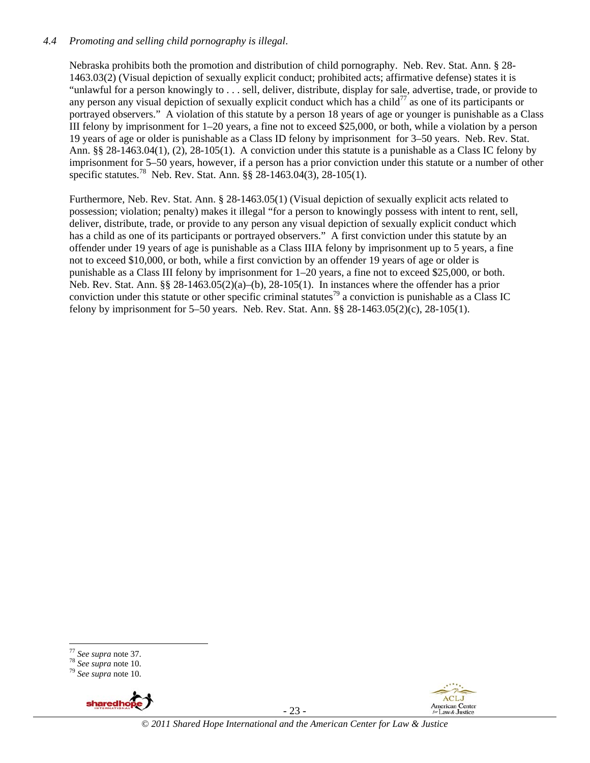*4.4 Promoting and selling child pornography is illegal.*

Nebraska prohibits both the promotion and distribution of child pornography. Neb. Rev. Stat. Ann. § 28-1463.03(2) (Visual depiction of sexually explicit conduct; prohibited acts; affirmative defense) states it is "unlawful for a person knowingly to . . . sell, deliver, distribute, display for sale, advertise, trade, or provide to any person any visual depiction of sexually explicit conduct which has a child[77] as one of its participants or portrayed observers." A violation of this statute by a person 18 years of age or younger is punishable as a Class III felony by imprisonment for 1–20 years, a fine not to exceed $25,000, or both, while a violation by a person 19 years of age or older is punishable as a Class ID felony by imprisonment for 3–50 years. Neb. Rev. Stat. Ann. §§ 28-1463.04(1), (2), 28-105(1). A conviction under this statute is a punishable as a Class IC felony by imprisonment for 5–50 years, however, if a person has a prior conviction under this statute or a number of other specific statutes.[78] Neb. Rev. Stat. Ann. §§ 28-1463.04(3), 28-105(1).

Furthermore, Neb. Rev. Stat. Ann. § 28-1463.05(1) (Visual depiction of sexually explicit acts related to possession; violation; penalty) makes it illegal "for a person to knowingly possess with intent to rent, sell, deliver, distribute, trade, or provide to any person any visual depiction of sexually explicit conduct which has a child as one of its participants or portrayed observers." A first conviction under this statute by an offender under 19 years of age is punishable as a Class IIIA felony by imprisonment up to 5 years, a fine not to exceed $10,000, or both, while a first conviction by an offender 19 years of age or older is punishable as a Class III felony by imprisonment for 1–20 years, a fine not to exceed $25,000, or both. Neb. Rev. Stat. Ann. §§ 28-1463.05(2)(a)–(b), 28-105(1). In instances where the offender has a prior conviction under this statute or other specific criminal statutes[79] a conviction is punishable as a Class IC felony by imprisonment for 5–50 years. Neb. Rev. Stat. Ann. §§ 28-1463.05(2)(c), 28-105(1).

---

[77] *See supra* note 37.
[78] *See supra* note 10.
[79] *See supra* note 10.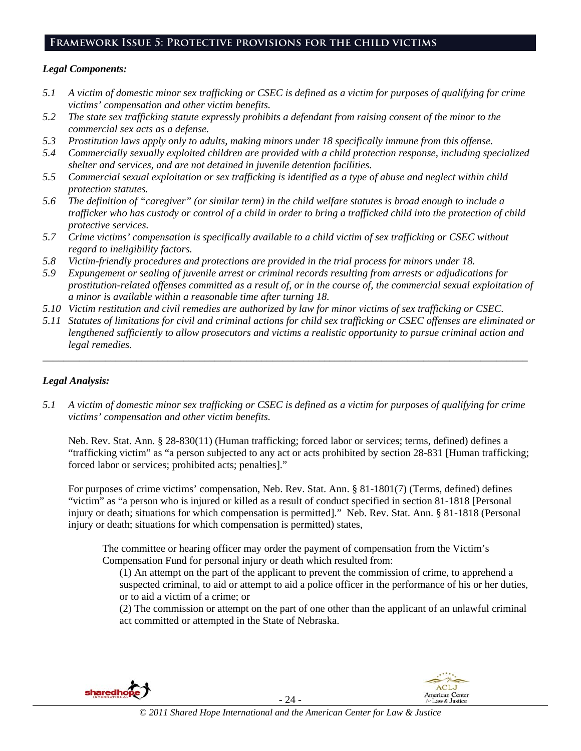## Framework Issue 5: Protective provisions for the child victims

***Legal Components:***

*5.1 A victim of domestic minor sex trafficking or CSEC is defined as a victim for purposes of qualifying for crime victims' compensation and other victim benefits.*

*5.2 The state sex trafficking statute expressly prohibits a defendant from raising consent of the minor to the commercial sex acts as a defense.*

*5.3 Prostitution laws apply only to adults, making minors under 18 specifically immune from this offense.*

*5.4 Commercially sexually exploited children are provided with a child protection response, including specialized shelter and services, and are not detained in juvenile detention facilities.*

*5.5 Commercial sexual exploitation or sex trafficking is identified as a type of abuse and neglect within child protection statutes.*

*5.6 The definition of "caregiver" (or similar term) in the child welfare statutes is broad enough to include a trafficker who has custody or control of a child in order to bring a trafficked child into the protection of child protective services.*

*5.7 Crime victims' compensation is specifically available to a child victim of sex trafficking or CSEC without regard to ineligibility factors.*

*5.8 Victim-friendly procedures and protections are provided in the trial process for minors under 18.*

*5.9 Expungement or sealing of juvenile arrest or criminal records resulting from arrests or adjudications for prostitution-related offenses committed as a result of, or in the course of, the commercial sexual exploitation of a minor is available within a reasonable time after turning 18.*

*5.10 Victim restitution and civil remedies are authorized by law for minor victims of sex trafficking or CSEC.*

*5.11 Statutes of limitations for civil and criminal actions for child sex trafficking or CSEC offenses are eliminated or lengthened sufficiently to allow prosecutors and victims a realistic opportunity to pursue criminal action and legal remedies.*

---

***Legal Analysis:***

*5.1 A victim of domestic minor sex trafficking or CSEC is defined as a victim for purposes of qualifying for crime victims' compensation and other victim benefits.*

Neb. Rev. Stat. Ann. § 28-830(11) (Human trafficking; forced labor or services; terms, defined) defines a "trafficking victim" as "a person subjected to any act or acts prohibited by section 28-831 [Human trafficking; forced labor or services; prohibited acts; penalties]."

For purposes of crime victims' compensation, Neb. Rev. Stat. Ann. § 81-1801(7) (Terms, defined) defines "victim" as "a person who is injured or killed as a result of conduct specified in section 81-1818 [Personal injury or death; situations for which compensation is permitted]." Neb. Rev. Stat. Ann. § 81-1818 (Personal injury or death; situations for which compensation is permitted) states,

> The committee or hearing officer may order the payment of compensation from the Victim's Compensation Fund for personal injury or death which resulted from:
>
> (1) An attempt on the part of the applicant to prevent the commission of crime, to apprehend a suspected criminal, to aid or attempt to aid a police officer in the performance of his or her duties, or to aid a victim of a crime; or
>
> (2) The commission or attempt on the part of one other than the applicant of an unlawful criminal act committed or attempted in the State of Nebraska.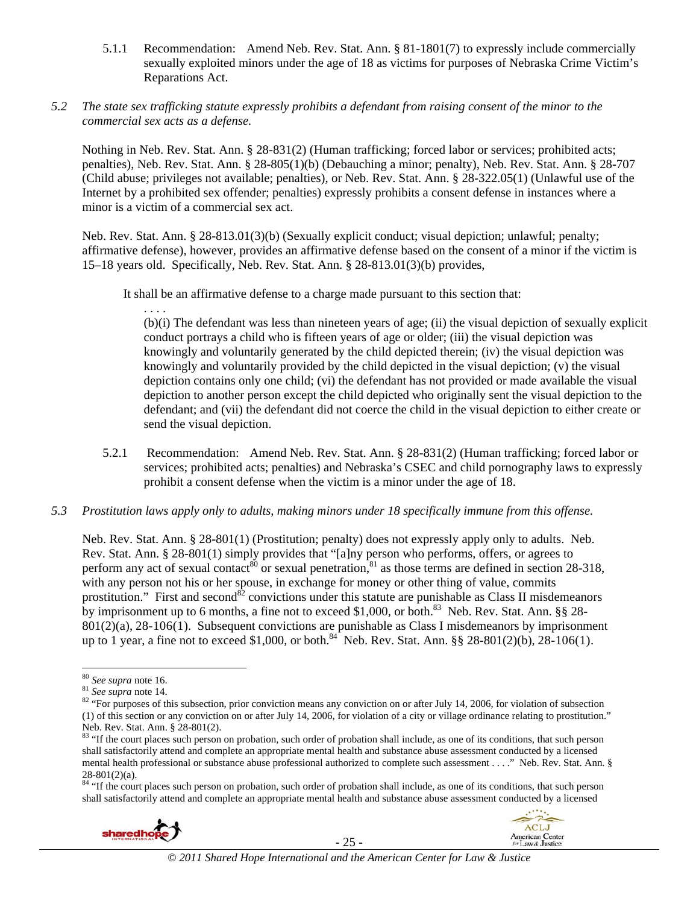5.1.1 Recommendation: Amend Neb. Rev. Stat. Ann. § 81-1801(7) to expressly include commercially sexually exploited minors under the age of 18 as victims for purposes of Nebraska Crime Victim's Reparations Act.

*5.2 The state sex trafficking statute expressly prohibits a defendant from raising consent of the minor to the commercial sex acts as a defense.*

Nothing in Neb. Rev. Stat. Ann. § 28-831(2) (Human trafficking; forced labor or services; prohibited acts; penalties), Neb. Rev. Stat. Ann. § 28-805(1)(b) (Debauching a minor; penalty), Neb. Rev. Stat. Ann. § 28-707 (Child abuse; privileges not available; penalties), or Neb. Rev. Stat. Ann. § 28-322.05(1) (Unlawful use of the Internet by a prohibited sex offender; penalties) expressly prohibits a consent defense in instances where a minor is a victim of a commercial sex act.

Neb. Rev. Stat. Ann. § 28-813.01(3)(b) (Sexually explicit conduct; visual depiction; unlawful; penalty; affirmative defense), however, provides an affirmative defense based on the consent of a minor if the victim is 15–18 years old. Specifically, Neb. Rev. Stat. Ann. § 28-813.01(3)(b) provides,

> It shall be an affirmative defense to a charge made pursuant to this section that:
>
> . . . .
>
> (b)(i) The defendant was less than nineteen years of age; (ii) the visual depiction of sexually explicit conduct portrays a child who is fifteen years of age or older; (iii) the visual depiction was knowingly and voluntarily generated by the child depicted therein; (iv) the visual depiction was knowingly and voluntarily provided by the child depicted in the visual depiction; (v) the visual depiction contains only one child; (vi) the defendant has not provided or made available the visual depiction to another person except the child depicted who originally sent the visual depiction to the defendant; and (vii) the defendant did not coerce the child in the visual depiction to either create or send the visual depiction.

5.2.1 Recommendation: Amend Neb. Rev. Stat. Ann. § 28-831(2) (Human trafficking; forced labor or services; prohibited acts; penalties) and Nebraska's CSEC and child pornography laws to expressly prohibit a consent defense when the victim is a minor under the age of 18.

*5.3 Prostitution laws apply only to adults, making minors under 18 specifically immune from this offense.*

Neb. Rev. Stat. Ann. § 28-801(1) (Prostitution; penalty) does not expressly apply only to adults. Neb. Rev. Stat. Ann. § 28-801(1) simply provides that "[a]ny person who performs, offers, or agrees to perform any act of sexual contact[80] or sexual penetration,[81] as those terms are defined in section 28-318, with any person not his or her spouse, in exchange for money or other thing of value, commits prostitution." First and second[82] convictions under this statute are punishable as Class II misdemeanors by imprisonment up to 6 months, a fine not to exceed $1,000, or both.[83] Neb. Rev. Stat. Ann. §§ 28-801(2)(a), 28-106(1). Subsequent convictions are punishable as Class I misdemeanors by imprisonment up to 1 year, a fine not to exceed $1,000, or both.[84] Neb. Rev. Stat. Ann. §§ 28-801(2)(b), 28-106(1).

---

[80] *See supra* note 16.

[81] *See supra* note 14.

[82] "For purposes of this subsection, prior conviction means any conviction on or after July 14, 2006, for violation of subsection (1) of this section or any conviction on or after July 14, 2006, for violation of a city or village ordinance relating to prostitution." Neb. Rev. Stat. Ann. § 28-801(2).

[83] "If the court places such person on probation, such order of probation shall include, as one of its conditions, that such person shall satisfactorily attend and complete an appropriate mental health and substance abuse assessment conducted by a licensed mental health professional or substance abuse professional authorized to complete such assessment . . . ." Neb. Rev. Stat. Ann. § 28-801(2)(a).

[84] "If the court places such person on probation, such order of probation shall include, as one of its conditions, that such person shall satisfactorily attend and complete an appropriate mental health and substance abuse assessment conducted by a licensed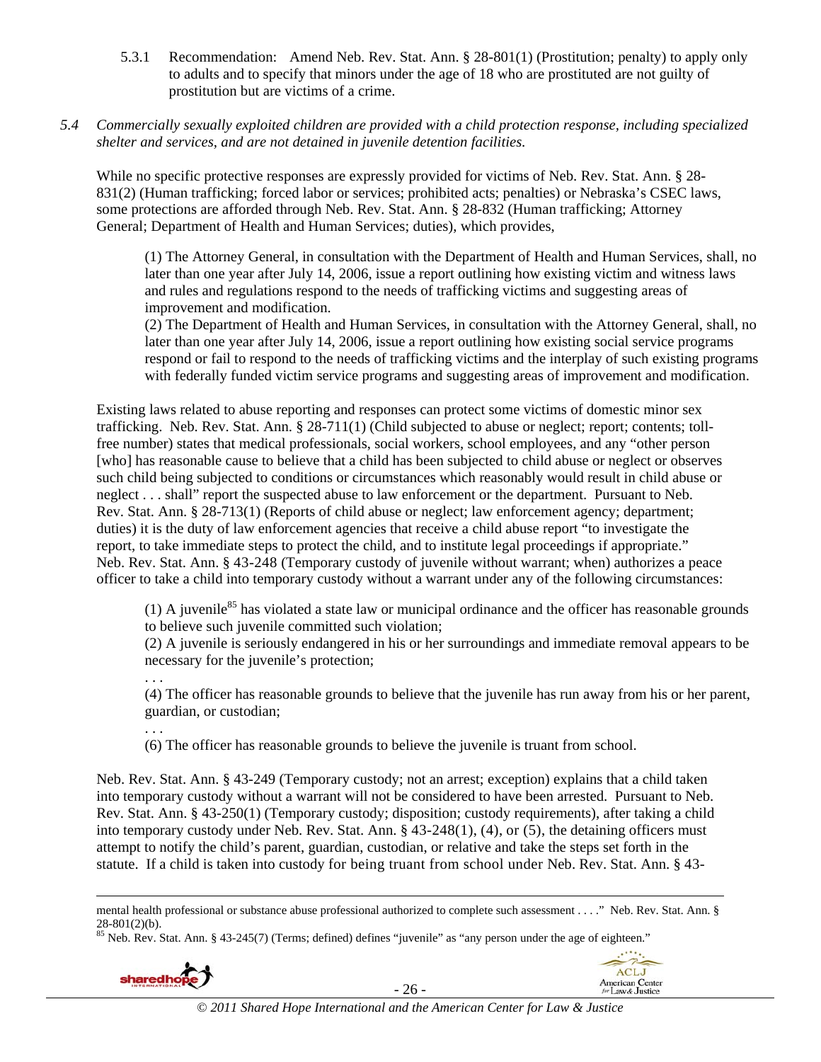5.3.1 Recommendation: Amend Neb. Rev. Stat. Ann. § 28-801(1) (Prostitution; penalty) to apply only to adults and to specify that minors under the age of 18 who are prostituted are not guilty of prostitution but are victims of a crime.

*5.4 Commercially sexually exploited children are provided with a child protection response, including specialized shelter and services, and are not detained in juvenile detention facilities.*

While no specific protective responses are expressly provided for victims of Neb. Rev. Stat. Ann. § 28-831(2) (Human trafficking; forced labor or services; prohibited acts; penalties) or Nebraska's CSEC laws, some protections are afforded through Neb. Rev. Stat. Ann. § 28-832 (Human trafficking; Attorney General; Department of Health and Human Services; duties), which provides,

> (1) The Attorney General, in consultation with the Department of Health and Human Services, shall, no later than one year after July 14, 2006, issue a report outlining how existing victim and witness laws and rules and regulations respond to the needs of trafficking victims and suggesting areas of improvement and modification.
> (2) The Department of Health and Human Services, in consultation with the Attorney General, shall, no later than one year after July 14, 2006, issue a report outlining how existing social service programs respond or fail to respond to the needs of trafficking victims and the interplay of such existing programs with federally funded victim service programs and suggesting areas of improvement and modification.

Existing laws related to abuse reporting and responses can protect some victims of domestic minor sex trafficking. Neb. Rev. Stat. Ann. § 28-711(1) (Child subjected to abuse or neglect; report; contents; toll-free number) states that medical professionals, social workers, school employees, and any "other person [who] has reasonable cause to believe that a child has been subjected to child abuse or neglect or observes such child being subjected to conditions or circumstances which reasonably would result in child abuse or neglect . . . shall" report the suspected abuse to law enforcement or the department. Pursuant to Neb. Rev. Stat. Ann. § 28-713(1) (Reports of child abuse or neglect; law enforcement agency; department; duties) it is the duty of law enforcement agencies that receive a child abuse report "to investigate the report, to take immediate steps to protect the child, and to institute legal proceedings if appropriate." Neb. Rev. Stat. Ann. § 43-248 (Temporary custody of juvenile without warrant; when) authorizes a peace officer to take a child into temporary custody without a warrant under any of the following circumstances:

> (1) A juvenile[85] has violated a state law or municipal ordinance and the officer has reasonable grounds to believe such juvenile committed such violation;
> (2) A juvenile is seriously endangered in his or her surroundings and immediate removal appears to be necessary for the juvenile's protection;
> . . .
> (4) The officer has reasonable grounds to believe that the juvenile has run away from his or her parent, guardian, or custodian;
> . . .
> (6) The officer has reasonable grounds to believe the juvenile is truant from school.

Neb. Rev. Stat. Ann. § 43-249 (Temporary custody; not an arrest; exception) explains that a child taken into temporary custody without a warrant will not be considered to have been arrested. Pursuant to Neb. Rev. Stat. Ann. § 43-250(1) (Temporary custody; disposition; custody requirements), after taking a child into temporary custody under Neb. Rev. Stat. Ann. § 43-248(1), (4), or (5), the detaining officers must attempt to notify the child's parent, guardian, custodian, or relative and take the steps set forth in the statute. If a child is taken into custody for being truant from school under Neb. Rev. Stat. Ann. § 43-

---

mental health professional or substance abuse professional authorized to complete such assessment . . . ." Neb. Rev. Stat. Ann. § 28-801(2)(b).

[85] Neb. Rev. Stat. Ann. § 43-245(7) (Terms; defined) defines "juvenile" as "any person under the age of eighteen."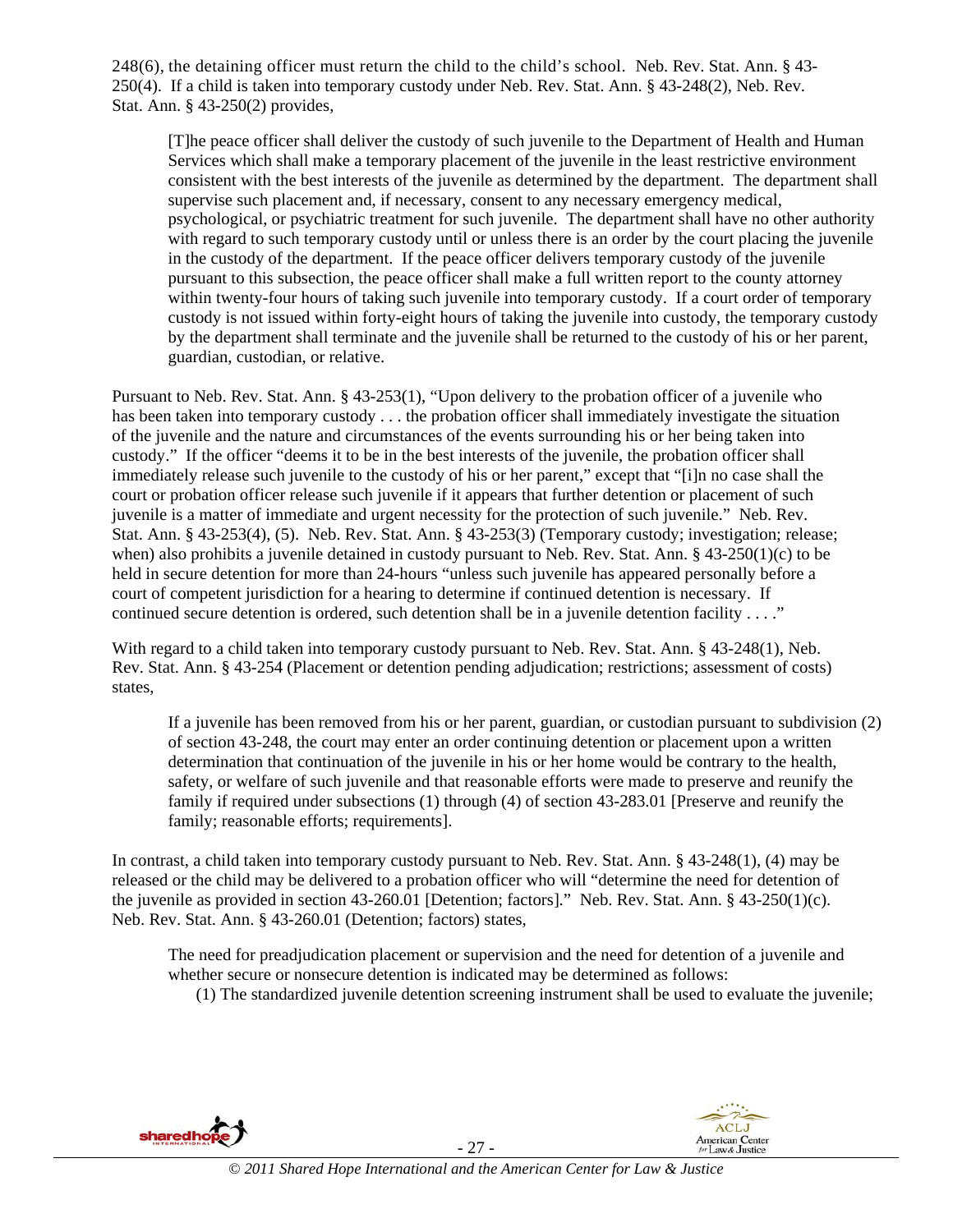248(6), the detaining officer must return the child to the child's school. Neb. Rev. Stat. Ann. § 43-250(4). If a child is taken into temporary custody under Neb. Rev. Stat. Ann. § 43-248(2), Neb. Rev. Stat. Ann. § 43-250(2) provides,

> [T]he peace officer shall deliver the custody of such juvenile to the Department of Health and Human Services which shall make a temporary placement of the juvenile in the least restrictive environment consistent with the best interests of the juvenile as determined by the department. The department shall supervise such placement and, if necessary, consent to any necessary emergency medical, psychological, or psychiatric treatment for such juvenile. The department shall have no other authority with regard to such temporary custody until or unless there is an order by the court placing the juvenile in the custody of the department. If the peace officer delivers temporary custody of the juvenile pursuant to this subsection, the peace officer shall make a full written report to the county attorney within twenty-four hours of taking such juvenile into temporary custody. If a court order of temporary custody is not issued within forty-eight hours of taking the juvenile into custody, the temporary custody by the department shall terminate and the juvenile shall be returned to the custody of his or her parent, guardian, custodian, or relative.

Pursuant to Neb. Rev. Stat. Ann. § 43-253(1), "Upon delivery to the probation officer of a juvenile who has been taken into temporary custody . . . the probation officer shall immediately investigate the situation of the juvenile and the nature and circumstances of the events surrounding his or her being taken into custody." If the officer "deems it to be in the best interests of the juvenile, the probation officer shall immediately release such juvenile to the custody of his or her parent," except that "[i]n no case shall the court or probation officer release such juvenile if it appears that further detention or placement of such juvenile is a matter of immediate and urgent necessity for the protection of such juvenile." Neb. Rev. Stat. Ann. § 43-253(4), (5). Neb. Rev. Stat. Ann. § 43-253(3) (Temporary custody; investigation; release; when) also prohibits a juvenile detained in custody pursuant to Neb. Rev. Stat. Ann. § 43-250(1)(c) to be held in secure detention for more than 24-hours "unless such juvenile has appeared personally before a court of competent jurisdiction for a hearing to determine if continued detention is necessary. If continued secure detention is ordered, such detention shall be in a juvenile detention facility . . . ."

With regard to a child taken into temporary custody pursuant to Neb. Rev. Stat. Ann. § 43-248(1), Neb. Rev. Stat. Ann. § 43-254 (Placement or detention pending adjudication; restrictions; assessment of costs) states,

> If a juvenile has been removed from his or her parent, guardian, or custodian pursuant to subdivision (2) of section 43-248, the court may enter an order continuing detention or placement upon a written determination that continuation of the juvenile in his or her home would be contrary to the health, safety, or welfare of such juvenile and that reasonable efforts were made to preserve and reunify the family if required under subsections (1) through (4) of section 43-283.01 [Preserve and reunify the family; reasonable efforts; requirements].

In contrast, a child taken into temporary custody pursuant to Neb. Rev. Stat. Ann. § 43-248(1), (4) may be released or the child may be delivered to a probation officer who will "determine the need for detention of the juvenile as provided in section 43-260.01 [Detention; factors]." Neb. Rev. Stat. Ann. § 43-250(1)(c). Neb. Rev. Stat. Ann. § 43-260.01 (Detention; factors) states,

> The need for preadjudication placement or supervision and the need for detention of a juvenile and whether secure or nonsecure detention is indicated may be determined as follows:
>
> (1) The standardized juvenile detention screening instrument shall be used to evaluate the juvenile;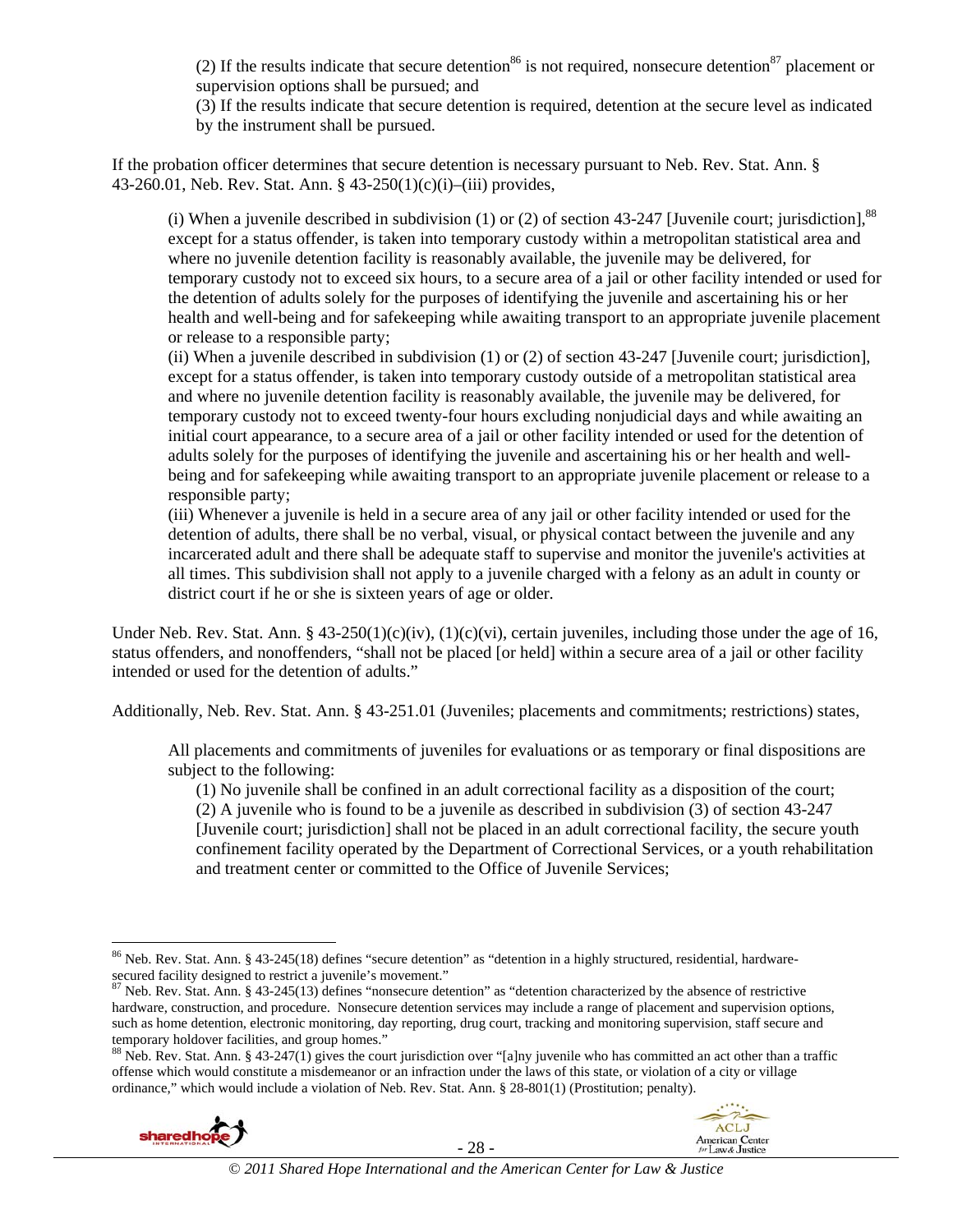(2) If the results indicate that secure detention[86] is not required, nonsecure detention[87] placement or supervision options shall be pursued; and

(3) If the results indicate that secure detention is required, detention at the secure level as indicated by the instrument shall be pursued.

If the probation officer determines that secure detention is necessary pursuant to Neb. Rev. Stat. Ann. § 43-260.01, Neb. Rev. Stat. Ann. § 43-250(1)(c)(i)–(iii) provides,

> (i) When a juvenile described in subdivision (1) or (2) of section 43-247 [Juvenile court; jurisdiction],[88] except for a status offender, is taken into temporary custody within a metropolitan statistical area and where no juvenile detention facility is reasonably available, the juvenile may be delivered, for temporary custody not to exceed six hours, to a secure area of a jail or other facility intended or used for the detention of adults solely for the purposes of identifying the juvenile and ascertaining his or her health and well-being and for safekeeping while awaiting transport to an appropriate juvenile placement or release to a responsible party;
>
> (ii) When a juvenile described in subdivision (1) or (2) of section 43-247 [Juvenile court; jurisdiction], except for a status offender, is taken into temporary custody outside of a metropolitan statistical area and where no juvenile detention facility is reasonably available, the juvenile may be delivered, for temporary custody not to exceed twenty-four hours excluding nonjudicial days and while awaiting an initial court appearance, to a secure area of a jail or other facility intended or used for the detention of adults solely for the purposes of identifying the juvenile and ascertaining his or her health and well-being and for safekeeping while awaiting transport to an appropriate juvenile placement or release to a responsible party;
>
> (iii) Whenever a juvenile is held in a secure area of any jail or other facility intended or used for the detention of adults, there shall be no verbal, visual, or physical contact between the juvenile and any incarcerated adult and there shall be adequate staff to supervise and monitor the juvenile's activities at all times. This subdivision shall not apply to a juvenile charged with a felony as an adult in county or district court if he or she is sixteen years of age or older.

Under Neb. Rev. Stat. Ann. § 43-250(1)(c)(iv), (1)(c)(vi), certain juveniles, including those under the age of 16, status offenders, and nonoffenders, "shall not be placed [or held] within a secure area of a jail or other facility intended or used for the detention of adults."

Additionally, Neb. Rev. Stat. Ann. § 43-251.01 (Juveniles; placements and commitments; restrictions) states,

> All placements and commitments of juveniles for evaluations or as temporary or final dispositions are subject to the following:
>
> (1) No juvenile shall be confined in an adult correctional facility as a disposition of the court;
>
> (2) A juvenile who is found to be a juvenile as described in subdivision (3) of section 43-247 [Juvenile court; jurisdiction] shall not be placed in an adult correctional facility, the secure youth confinement facility operated by the Department of Correctional Services, or a youth rehabilitation and treatment center or committed to the Office of Juvenile Services;

---

[86] Neb. Rev. Stat. Ann. § 43-245(18) defines "secure detention" as "detention in a highly structured, residential, hardware-secured facility designed to restrict a juvenile's movement."

[87] Neb. Rev. Stat. Ann. § 43-245(13) defines "nonsecure detention" as "detention characterized by the absence of restrictive hardware, construction, and procedure. Nonsecure detention services may include a range of placement and supervision options, such as home detention, electronic monitoring, day reporting, drug court, tracking and monitoring supervision, staff secure and temporary holdover facilities, and group homes."

[88] Neb. Rev. Stat. Ann. § 43-247(1) gives the court jurisdiction over "[a]ny juvenile who has committed an act other than a traffic offense which would constitute a misdemeanor or an infraction under the laws of this state, or violation of a city or village ordinance," which would include a violation of Neb. Rev. Stat. Ann. § 28-801(1) (Prostitution; penalty).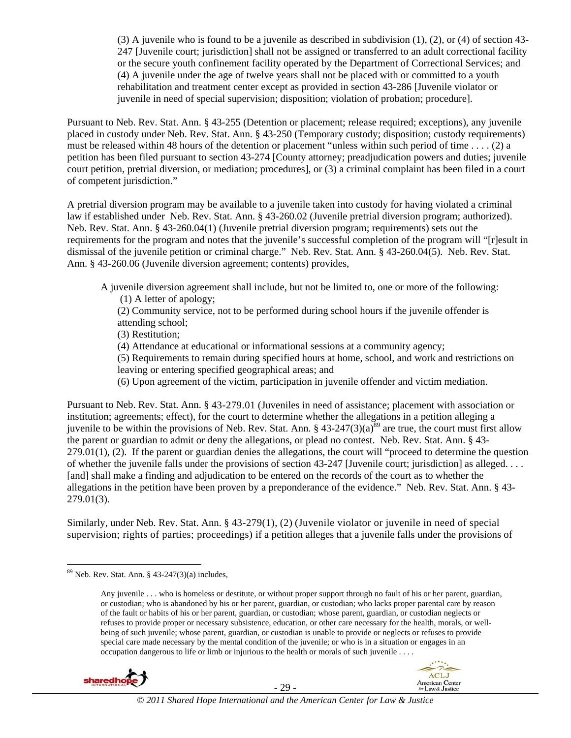(3) A juvenile who is found to be a juvenile as described in subdivision (1), (2), or (4) of section 43-247 [Juvenile court; jurisdiction] shall not be assigned or transferred to an adult correctional facility or the secure youth confinement facility operated by the Department of Correctional Services; and
> (4) A juvenile under the age of twelve years shall not be placed with or committed to a youth rehabilitation and treatment center except as provided in section 43-286 [Juvenile violator or juvenile in need of special supervision; disposition; violation of probation; procedure].

Pursuant to Neb. Rev. Stat. Ann. § 43-255 (Detention or placement; release required; exceptions), any juvenile placed in custody under Neb. Rev. Stat. Ann. § 43-250 (Temporary custody; disposition; custody requirements) must be released within 48 hours of the detention or placement "unless within such period of time . . . . (2) a petition has been filed pursuant to section 43-274 [County attorney; preadjudication powers and duties; juvenile court petition, pretrial diversion, or mediation; procedures], or (3) a criminal complaint has been filed in a court of competent jurisdiction."

A pretrial diversion program may be available to a juvenile taken into custody for having violated a criminal law if established under Neb. Rev. Stat. Ann. § 43-260.02 (Juvenile pretrial diversion program; authorized). Neb. Rev. Stat. Ann. § 43-260.04(1) (Juvenile pretrial diversion program; requirements) sets out the requirements for the program and notes that the juvenile's successful completion of the program will "[r]esult in dismissal of the juvenile petition or criminal charge." Neb. Rev. Stat. Ann. § 43-260.04(5). Neb. Rev. Stat. Ann. § 43-260.06 (Juvenile diversion agreement; contents) provides,

> A juvenile diversion agreement shall include, but not be limited to, one or more of the following:
> (1) A letter of apology;
> (2) Community service, not to be performed during school hours if the juvenile offender is attending school;
> (3) Restitution;
> (4) Attendance at educational or informational sessions at a community agency;
> (5) Requirements to remain during specified hours at home, school, and work and restrictions on leaving or entering specified geographical areas; and
> (6) Upon agreement of the victim, participation in juvenile offender and victim mediation.

Pursuant to Neb. Rev. Stat. Ann. § 43-279.01 (Juveniles in need of assistance; placement with association or institution; agreements; effect), for the court to determine whether the allegations in a petition alleging a juvenile to be within the provisions of Neb. Rev. Stat. Ann. § 43-247(3)(a)[89] are true, the court must first allow the parent or guardian to admit or deny the allegations, or plead no contest. Neb. Rev. Stat. Ann. § 43-279.01(1), (2). If the parent or guardian denies the allegations, the court will "proceed to determine the question of whether the juvenile falls under the provisions of section 43-247 [Juvenile court; jurisdiction] as alleged. . . . [and] shall make a finding and adjudication to be entered on the records of the court as to whether the allegations in the petition have been proven by a preponderance of the evidence." Neb. Rev. Stat. Ann. § 43-279.01(3).

Similarly, under Neb. Rev. Stat. Ann. § 43-279(1), (2) (Juvenile violator or juvenile in need of special supervision; rights of parties; proceedings) if a petition alleges that a juvenile falls under the provisions of

---

[89] Neb. Rev. Stat. Ann. § 43-247(3)(a) includes,

> Any juvenile . . . who is homeless or destitute, or without proper support through no fault of his or her parent, guardian, or custodian; who is abandoned by his or her parent, guardian, or custodian; who lacks proper parental care by reason of the fault or habits of his or her parent, guardian, or custodian; whose parent, guardian, or custodian neglects or refuses to provide proper or necessary subsistence, education, or other care necessary for the health, morals, or well-being of such juvenile; whose parent, guardian, or custodian is unable to provide or neglects or refuses to provide special care made necessary by the mental condition of the juvenile; or who is in a situation or engages in an occupation dangerous to life or limb or injurious to the health or morals of such juvenile . . . .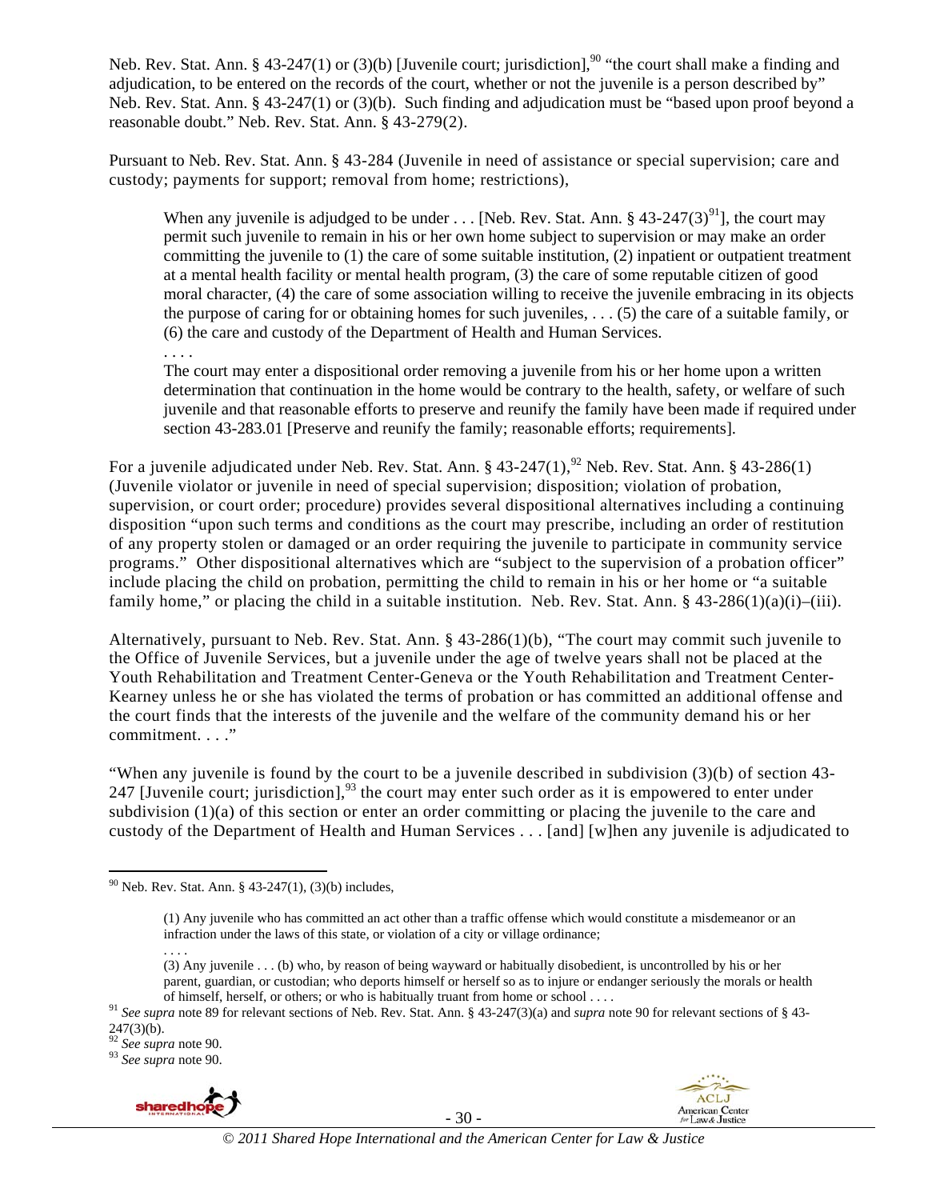Neb. Rev. Stat. Ann. § 43-247(1) or (3)(b) [Juvenile court; jurisdiction],[90] "the court shall make a finding and adjudication, to be entered on the records of the court, whether or not the juvenile is a person described by" Neb. Rev. Stat. Ann. § 43-247(1) or (3)(b). Such finding and adjudication must be "based upon proof beyond a reasonable doubt." Neb. Rev. Stat. Ann. § 43-279(2).

Pursuant to Neb. Rev. Stat. Ann. § 43-284 (Juvenile in need of assistance or special supervision; care and custody; payments for support; removal from home; restrictions),

> When any juvenile is adjudged to be under . . . [Neb. Rev. Stat. Ann. § 43-247(3)[91]], the court may permit such juvenile to remain in his or her own home subject to supervision or may make an order committing the juvenile to (1) the care of some suitable institution, (2) inpatient or outpatient treatment at a mental health facility or mental health program, (3) the care of some reputable citizen of good moral character, (4) the care of some association willing to receive the juvenile embracing in its objects the purpose of caring for or obtaining homes for such juveniles, . . . (5) the care of a suitable family, or (6) the care and custody of the Department of Health and Human Services.
>
> . . . .
>
> The court may enter a dispositional order removing a juvenile from his or her home upon a written determination that continuation in the home would be contrary to the health, safety, or welfare of such juvenile and that reasonable efforts to preserve and reunify the family have been made if required under section 43-283.01 [Preserve and reunify the family; reasonable efforts; requirements].

For a juvenile adjudicated under Neb. Rev. Stat. Ann. § 43-247(1),[92] Neb. Rev. Stat. Ann. § 43-286(1) (Juvenile violator or juvenile in need of special supervision; disposition; violation of probation, supervision, or court order; procedure) provides several dispositional alternatives including a continuing disposition "upon such terms and conditions as the court may prescribe, including an order of restitution of any property stolen or damaged or an order requiring the juvenile to participate in community service programs." Other dispositional alternatives which are "subject to the supervision of a probation officer" include placing the child on probation, permitting the child to remain in his or her home or "a suitable family home," or placing the child in a suitable institution. Neb. Rev. Stat. Ann. § 43-286(1)(a)(i)–(iii).

Alternatively, pursuant to Neb. Rev. Stat. Ann. § 43-286(1)(b), "The court may commit such juvenile to the Office of Juvenile Services, but a juvenile under the age of twelve years shall not be placed at the Youth Rehabilitation and Treatment Center-Geneva or the Youth Rehabilitation and Treatment Center-Kearney unless he or she has violated the terms of probation or has committed an additional offense and the court finds that the interests of the juvenile and the welfare of the community demand his or her commitment. . . ."

"When any juvenile is found by the court to be a juvenile described in subdivision (3)(b) of section 43-247 [Juvenile court; jurisdiction],[93] the court may enter such order as it is empowered to enter under subdivision (1)(a) of this section or enter an order committing or placing the juvenile to the care and custody of the Department of Health and Human Services . . . [and] [w]hen any juvenile is adjudicated to

---

[90] Neb. Rev. Stat. Ann. § 43-247(1), (3)(b) includes,

> (1) Any juvenile who has committed an act other than a traffic offense which would constitute a misdemeanor or an infraction under the laws of this state, or violation of a city or village ordinance;
>
> . . . .
>
> (3) Any juvenile . . . (b) who, by reason of being wayward or habitually disobedient, is uncontrolled by his or her parent, guardian, or custodian; who deports himself or herself so as to injure or endanger seriously the morals or health of himself, herself, or others; or who is habitually truant from home or school . . . .

[91] *See supra* note 89 for relevant sections of Neb. Rev. Stat. Ann. § 43-247(3)(a) and *supra* note 90 for relevant sections of § 43-247(3)(b).

[92] *See supra* note 90.

[93] *See supra* note 90.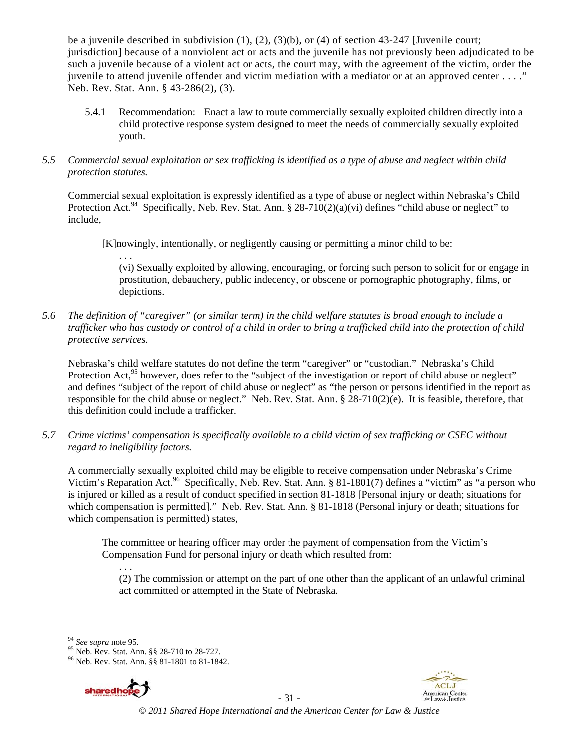be a juvenile described in subdivision (1), (2), (3)(b), or (4) of section 43-247 [Juvenile court; jurisdiction] because of a nonviolent act or acts and the juvenile has not previously been adjudicated to be such a juvenile because of a violent act or acts, the court may, with the agreement of the victim, order the juvenile to attend juvenile offender and victim mediation with a mediator or at an approved center . . . ." Neb. Rev. Stat. Ann. § 43-286(2), (3).

5.4.1 Recommendation: Enact a law to route commercially sexually exploited children directly into a child protective response system designed to meet the needs of commercially sexually exploited youth.

*5.5 Commercial sexual exploitation or sex trafficking is identified as a type of abuse and neglect within child protection statutes.*

Commercial sexual exploitation is expressly identified as a type of abuse or neglect within Nebraska's Child Protection Act.[94] Specifically, Neb. Rev. Stat. Ann. § 28-710(2)(a)(vi) defines "child abuse or neglect" to include,

> [K]nowingly, intentionally, or negligently causing or permitting a minor child to be:
>
> . . .
>
> (vi) Sexually exploited by allowing, encouraging, or forcing such person to solicit for or engage in prostitution, debauchery, public indecency, or obscene or pornographic photography, films, or depictions.

*5.6 The definition of "caregiver" (or similar term) in the child welfare statutes is broad enough to include a trafficker who has custody or control of a child in order to bring a trafficked child into the protection of child protective services.*

Nebraska's child welfare statutes do not define the term "caregiver" or "custodian." Nebraska's Child Protection Act,[95] however, does refer to the "subject of the investigation or report of child abuse or neglect" and defines "subject of the report of child abuse or neglect" as "the person or persons identified in the report as responsible for the child abuse or neglect." Neb. Rev. Stat. Ann. § 28-710(2)(e). It is feasible, therefore, that this definition could include a trafficker.

*5.7 Crime victims' compensation is specifically available to a child victim of sex trafficking or CSEC without regard to ineligibility factors.*

A commercially sexually exploited child may be eligible to receive compensation under Nebraska's Crime Victim's Reparation Act.[96] Specifically, Neb. Rev. Stat. Ann. § 81-1801(7) defines a "victim" as "a person who is injured or killed as a result of conduct specified in section 81-1818 [Personal injury or death; situations for which compensation is permitted]." Neb. Rev. Stat. Ann. § 81-1818 (Personal injury or death; situations for which compensation is permitted) states,

> The committee or hearing officer may order the payment of compensation from the Victim's Compensation Fund for personal injury or death which resulted from:
>
> . . .
>
> (2) The commission or attempt on the part of one other than the applicant of an unlawful criminal act committed or attempted in the State of Nebraska.

---

[94] *See supra* note 95.

[95] Neb. Rev. Stat. Ann. §§ 28-710 to 28-727.

[96] Neb. Rev. Stat. Ann. §§ 81-1801 to 81-1842.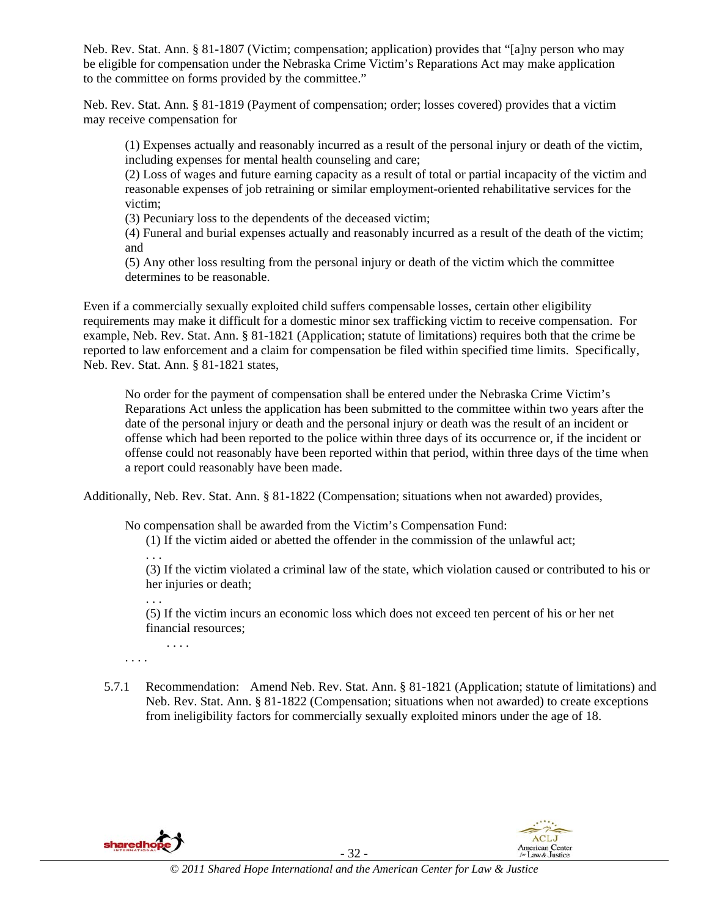Neb. Rev. Stat. Ann. § 81-1807 (Victim; compensation; application) provides that "[a]ny person who may be eligible for compensation under the Nebraska Crime Victim's Reparations Act may make application to the committee on forms provided by the committee."

Neb. Rev. Stat. Ann. § 81-1819 (Payment of compensation; order; losses covered) provides that a victim may receive compensation for

> (1) Expenses actually and reasonably incurred as a result of the personal injury or death of the victim, including expenses for mental health counseling and care;
> (2) Loss of wages and future earning capacity as a result of total or partial incapacity of the victim and reasonable expenses of job retraining or similar employment-oriented rehabilitative services for the victim;
> (3) Pecuniary loss to the dependents of the deceased victim;
> (4) Funeral and burial expenses actually and reasonably incurred as a result of the death of the victim; and
> (5) Any other loss resulting from the personal injury or death of the victim which the committee determines to be reasonable.

Even if a commercially sexually exploited child suffers compensable losses, certain other eligibility requirements may make it difficult for a domestic minor sex trafficking victim to receive compensation. For example, Neb. Rev. Stat. Ann. § 81-1821 (Application; statute of limitations) requires both that the crime be reported to law enforcement and a claim for compensation be filed within specified time limits. Specifically, Neb. Rev. Stat. Ann. § 81-1821 states,

> No order for the payment of compensation shall be entered under the Nebraska Crime Victim's Reparations Act unless the application has been submitted to the committee within two years after the date of the personal injury or death and the personal injury or death was the result of an incident or offense which had been reported to the police within three days of its occurrence or, if the incident or offense could not reasonably have been reported within that period, within three days of the time when a report could reasonably have been made.

Additionally, Neb. Rev. Stat. Ann. § 81-1822 (Compensation; situations when not awarded) provides,

> No compensation shall be awarded from the Victim's Compensation Fund:
> (1) If the victim aided or abetted the offender in the commission of the unlawful act;
> . . .
> (3) If the victim violated a criminal law of the state, which violation caused or contributed to his or her injuries or death;
> . . .
> (5) If the victim incurs an economic loss which does not exceed ten percent of his or her net financial resources;
> . . . .
>
> . . . .

5.7.1 Recommendation: Amend Neb. Rev. Stat. Ann. § 81-1821 (Application; statute of limitations) and Neb. Rev. Stat. Ann. § 81-1822 (Compensation; situations when not awarded) to create exceptions from ineligibility factors for commercially sexually exploited minors under the age of 18.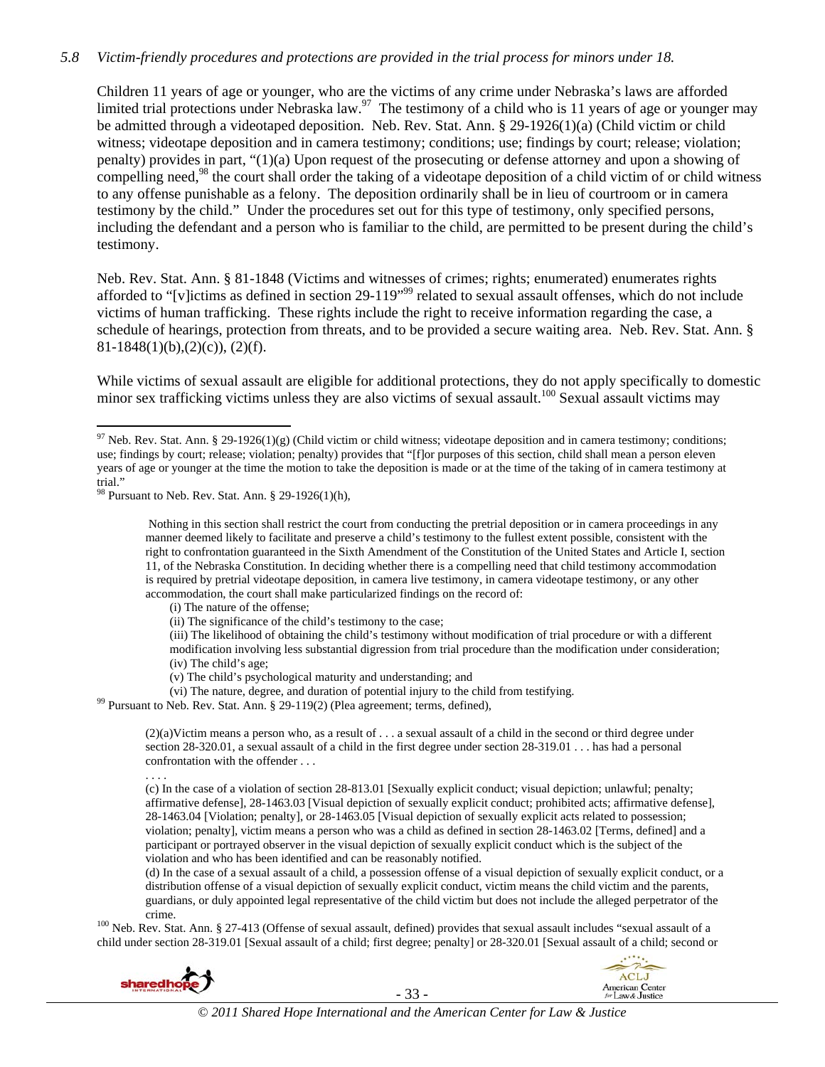*5.8 Victim-friendly procedures and protections are provided in the trial process for minors under 18.*

Children 11 years of age or younger, who are the victims of any crime under Nebraska's laws are afforded limited trial protections under Nebraska law.[97] The testimony of a child who is 11 years of age or younger may be admitted through a videotaped deposition. Neb. Rev. Stat. Ann. § 29-1926(1)(a) (Child victim or child witness; videotape deposition and in camera testimony; conditions; use; findings by court; release; violation; penalty) provides in part, "(1)(a) Upon request of the prosecuting or defense attorney and upon a showing of compelling need,[98] the court shall order the taking of a videotape deposition of a child victim of or child witness to any offense punishable as a felony. The deposition ordinarily shall be in lieu of courtroom or in camera testimony by the child." Under the procedures set out for this type of testimony, only specified persons, including the defendant and a person who is familiar to the child, are permitted to be present during the child's testimony.

Neb. Rev. Stat. Ann. § 81-1848 (Victims and witnesses of crimes; rights; enumerated) enumerates rights afforded to "[v]ictims as defined in section 29-119"[99] related to sexual assault offenses, which do not include victims of human trafficking. These rights include the right to receive information regarding the case, a schedule of hearings, protection from threats, and to be provided a secure waiting area. Neb. Rev. Stat. Ann. § 81-1848(1)(b),(2)(c)), (2)(f).

While victims of sexual assault are eligible for additional protections, they do not apply specifically to domestic minor sex trafficking victims unless they are also victims of sexual assault.[100] Sexual assault victims may

---

[97] Neb. Rev. Stat. Ann. § 29-1926(1)(g) (Child victim or child witness; videotape deposition and in camera testimony; conditions; use; findings by court; release; violation; penalty) provides that "[f]or purposes of this section, child shall mean a person eleven years of age or younger at the time the motion to take the deposition is made or at the time of the taking of in camera testimony at trial."

[98] Pursuant to Neb. Rev. Stat. Ann. § 29-1926(1)(h),

> Nothing in this section shall restrict the court from conducting the pretrial deposition or in camera proceedings in any manner deemed likely to facilitate and preserve a child's testimony to the fullest extent possible, consistent with the right to confrontation guaranteed in the Sixth Amendment of the Constitution of the United States and Article I, section 11, of the Nebraska Constitution. In deciding whether there is a compelling need that child testimony accommodation is required by pretrial videotape deposition, in camera live testimony, in camera videotape testimony, or any other accommodation, the court shall make particularized findings on the record of:
>
> (i) The nature of the offense;
> (ii) The significance of the child's testimony to the case;
> (iii) The likelihood of obtaining the child's testimony without modification of trial procedure or with a different modification involving less substantial digression from trial procedure than the modification under consideration;
> (iv) The child's age;
> (v) The child's psychological maturity and understanding; and
> (vi) The nature, degree, and duration of potential injury to the child from testifying.

[99] Pursuant to Neb. Rev. Stat. Ann. § 29-119(2) (Plea agreement; terms, defined),

> (2)(a)Victim means a person who, as a result of . . . a sexual assault of a child in the second or third degree under section 28-320.01, a sexual assault of a child in the first degree under section 28-319.01 . . . has had a personal confrontation with the offender . . .
>
> . . . .
>
> (c) In the case of a violation of section 28-813.01 [Sexually explicit conduct; visual depiction; unlawful; penalty; affirmative defense], 28-1463.03 [Visual depiction of sexually explicit conduct; prohibited acts; affirmative defense], 28-1463.04 [Violation; penalty], or 28-1463.05 [Visual depiction of sexually explicit acts related to possession; violation; penalty], victim means a person who was a child as defined in section 28-1463.02 [Terms, defined] and a participant or portrayed observer in the visual depiction of sexually explicit conduct which is the subject of the violation and who has been identified and can be reasonably notified.
>
> (d) In the case of a sexual assault of a child, a possession offense of a visual depiction of sexually explicit conduct, or a distribution offense of a visual depiction of sexually explicit conduct, victim means the child victim and the parents, guardians, or duly appointed legal representative of the child victim but does not include the alleged perpetrator of the crime.

[100] Neb. Rev. Stat. Ann. § 27-413 (Offense of sexual assault, defined) provides that sexual assault includes "sexual assault of a child under section 28-319.01 [Sexual assault of a child; first degree; penalty] or 28-320.01 [Sexual assault of a child; second or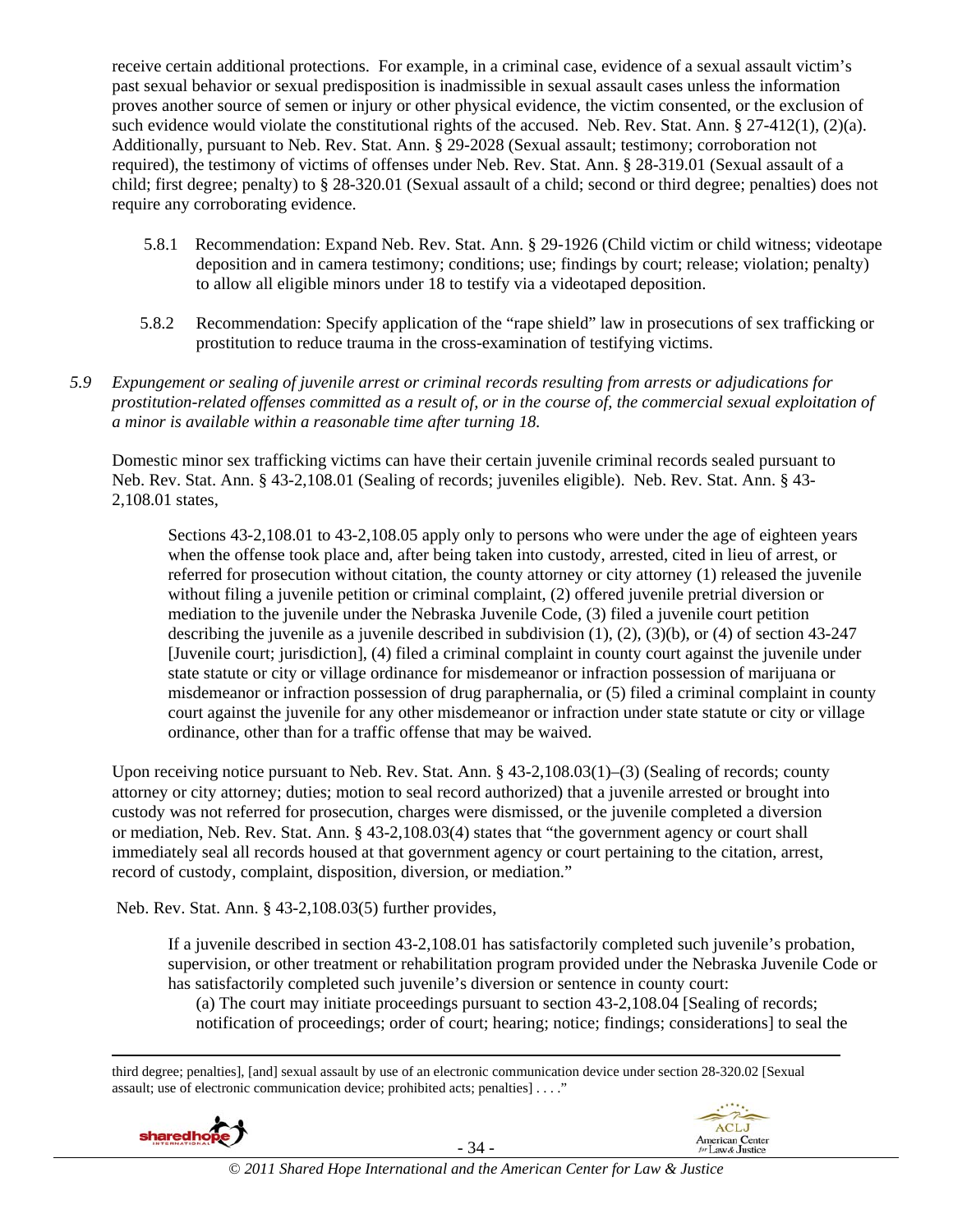receive certain additional protections. For example, in a criminal case, evidence of a sexual assault victim's past sexual behavior or sexual predisposition is inadmissible in sexual assault cases unless the information proves another source of semen or injury or other physical evidence, the victim consented, or the exclusion of such evidence would violate the constitutional rights of the accused. Neb. Rev. Stat. Ann. § 27-412(1), (2)(a). Additionally, pursuant to Neb. Rev. Stat. Ann. § 29-2028 (Sexual assault; testimony; corroboration not required), the testimony of victims of offenses under Neb. Rev. Stat. Ann. § 28-319.01 (Sexual assault of a child; first degree; penalty) to § 28-320.01 (Sexual assault of a child; second or third degree; penalties) does not require any corroborating evidence.

5.8.1 Recommendation: Expand Neb. Rev. Stat. Ann. § 29-1926 (Child victim or child witness; videotape deposition and in camera testimony; conditions; use; findings by court; release; violation; penalty) to allow all eligible minors under 18 to testify via a videotaped deposition.

5.8.2 Recommendation: Specify application of the "rape shield" law in prosecutions of sex trafficking or prostitution to reduce trauma in the cross-examination of testifying victims.

*5.9 Expungement or sealing of juvenile arrest or criminal records resulting from arrests or adjudications for prostitution-related offenses committed as a result of, or in the course of, the commercial sexual exploitation of a minor is available within a reasonable time after turning 18.*

Domestic minor sex trafficking victims can have their certain juvenile criminal records sealed pursuant to Neb. Rev. Stat. Ann. § 43-2,108.01 (Sealing of records; juveniles eligible). Neb. Rev. Stat. Ann. § 43-2,108.01 states,

> Sections 43-2,108.01 to 43-2,108.05 apply only to persons who were under the age of eighteen years when the offense took place and, after being taken into custody, arrested, cited in lieu of arrest, or referred for prosecution without citation, the county attorney or city attorney (1) released the juvenile without filing a juvenile petition or criminal complaint, (2) offered juvenile pretrial diversion or mediation to the juvenile under the Nebraska Juvenile Code, (3) filed a juvenile court petition describing the juvenile as a juvenile described in subdivision (1), (2), (3)(b), or (4) of section 43-247 [Juvenile court; jurisdiction], (4) filed a criminal complaint in county court against the juvenile under state statute or city or village ordinance for misdemeanor or infraction possession of marijuana or misdemeanor or infraction possession of drug paraphernalia, or (5) filed a criminal complaint in county court against the juvenile for any other misdemeanor or infraction under state statute or city or village ordinance, other than for a traffic offense that may be waived.

Upon receiving notice pursuant to Neb. Rev. Stat. Ann. § 43-2,108.03(1)–(3) (Sealing of records; county attorney or city attorney; duties; motion to seal record authorized) that a juvenile arrested or brought into custody was not referred for prosecution, charges were dismissed, or the juvenile completed a diversion or mediation, Neb. Rev. Stat. Ann. § 43-2,108.03(4) states that "the government agency or court shall immediately seal all records housed at that government agency or court pertaining to the citation, arrest, record of custody, complaint, disposition, diversion, or mediation."

Neb. Rev. Stat. Ann. § 43-2,108.03(5) further provides,

> If a juvenile described in section 43-2,108.01 has satisfactorily completed such juvenile's probation, supervision, or other treatment or rehabilitation program provided under the Nebraska Juvenile Code or has satisfactorily completed such juvenile's diversion or sentence in county court:
>
> (a) The court may initiate proceedings pursuant to section 43-2,108.04 [Sealing of records; notification of proceedings; order of court; hearing; notice; findings; considerations] to seal the

---

third degree; penalties], [and] sexual assault by use of an electronic communication device under section 28-320.02 [Sexual assault; use of electronic communication device; prohibited acts; penalties] . . . ."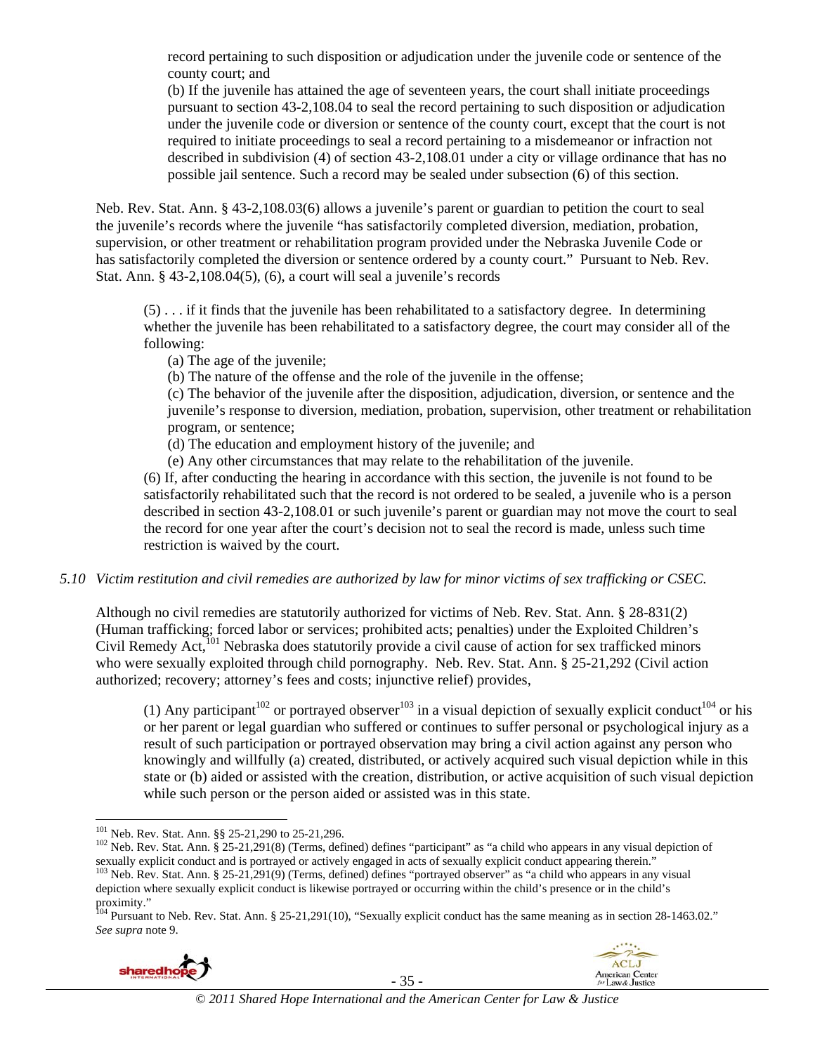record pertaining to such disposition or adjudication under the juvenile code or sentence of the county court; and

(b) If the juvenile has attained the age of seventeen years, the court shall initiate proceedings pursuant to section 43-2,108.04 to seal the record pertaining to such disposition or adjudication under the juvenile code or diversion or sentence of the county court, except that the court is not required to initiate proceedings to seal a record pertaining to a misdemeanor or infraction not described in subdivision (4) of section 43-2,108.01 under a city or village ordinance that has no possible jail sentence. Such a record may be sealed under subsection (6) of this section.

Neb. Rev. Stat. Ann. § 43-2,108.03(6) allows a juvenile's parent or guardian to petition the court to seal the juvenile's records where the juvenile "has satisfactorily completed diversion, mediation, probation, supervision, or other treatment or rehabilitation program provided under the Nebraska Juvenile Code or has satisfactorily completed the diversion or sentence ordered by a county court." Pursuant to Neb. Rev. Stat. Ann. § 43-2,108.04(5), (6), a court will seal a juvenile's records

> (5) . . . if it finds that the juvenile has been rehabilitated to a satisfactory degree. In determining whether the juvenile has been rehabilitated to a satisfactory degree, the court may consider all of the following:
>
> (a) The age of the juvenile;
>
> (b) The nature of the offense and the role of the juvenile in the offense;
>
> (c) The behavior of the juvenile after the disposition, adjudication, diversion, or sentence and the juvenile's response to diversion, mediation, probation, supervision, other treatment or rehabilitation program, or sentence;
>
> (d) The education and employment history of the juvenile; and
>
> (e) Any other circumstances that may relate to the rehabilitation of the juvenile.
>
> (6) If, after conducting the hearing in accordance with this section, the juvenile is not found to be satisfactorily rehabilitated such that the record is not ordered to be sealed, a juvenile who is a person described in section 43-2,108.01 or such juvenile's parent or guardian may not move the court to seal the record for one year after the court's decision not to seal the record is made, unless such time restriction is waived by the court.

*5.10 Victim restitution and civil remedies are authorized by law for minor victims of sex trafficking or CSEC.*

Although no civil remedies are statutorily authorized for victims of Neb. Rev. Stat. Ann. § 28-831(2) (Human trafficking; forced labor or services; prohibited acts; penalties) under the Exploited Children's Civil Remedy Act,[101] Nebraska does statutorily provide a civil cause of action for sex trafficked minors who were sexually exploited through child pornography. Neb. Rev. Stat. Ann. § 25-21,292 (Civil action authorized; recovery; attorney's fees and costs; injunctive relief) provides,

> (1) Any participant[102] or portrayed observer[103] in a visual depiction of sexually explicit conduct[104] or his or her parent or legal guardian who suffered or continues to suffer personal or psychological injury as a result of such participation or portrayed observation may bring a civil action against any person who knowingly and willfully (a) created, distributed, or actively acquired such visual depiction while in this state or (b) aided or assisted with the creation, distribution, or active acquisition of such visual depiction while such person or the person aided or assisted was in this state.

---

[101] Neb. Rev. Stat. Ann. §§ 25-21,290 to 25-21,296.

[102] Neb. Rev. Stat. Ann. § 25-21,291(8) (Terms, defined) defines "participant" as "a child who appears in any visual depiction of sexually explicit conduct and is portrayed or actively engaged in acts of sexually explicit conduct appearing therein."

[103] Neb. Rev. Stat. Ann. § 25-21,291(9) (Terms, defined) defines "portrayed observer" as "a child who appears in any visual depiction where sexually explicit conduct is likewise portrayed or occurring within the child's presence or in the child's proximity."

[104] Pursuant to Neb. Rev. Stat. Ann. § 25-21,291(10), "Sexually explicit conduct has the same meaning as in section 28-1463.02." *See supra* note 9.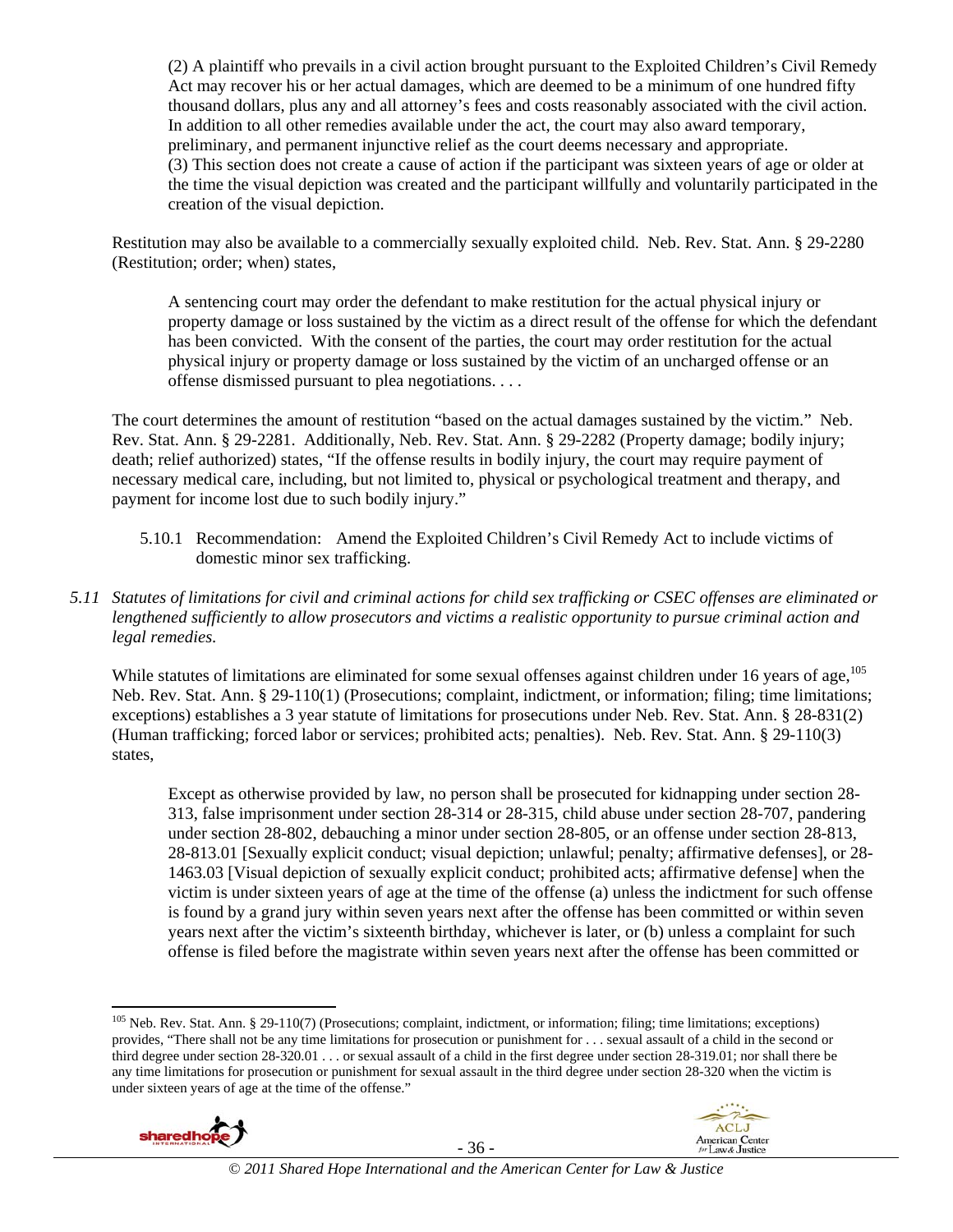> (2) A plaintiff who prevails in a civil action brought pursuant to the Exploited Children's Civil Remedy Act may recover his or her actual damages, which are deemed to be a minimum of one hundred fifty thousand dollars, plus any and all attorney's fees and costs reasonably associated with the civil action. In addition to all other remedies available under the act, the court may also award temporary, preliminary, and permanent injunctive relief as the court deems necessary and appropriate.
> (3) This section does not create a cause of action if the participant was sixteen years of age or older at the time the visual depiction was created and the participant willfully and voluntarily participated in the creation of the visual depiction.

Restitution may also be available to a commercially sexually exploited child. Neb. Rev. Stat. Ann. § 29-2280 (Restitution; order; when) states,

> A sentencing court may order the defendant to make restitution for the actual physical injury or property damage or loss sustained by the victim as a direct result of the offense for which the defendant has been convicted. With the consent of the parties, the court may order restitution for the actual physical injury or property damage or loss sustained by the victim of an uncharged offense or an offense dismissed pursuant to plea negotiations. . . .

The court determines the amount of restitution "based on the actual damages sustained by the victim." Neb. Rev. Stat. Ann. § 29-2281. Additionally, Neb. Rev. Stat. Ann. § 29-2282 (Property damage; bodily injury; death; relief authorized) states, "If the offense results in bodily injury, the court may require payment of necessary medical care, including, but not limited to, physical or psychological treatment and therapy, and payment for income lost due to such bodily injury."

5.10.1 Recommendation: Amend the Exploited Children's Civil Remedy Act to include victims of domestic minor sex trafficking.

*5.11 Statutes of limitations for civil and criminal actions for child sex trafficking or CSEC offenses are eliminated or lengthened sufficiently to allow prosecutors and victims a realistic opportunity to pursue criminal action and legal remedies.*

While statutes of limitations are eliminated for some sexual offenses against children under 16 years of age,[105] Neb. Rev. Stat. Ann. § 29-110(1) (Prosecutions; complaint, indictment, or information; filing; time limitations; exceptions) establishes a 3 year statute of limitations for prosecutions under Neb. Rev. Stat. Ann. § 28-831(2) (Human trafficking; forced labor or services; prohibited acts; penalties). Neb. Rev. Stat. Ann. § 29-110(3) states,

> Except as otherwise provided by law, no person shall be prosecuted for kidnapping under section 28-313, false imprisonment under section 28-314 or 28-315, child abuse under section 28-707, pandering under section 28-802, debauching a minor under section 28-805, or an offense under section 28-813, 28-813.01 [Sexually explicit conduct; visual depiction; unlawful; penalty; affirmative defenses], or 28-1463.03 [Visual depiction of sexually explicit conduct; prohibited acts; affirmative defense] when the victim is under sixteen years of age at the time of the offense (a) unless the indictment for such offense is found by a grand jury within seven years next after the offense has been committed or within seven years next after the victim's sixteenth birthday, whichever is later, or (b) unless a complaint for such offense is filed before the magistrate within seven years next after the offense has been committed or

---

[105] Neb. Rev. Stat. Ann. § 29-110(7) (Prosecutions; complaint, indictment, or information; filing; time limitations; exceptions) provides, "There shall not be any time limitations for prosecution or punishment for . . . sexual assault of a child in the second or third degree under section 28-320.01 . . . or sexual assault of a child in the first degree under section 28-319.01; nor shall there be any time limitations for prosecution or punishment for sexual assault in the third degree under section 28-320 when the victim is under sixteen years of age at the time of the offense."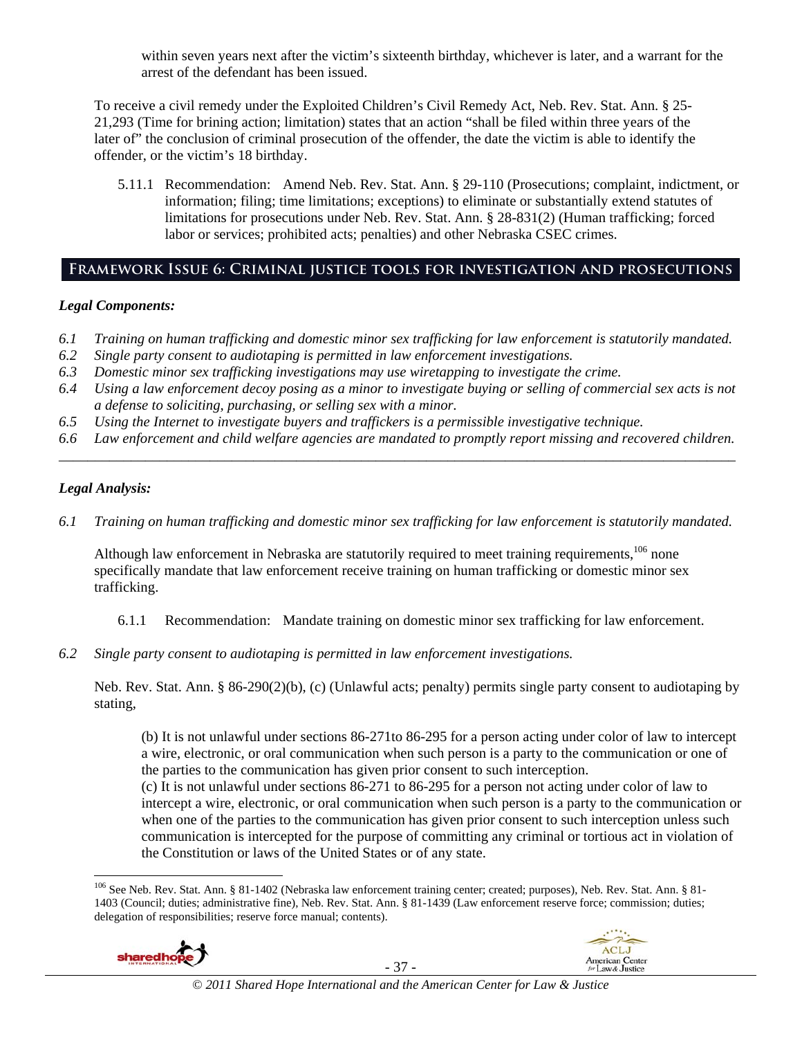within seven years next after the victim's sixteenth birthday, whichever is later, and a warrant for the arrest of the defendant has been issued.

To receive a civil remedy under the Exploited Children's Civil Remedy Act, Neb. Rev. Stat. Ann. § 25-21,293 (Time for brining action; limitation) states that an action "shall be filed within three years of the later of" the conclusion of criminal prosecution of the offender, the date the victim is able to identify the offender, or the victim's 18 birthday.

5.11.1 Recommendation: Amend Neb. Rev. Stat. Ann. § 29-110 (Prosecutions; complaint, indictment, or information; filing; time limitations; exceptions) to eliminate or substantially extend statutes of limitations for prosecutions under Neb. Rev. Stat. Ann. § 28-831(2) (Human trafficking; forced labor or services; prohibited acts; penalties) and other Nebraska CSEC crimes.

## Framework Issue 6: Criminal justice tools for investigation and prosecutions

### *Legal Components:*

*6.1 Training on human trafficking and domestic minor sex trafficking for law enforcement is statutorily mandated.*
*6.2 Single party consent to audiotaping is permitted in law enforcement investigations.*
*6.3 Domestic minor sex trafficking investigations may use wiretapping to investigate the crime.*
*6.4 Using a law enforcement decoy posing as a minor to investigate buying or selling of commercial sex acts is not a defense to soliciting, purchasing, or selling sex with a minor.*
*6.5 Using the Internet to investigate buyers and traffickers is a permissible investigative technique.*
*6.6 Law enforcement and child welfare agencies are mandated to promptly report missing and recovered children.*

---

### *Legal Analysis:*

*6.1 Training on human trafficking and domestic minor sex trafficking for law enforcement is statutorily mandated.*

Although law enforcement in Nebraska are statutorily required to meet training requirements,[106] none specifically mandate that law enforcement receive training on human trafficking or domestic minor sex trafficking.

6.1.1 Recommendation: Mandate training on domestic minor sex trafficking for law enforcement.

*6.2 Single party consent to audiotaping is permitted in law enforcement investigations.*

Neb. Rev. Stat. Ann. § 86-290(2)(b), (c) (Unlawful acts; penalty) permits single party consent to audiotaping by stating,

> (b) It is not unlawful under sections 86-271to 86-295 for a person acting under color of law to intercept a wire, electronic, or oral communication when such person is a party to the communication or one of the parties to the communication has given prior consent to such interception.
> (c) It is not unlawful under sections 86-271 to 86-295 for a person not acting under color of law to intercept a wire, electronic, or oral communication when such person is a party to the communication or when one of the parties to the communication has given prior consent to such interception unless such communication is intercepted for the purpose of committing any criminal or tortious act in violation of the Constitution or laws of the United States or of any state.

---

[106] See Neb. Rev. Stat. Ann. § 81-1402 (Nebraska law enforcement training center; created; purposes), Neb. Rev. Stat. Ann. § 81-1403 (Council; duties; administrative fine), Neb. Rev. Stat. Ann. § 81-1439 (Law enforcement reserve force; commission; duties; delegation of responsibilities; reserve force manual; contents).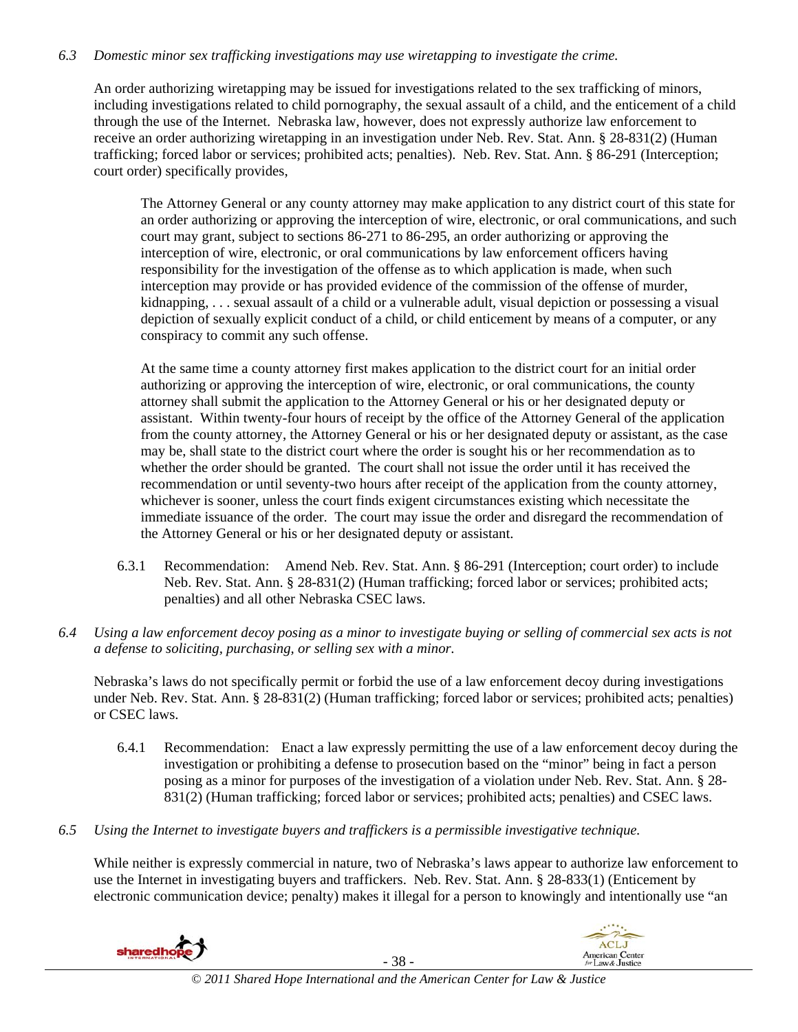*6.3 Domestic minor sex trafficking investigations may use wiretapping to investigate the crime.*

An order authorizing wiretapping may be issued for investigations related to the sex trafficking of minors, including investigations related to child pornography, the sexual assault of a child, and the enticement of a child through the use of the Internet. Nebraska law, however, does not expressly authorize law enforcement to receive an order authorizing wiretapping in an investigation under Neb. Rev. Stat. Ann. § 28-831(2) (Human trafficking; forced labor or services; prohibited acts; penalties). Neb. Rev. Stat. Ann. § 86-291 (Interception; court order) specifically provides,

> The Attorney General or any county attorney may make application to any district court of this state for an order authorizing or approving the interception of wire, electronic, or oral communications, and such court may grant, subject to sections 86-271 to 86-295, an order authorizing or approving the interception of wire, electronic, or oral communications by law enforcement officers having responsibility for the investigation of the offense as to which application is made, when such interception may provide or has provided evidence of the commission of the offense of murder, kidnapping, . . . sexual assault of a child or a vulnerable adult, visual depiction or possessing a visual depiction of sexually explicit conduct of a child, or child enticement by means of a computer, or any conspiracy to commit any such offense.
>
> At the same time a county attorney first makes application to the district court for an initial order authorizing or approving the interception of wire, electronic, or oral communications, the county attorney shall submit the application to the Attorney General or his or her designated deputy or assistant. Within twenty-four hours of receipt by the office of the Attorney General of the application from the county attorney, the Attorney General or his or her designated deputy or assistant, as the case may be, shall state to the district court where the order is sought his or her recommendation as to whether the order should be granted. The court shall not issue the order until it has received the recommendation or until seventy-two hours after receipt of the application from the county attorney, whichever is sooner, unless the court finds exigent circumstances existing which necessitate the immediate issuance of the order. The court may issue the order and disregard the recommendation of the Attorney General or his or her designated deputy or assistant.

6.3.1 Recommendation: Amend Neb. Rev. Stat. Ann. § 86-291 (Interception; court order) to include Neb. Rev. Stat. Ann. § 28-831(2) (Human trafficking; forced labor or services; prohibited acts; penalties) and all other Nebraska CSEC laws.

*6.4 Using a law enforcement decoy posing as a minor to investigate buying or selling of commercial sex acts is not a defense to soliciting, purchasing, or selling sex with a minor.*

Nebraska's laws do not specifically permit or forbid the use of a law enforcement decoy during investigations under Neb. Rev. Stat. Ann. § 28-831(2) (Human trafficking; forced labor or services; prohibited acts; penalties) or CSEC laws.

6.4.1 Recommendation: Enact a law expressly permitting the use of a law enforcement decoy during the investigation or prohibiting a defense to prosecution based on the "minor" being in fact a person posing as a minor for purposes of the investigation of a violation under Neb. Rev. Stat. Ann. § 28-831(2) (Human trafficking; forced labor or services; prohibited acts; penalties) and CSEC laws.

*6.5 Using the Internet to investigate buyers and traffickers is a permissible investigative technique.*

While neither is expressly commercial in nature, two of Nebraska's laws appear to authorize law enforcement to use the Internet in investigating buyers and traffickers. Neb. Rev. Stat. Ann. § 28-833(1) (Enticement by electronic communication device; penalty) makes it illegal for a person to knowingly and intentionally use "an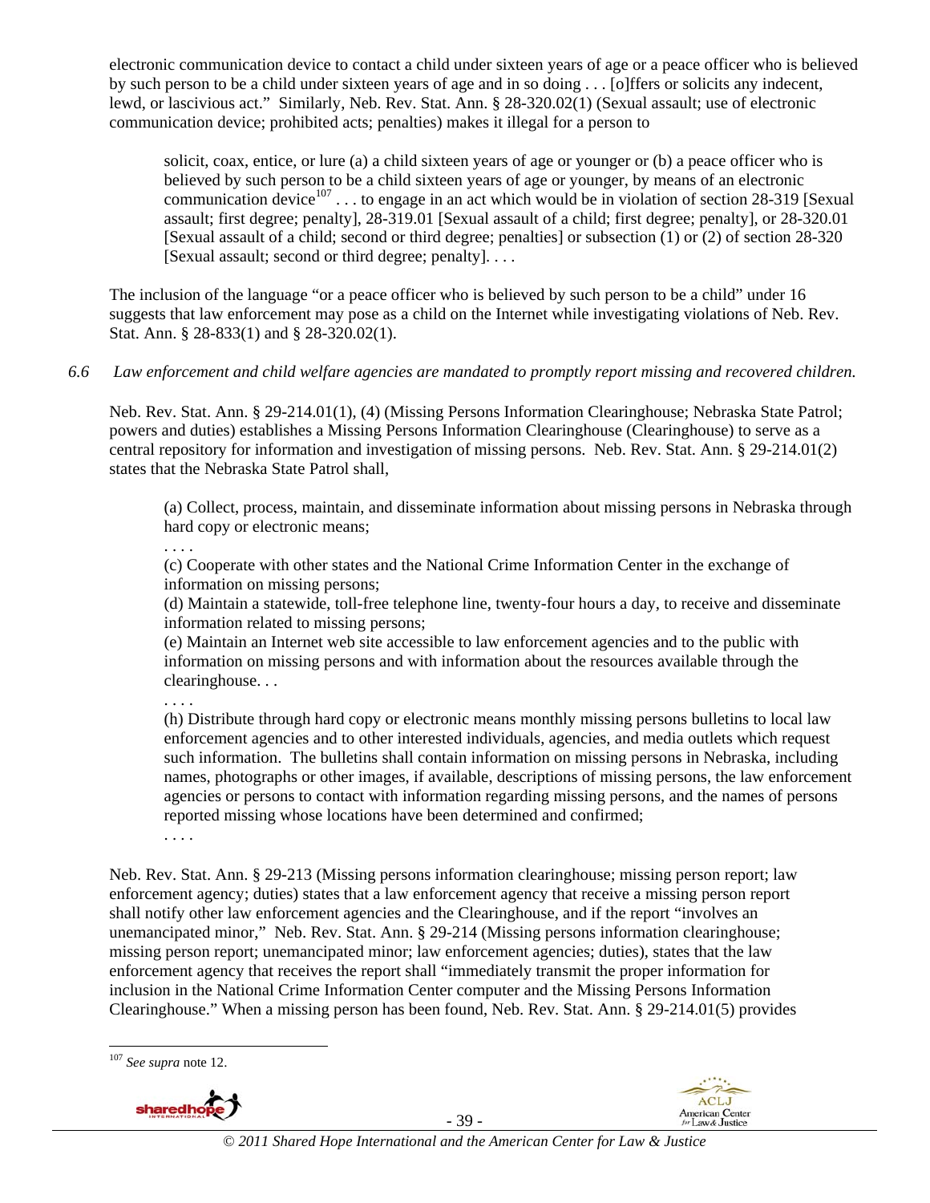electronic communication device to contact a child under sixteen years of age or a peace officer who is believed by such person to be a child under sixteen years of age and in so doing . . . [o]ffers or solicits any indecent, lewd, or lascivious act." Similarly, Neb. Rev. Stat. Ann. § 28-320.02(1) (Sexual assault; use of electronic communication device; prohibited acts; penalties) makes it illegal for a person to

> solicit, coax, entice, or lure (a) a child sixteen years of age or younger or (b) a peace officer who is believed by such person to be a child sixteen years of age or younger, by means of an electronic communication device[107] . . . to engage in an act which would be in violation of section 28-319 [Sexual assault; first degree; penalty], 28-319.01 [Sexual assault of a child; first degree; penalty], or 28-320.01 [Sexual assault of a child; second or third degree; penalties] or subsection (1) or (2) of section 28-320 [Sexual assault; second or third degree; penalty]. . . .

The inclusion of the language "or a peace officer who is believed by such person to be a child" under 16 suggests that law enforcement may pose as a child on the Internet while investigating violations of Neb. Rev. Stat. Ann. § 28-833(1) and § 28-320.02(1).

*6.6 Law enforcement and child welfare agencies are mandated to promptly report missing and recovered children.*

Neb. Rev. Stat. Ann. § 29-214.01(1), (4) (Missing Persons Information Clearinghouse; Nebraska State Patrol; powers and duties) establishes a Missing Persons Information Clearinghouse (Clearinghouse) to serve as a central repository for information and investigation of missing persons. Neb. Rev. Stat. Ann. § 29-214.01(2) states that the Nebraska State Patrol shall,

> (a) Collect, process, maintain, and disseminate information about missing persons in Nebraska through hard copy or electronic means;
> . . . .
> (c) Cooperate with other states and the National Crime Information Center in the exchange of information on missing persons;
> (d) Maintain a statewide, toll-free telephone line, twenty-four hours a day, to receive and disseminate information related to missing persons;
> (e) Maintain an Internet web site accessible to law enforcement agencies and to the public with information on missing persons and with information about the resources available through the clearinghouse. . .
> . . . .
> (h) Distribute through hard copy or electronic means monthly missing persons bulletins to local law enforcement agencies and to other interested individuals, agencies, and media outlets which request such information. The bulletins shall contain information on missing persons in Nebraska, including names, photographs or other images, if available, descriptions of missing persons, the law enforcement agencies or persons to contact with information regarding missing persons, and the names of persons reported missing whose locations have been determined and confirmed;
> . . . .

Neb. Rev. Stat. Ann. § 29-213 (Missing persons information clearinghouse; missing person report; law enforcement agency; duties) states that a law enforcement agency that receive a missing person report shall notify other law enforcement agencies and the Clearinghouse, and if the report "involves an unemancipated minor," Neb. Rev. Stat. Ann. § 29-214 (Missing persons information clearinghouse; missing person report; unemancipated minor; law enforcement agencies; duties), states that the law enforcement agency that receives the report shall "immediately transmit the proper information for inclusion in the National Crime Information Center computer and the Missing Persons Information Clearinghouse." When a missing person has been found, Neb. Rev. Stat. Ann. § 29-214.01(5) provides

---

[107] *See supra* note 12.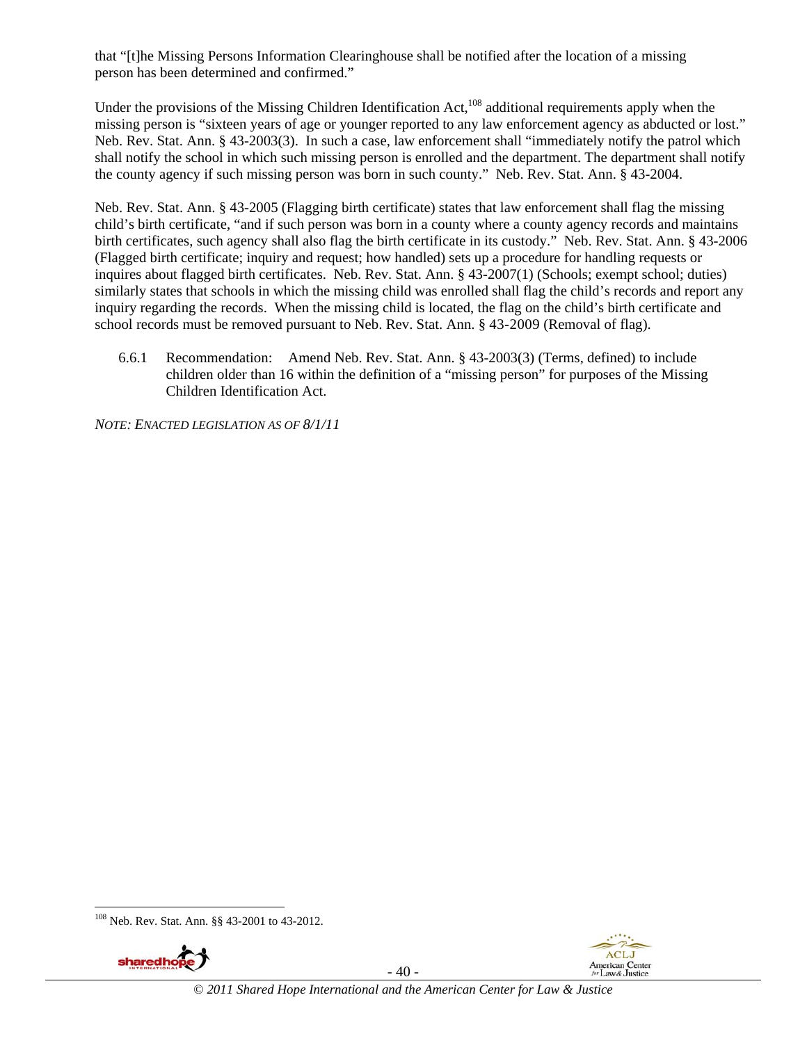that "[t]he Missing Persons Information Clearinghouse shall be notified after the location of a missing person has been determined and confirmed."

Under the provisions of the Missing Children Identification Act,[108] additional requirements apply when the missing person is "sixteen years of age or younger reported to any law enforcement agency as abducted or lost." Neb. Rev. Stat. Ann. § 43-2003(3). In such a case, law enforcement shall "immediately notify the patrol which shall notify the school in which such missing person is enrolled and the department. The department shall notify the county agency if such missing person was born in such county." Neb. Rev. Stat. Ann. § 43-2004.

Neb. Rev. Stat. Ann. § 43-2005 (Flagging birth certificate) states that law enforcement shall flag the missing child's birth certificate, "and if such person was born in a county where a county agency records and maintains birth certificates, such agency shall also flag the birth certificate in its custody." Neb. Rev. Stat. Ann. § 43-2006 (Flagged birth certificate; inquiry and request; how handled) sets up a procedure for handling requests or inquires about flagged birth certificates. Neb. Rev. Stat. Ann. § 43-2007(1) (Schools; exempt school; duties) similarly states that schools in which the missing child was enrolled shall flag the child's records and report any inquiry regarding the records. When the missing child is located, the flag on the child's birth certificate and school records must be removed pursuant to Neb. Rev. Stat. Ann. § 43-2009 (Removal of flag).

6.6.1 Recommendation: Amend Neb. Rev. Stat. Ann. § 43-2003(3) (Terms, defined) to include children older than 16 within the definition of a "missing person" for purposes of the Missing Children Identification Act.

*NOTE: ENACTED LEGISLATION AS OF 8/1/11*

[108] Neb. Rev. Stat. Ann. §§ 43-2001 to 43-2012.

*© 2011 Shared Hope International and the American Center for Law & Justice*